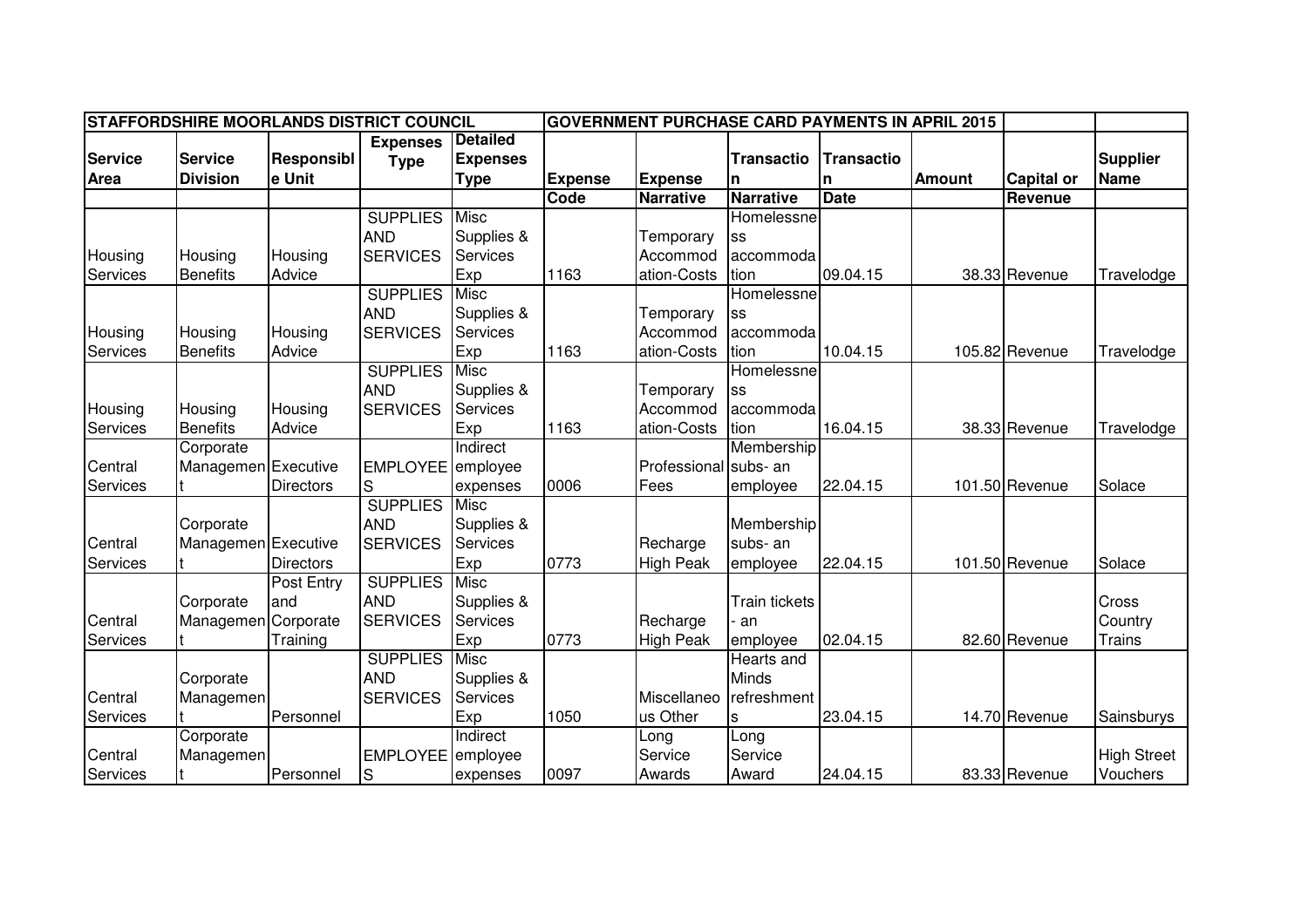| STAFFORDSHIRE MOORLANDS DISTRICT COUNCIL | | | | | GOVERNMENT PURCHASE CARD PAYMENTS IN APRIL 2015 | | | | | | |
|---|---|---|---|---|---|---|---|---|---|---|---|
| Service Area | Service Division | Responsible Unit | Expenses Type | Detailed Expenses Type | Expense Code | Expense Narrative | Transaction Narrative | Transaction Date | Amount | Capital or Revenue | Supplier Name |
| Housing Services | Housing Benefits | Housing Advice | SUPPLIES AND SERVICES | Misc Supplies & Services Exp | 1163 | Temporary Accommodation-Costs | Homelessness accommodation | 09.04.15 | 38.33 | Revenue | Travelodge |
| Housing Services | Housing Benefits | Housing Advice | SUPPLIES AND SERVICES | Misc Supplies & Services Exp | 1163 | Temporary Accommodation-Costs | Homelessness accommodation | 10.04.15 | 105.82 | Revenue | Travelodge |
| Housing Services | Housing Benefits | Housing Advice | SUPPLIES AND SERVICES | Misc Supplies & Services Exp | 1163 | Temporary Accommodation-Costs | Homelessness accommodation | 16.04.15 | 38.33 | Revenue | Travelodge |
| Central Services | Corporate Management | Executive Directors | EMPLOYEES | Indirect employee expenses | 0006 | Professional Fees | Membership subs- an employee | 22.04.15 | 101.50 | Revenue | Solace |
| Central Services | Corporate Management | Executive Directors | SUPPLIES AND SERVICES | Misc Supplies & Services Exp | 0773 | Recharge High Peak | Membership subs- an employee | 22.04.15 | 101.50 | Revenue | Solace |
| Central Services | Corporate Management | Post Entry and Corporate Training | SUPPLIES AND SERVICES | Misc Supplies & Services Exp | 0773 | Recharge High Peak | Train tickets - an employee | 02.04.15 | 82.60 | Revenue | Cross Country Trains |
| Central Services | Corporate Management | Personnel | SUPPLIES AND SERVICES | Misc Supplies & Services Exp | 1050 | Miscellaneous Other | Hearts and Minds refreshments | 23.04.15 | 14.70 | Revenue | Sainsburys |
| Central Services | Corporate Management | Personnel | EMPLOYEES | Indirect employee expenses | 0097 | Long Service Awards | Long Service Award | 24.04.15 | 83.33 | Revenue | High Street Vouchers |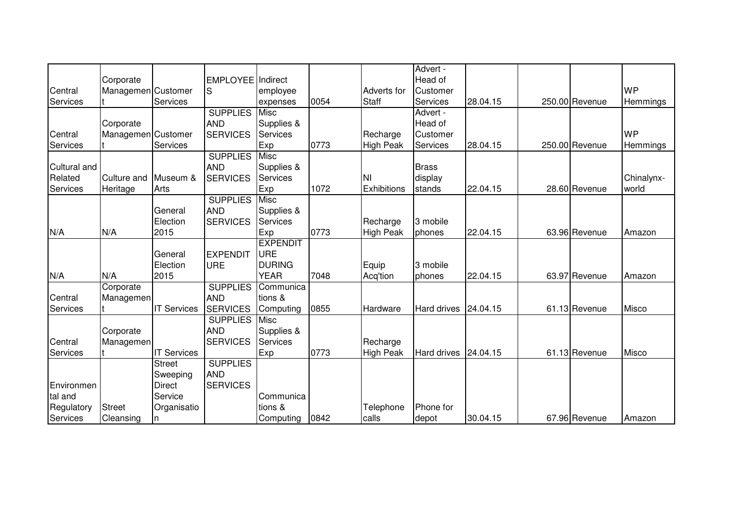| | | | | | | | | | | | | |
|---|---|---|---|---|---|---|---|---|---|---|---|---|
| Central Services | Corporate Management | Customer Services | EMPLOYEES | Indirect employee expenses | 0054 | Adverts for Staff | Advert - Head of Customer Services | 28.04.15 | | 250.00 | Revenue | WP Hemmings |
| Central Services | Corporate Management | Customer Services | SUPPLIES AND SERVICES | Misc Supplies & Services Exp | 0773 | Recharge High Peak | Advert - Head of Customer Services | 28.04.15 | | 250.00 | Revenue | WP Hemmings |
| Cultural and Related Services | Culture and Heritage | Museum & Arts | SUPPLIES AND SERVICES | Misc Supplies & Services Exp | 1072 | NI Exhibitions | Brass display stands | 22.04.15 | | 28.60 | Revenue | Chinalynx-world |
| N/A | N/A | General Election 2015 | SUPPLIES AND SERVICES | Misc Supplies & Services Exp | 0773 | Recharge High Peak | 3 mobile phones | 22.04.15 | | 63.96 | Revenue | Amazon |
| N/A | N/A | General Election 2015 | EXPENDITURE | EXPENDITURE DURING YEAR | 7048 | Equip Acq'tion | 3 mobile phones | 22.04.15 | | 63.97 | Revenue | Amazon |
| Central Services | Corporate Management | IT Services | SUPPLIES AND SERVICES | Communications & Computing | 0855 | Hardware | Hard drives | 24.04.15 | | 61.13 | Revenue | Misco |
| Central Services | Corporate Management | IT Services | SUPPLIES AND SERVICES | Misc Supplies & Services Exp | 0773 | Recharge High Peak | Hard drives | 24.04.15 | | 61.13 | Revenue | Misco |
| Environmental and Regulatory Services | Street Cleansing | Street Sweeping Direct Service Organisation | SUPPLIES AND SERVICES | Communications & Computing | 0842 | Telephone calls | Phone for depot | 30.04.15 | | 67.96 | Revenue | Amazon |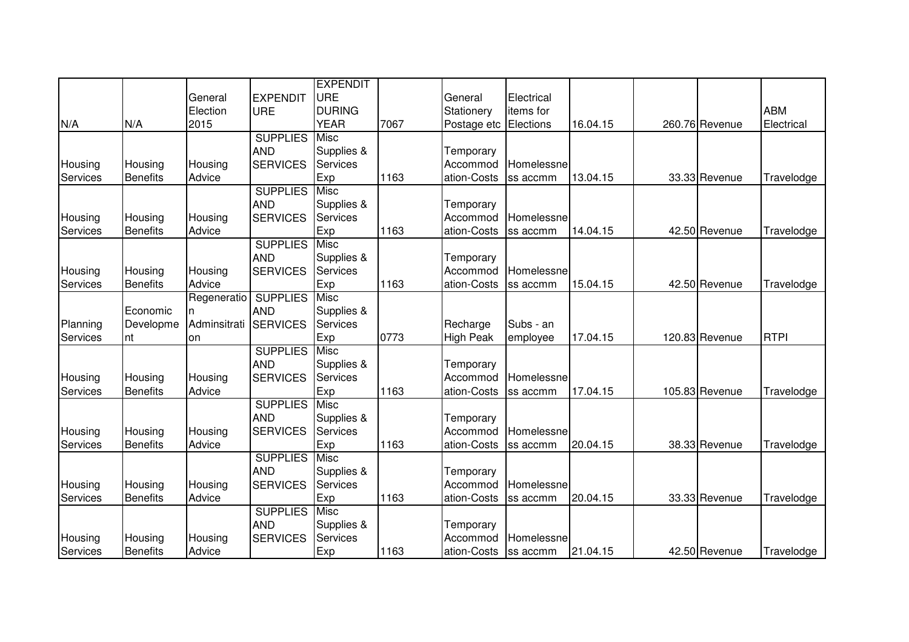| N/A | N/A | General Election 2015 | EXPENDITURE | EXPENDITURE DURING YEAR | 7067 | General Stationery Postage etc | Electrical items for Elections | 16.04.15 | 260.76 | Revenue | ABM Electrical |
|---|---|---|---|---|---|---|---|---|---|---|---|
| Housing Services | Housing Benefits | Housing Advice | SUPPLIES AND SERVICES | Misc Supplies & Services Exp | 1163 | Temporary Accommodation-Costs | Homelessness accmm | 13.04.15 | 33.33 | Revenue | Travelodge |
| Housing Services | Housing Benefits | Housing Advice | SUPPLIES AND SERVICES | Misc Supplies & Services Exp | 1163 | Temporary Accommodation-Costs | Homelessness accmm | 14.04.15 | 42.50 | Revenue | Travelodge |
| Housing Services | Housing Benefits | Housing Advice | SUPPLIES AND SERVICES | Misc Supplies & Services Exp | 1163 | Temporary Accommodation-Costs | Homelessness accmm | 15.04.15 | 42.50 | Revenue | Travelodge |
| Planning Services | Economic Development | Regeneration Adminsitration | SUPPLIES AND SERVICES | Misc Supplies & Services Exp | 0773 | Recharge High Peak | Subs - an employee | 17.04.15 | 120.83 | Revenue | RTPI |
| Housing Services | Housing Benefits | Housing Advice | SUPPLIES AND SERVICES | Misc Supplies & Services Exp | 1163 | Temporary Accommodation-Costs | Homelessness accmm | 17.04.15 | 105.83 | Revenue | Travelodge |
| Housing Services | Housing Benefits | Housing Advice | SUPPLIES AND SERVICES | Misc Supplies & Services Exp | 1163 | Temporary Accommodation-Costs | Homelessness accmm | 20.04.15 | 38.33 | Revenue | Travelodge |
| Housing Services | Housing Benefits | Housing Advice | SUPPLIES AND SERVICES | Misc Supplies & Services Exp | 1163 | Temporary Accommodation-Costs | Homelessness accmm | 20.04.15 | 33.33 | Revenue | Travelodge |
| Housing Services | Housing Benefits | Housing Advice | SUPPLIES AND SERVICES | Misc Supplies & Services Exp | 1163 | Temporary Accommodation-Costs | Homelessness accmm | 21.04.15 | 42.50 | Revenue | Travelodge |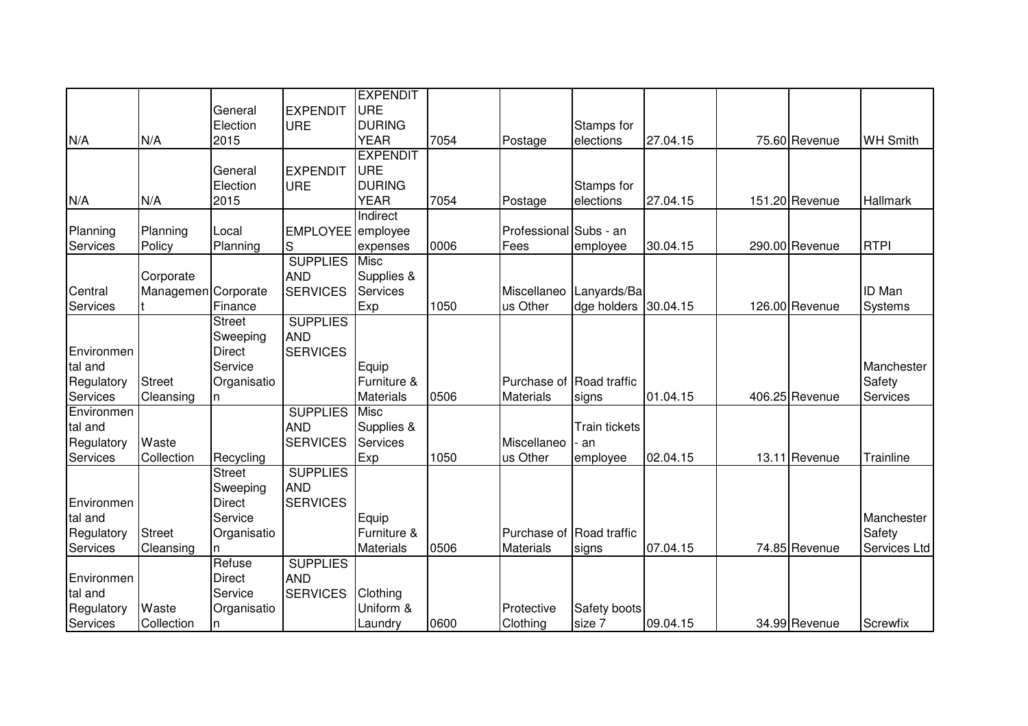| | | | | | | | | | | | |
|---|---|---|---|---|---|---|---|---|---|---|---|
| N/A | N/A | General Election 2015 | EXPENDITURE | EXPENDITURE DURING YEAR | 7054 | Postage | Stamps for elections | 27.04.15 | 75.60 | Revenue | WH Smith |
| N/A | N/A | General Election 2015 | EXPENDITURE | EXPENDITURE DURING YEAR | 7054 | Postage | Stamps for elections | 27.04.15 | 151.20 | Revenue | Hallmark |
| Planning Services | Planning Policy | Local Planning | EMPLOYEES | Indirect employee expenses | 0006 | Professional Fees | Subs - an employee | 30.04.15 | 290.00 | Revenue | RTPI |
| Central Services | Corporate Management | Corporate Finance | SUPPLIES AND SERVICES | Misc Supplies & Services Exp | 1050 | Miscellaneous Other | Lanyards/Badge holders | 30.04.15 | 126.00 | Revenue | ID Man Systems |
| Environmental and Regulatory Services | Street Cleansing | Street Sweeping Direct Service Organisation | SUPPLIES AND SERVICES | Equip Furniture & Materials | 0506 | Purchase of Materials | Road traffic signs | 01.04.15 | 406.25 | Revenue | Manchester Safety Services |
| Environmental and Regulatory Services | Waste Collection | Recycling | SUPPLIES AND SERVICES | Misc Supplies & Services Exp | 1050 | Miscellaneous Other | Train tickets - an employee | 02.04.15 | 13.11 | Revenue | Trainline |
| Environmental and Regulatory Services | Street Cleansing | Street Sweeping Direct Service Organisation | SUPPLIES AND SERVICES | Equip Furniture & Materials | 0506 | Purchase of Materials | Road traffic signs | 07.04.15 | 74.85 | Revenue | Manchester Safety Services Ltd |
| Environmental and Regulatory Services | Waste Collection | Refuse Direct Service Organisation | SUPPLIES AND SERVICES | Clothing Uniform & Laundry | 0600 | Protective Clothing | Safety boots size 7 | 09.04.15 | 34.99 | Revenue | Screwfix |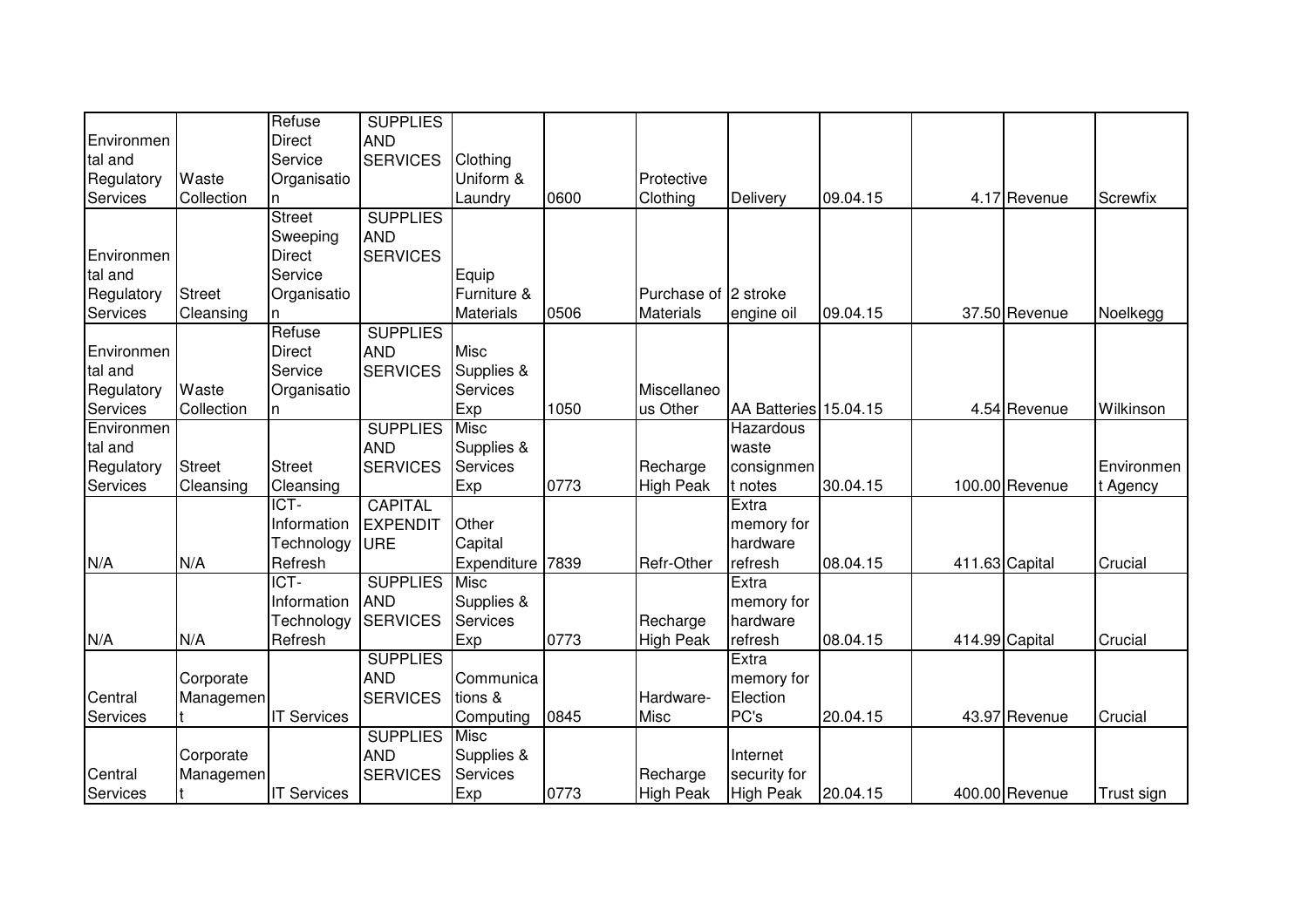| | | | | | | | | | | | |
|---|---|---|---|---|---|---|---|---|---|---|---|
| Environmental and Regulatory Services | Waste Collection | Refuse Direct Service Organisation | SUPPLIES AND SERVICES | Clothing Uniform & Laundry | 0600 | Protective Clothing | Delivery | 09.04.15 | 4.17 | Revenue | Screwfix |
| Environmental and Regulatory Services | Street Cleansing | Street Sweeping Direct Service Organisation | SUPPLIES AND SERVICES | Equip Furniture & Materials | 0506 | Purchase of Materials | 2 stroke engine oil | 09.04.15 | 37.50 | Revenue | Noelkegg |
| Environmental and Regulatory Services | Waste Collection | Refuse Direct Service Organisation | SUPPLIES AND SERVICES | Misc Supplies & Services Exp | 1050 | Miscellaneous Other | AA Batteries | 15.04.15 | 4.54 | Revenue | Wilkinson |
| Environmental and Regulatory Services | Street Cleansing | Street Cleansing | SUPPLIES AND SERVICES | Misc Supplies & Services Exp | 0773 | Recharge High Peak | Hazardous waste consignment notes | 30.04.15 | 100.00 | Revenue | Environment Agency |
| N/A | N/A | ICT-Information Technology Refresh | CAPITAL EXPENDITURE | Other Capital Expenditure | 7839 | Refr-Other | Extra memory for hardware refresh | 08.04.15 | 411.63 | Capital | Crucial |
| N/A | N/A | ICT-Information Technology Refresh | SUPPLIES AND SERVICES | Misc Supplies & Services Exp | 0773 | Recharge High Peak | Extra memory for hardware refresh | 08.04.15 | 414.99 | Capital | Crucial |
| Central Services | Corporate Management | IT Services | SUPPLIES AND SERVICES | Communications & Computing | 0845 | Hardware-Misc | Extra memory for Election PC's | 20.04.15 | 43.97 | Revenue | Crucial |
| Central Services | Corporate Management | IT Services | SUPPLIES AND SERVICES | Misc Supplies & Services Exp | 0773 | Recharge High Peak | Internet security for High Peak | 20.04.15 | 400.00 | Revenue | Trust sign |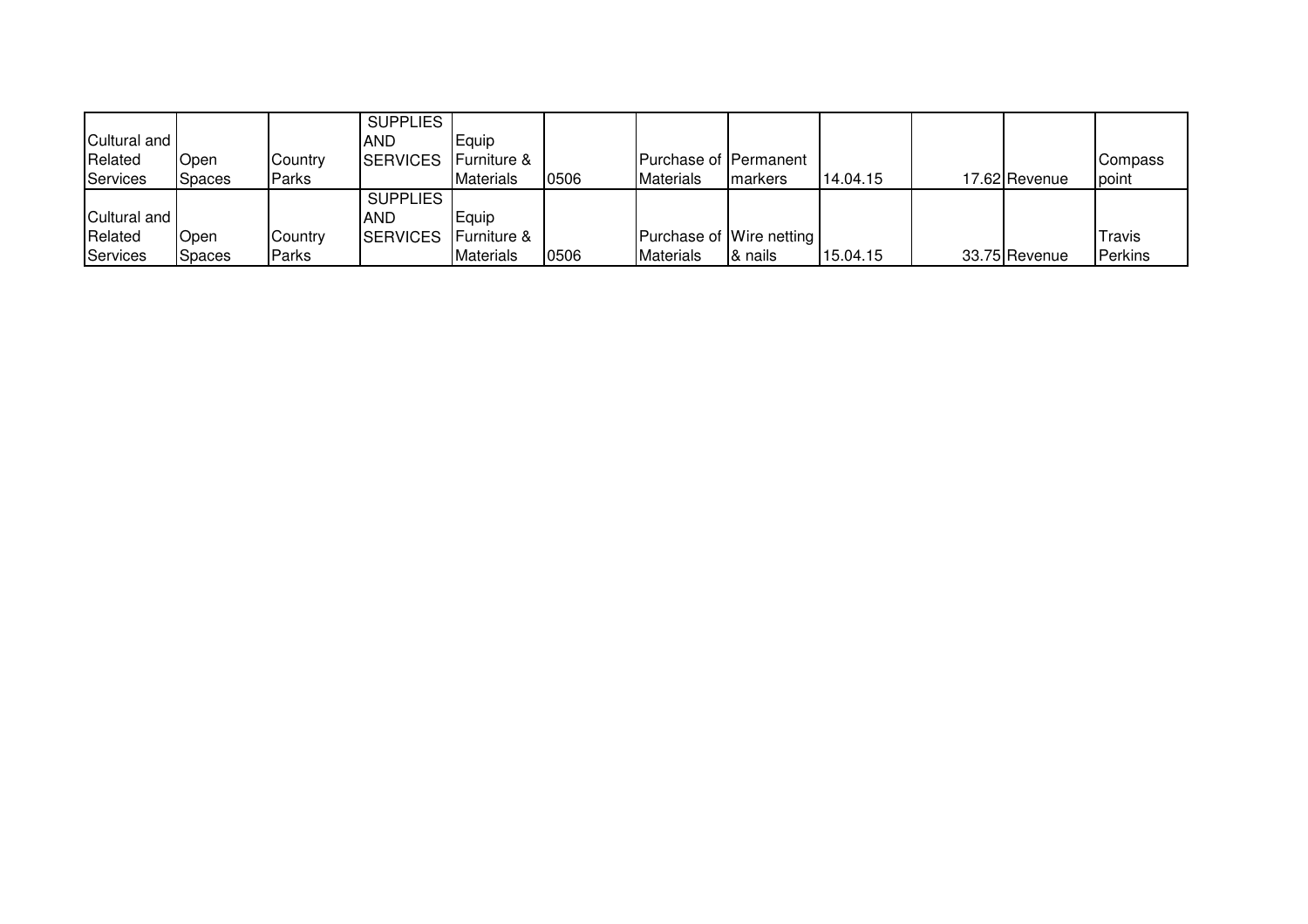| | | | | | | | | | | | |
|---|---|---|---|---|---|---|---|---|---|---|---|
| Cultural and Related Services | Open Spaces | Country Parks | SUPPLIES AND SERVICES | Equip Furniture & Materials | 0506 | Purchase of Materials | Permanent markers | 14.04.15 | 17.62 | Revenue | Compass point |
| Cultural and Related Services | Open Spaces | Country Parks | SUPPLIES AND SERVICES | Equip Furniture & Materials | 0506 | Purchase of Materials | Wire netting & nails | 15.04.15 | 33.75 | Revenue | Travis Perkins |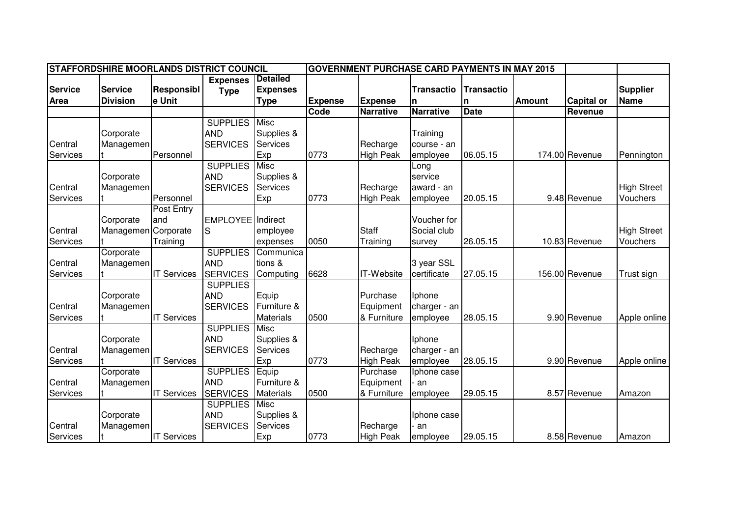| STAFFORDSHIRE MOORLANDS DISTRICT COUNCIL | | | | | GOVERNMENT PURCHASE CARD PAYMENTS IN MAY 2015 | | | | | | |
|---|---|---|---|---|---|---|---|---|---|---|---|
| **Service Area** | **Service Division** | **Responsible Unit** | **Expenses Type** | **Detailed Expenses Type** | **Expense Code** | **Expense Narrative** | **Transaction Narrative** | **Transaction Date** | **Amount** | **Capital or Revenue** | **Supplier Name** |
| Central Services | Corporate Management | Personnel | SUPPLIES AND SERVICES | Misc Supplies & Services Exp | 0773 | Recharge High Peak | Training course - an employee | 06.05.15 | 174.00 | Revenue | Pennington |
| Central Services | Corporate Management | Personnel | SUPPLIES AND SERVICES | Misc Supplies & Services Exp | 0773 | Recharge High Peak | Long service award - an employee | 20.05.15 | 9.48 | Revenue | High Street Vouchers |
| Central Services | Corporate Management | Post Entry and Corporate Training | EMPLOYEES | Indirect employee expenses | 0050 | Staff Training | Voucher for Social club survey | 26.05.15 | 10.83 | Revenue | High Street Vouchers |
| Central Services | Corporate Management | IT Services | SUPPLIES AND SERVICES | Communications & Computing | 6628 | IT-Website | 3 year SSL certificate | 27.05.15 | 156.00 | Revenue | Trust sign |
| Central Services | Corporate Management | IT Services | SUPPLIES AND SERVICES | Equip Furniture & Materials | 0500 | Purchase Equipment & Furniture | Iphone charger - an employee | 28.05.15 | 9.90 | Revenue | Apple online |
| Central Services | Corporate Management | IT Services | SUPPLIES AND SERVICES | Misc Supplies & Services Exp | 0773 | Recharge High Peak | Iphone charger - an employee | 28.05.15 | 9.90 | Revenue | Apple online |
| Central Services | Corporate Management | IT Services | SUPPLIES AND SERVICES | Equip Furniture & Materials | 0500 | Purchase Equipment & Furniture | Iphone case - an employee | 29.05.15 | 8.57 | Revenue | Amazon |
| Central Services | Corporate Management | IT Services | SUPPLIES AND SERVICES | Misc Supplies & Services Exp | 0773 | Recharge High Peak | Iphone case - an employee | 29.05.15 | 8.58 | Revenue | Amazon |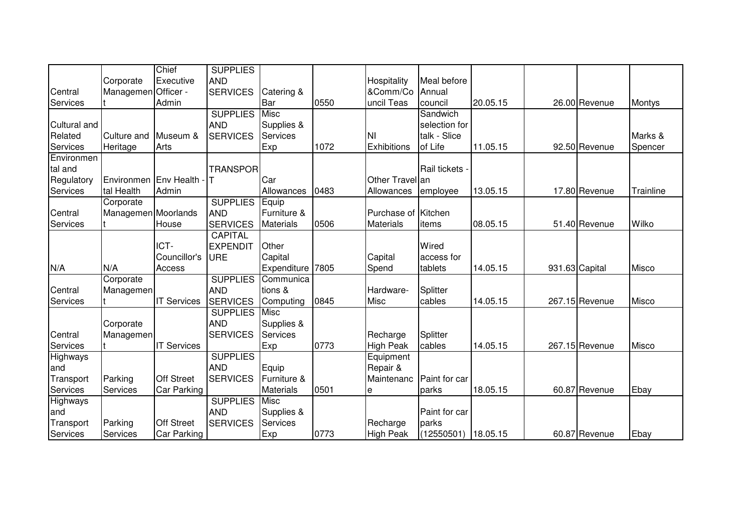| | | | | | | | | | | | |
|---|---|---|---|---|---|---|---|---|---|---|---|
| Central Services | Corporate Management | Chief Executive Officer - Admin | SUPPLIES AND SERVICES | Catering & Bar | 0550 | Hospitality &Comm/Council Teas | Meal before Annual council | 20.05.15 | 26.00 | Revenue | Montys |
| Cultural and Related Services | Culture and Heritage | Museum & Arts | SUPPLIES AND SERVICES | Misc Supplies & Services Exp | 1072 | NI Exhibitions | Sandwich selection for talk - Slice of Life | 11.05.15 | 92.50 | Revenue | Marks & Spencer |
| Environmental and Regulatory Services | Environmental Health | Env Health - Admin | TRANSPORT | Car Allowances | 0483 | Other Travel Allowances | Rail tickets - an employee | 13.05.15 | 17.80 | Revenue | Trainline |
| Central Services | Corporate Management | Moorlands House | SUPPLIES AND SERVICES | Equip Furniture & Materials | 0506 | Purchase of Materials | Kitchen items | 08.05.15 | 51.40 | Revenue | Wilko |
| N/A | N/A | ICT-Councillor's Access | CAPITAL EXPENDITURE | Other Capital Expenditure | 7805 | Capital Spend | Wired access for tablets | 14.05.15 | 931.63 | Capital | Misco |
| Central Services | Corporate Management | IT Services | SUPPLIES AND SERVICES | Communications & Computing | 0845 | Hardware-Misc | Splitter cables | 14.05.15 | 267.15 | Revenue | Misco |
| Central Services | Corporate Management | IT Services | SUPPLIES AND SERVICES | Misc Supplies & Services Exp | 0773 | Recharge High Peak | Splitter cables | 14.05.15 | 267.15 | Revenue | Misco |
| Highways and Transport Services | Parking Services | Off Street Car Parking | SUPPLIES AND SERVICES | Equip Furniture & Materials | 0501 | Equipment Repair & Maintenance | Paint for car parks | 18.05.15 | 60.87 | Revenue | Ebay |
| Highways and Transport Services | Parking Services | Off Street Car Parking | SUPPLIES AND SERVICES | Misc Supplies & Services Exp | 0773 | Recharge High Peak | Paint for car parks (12550501) | 18.05.15 | 60.87 | Revenue | Ebay |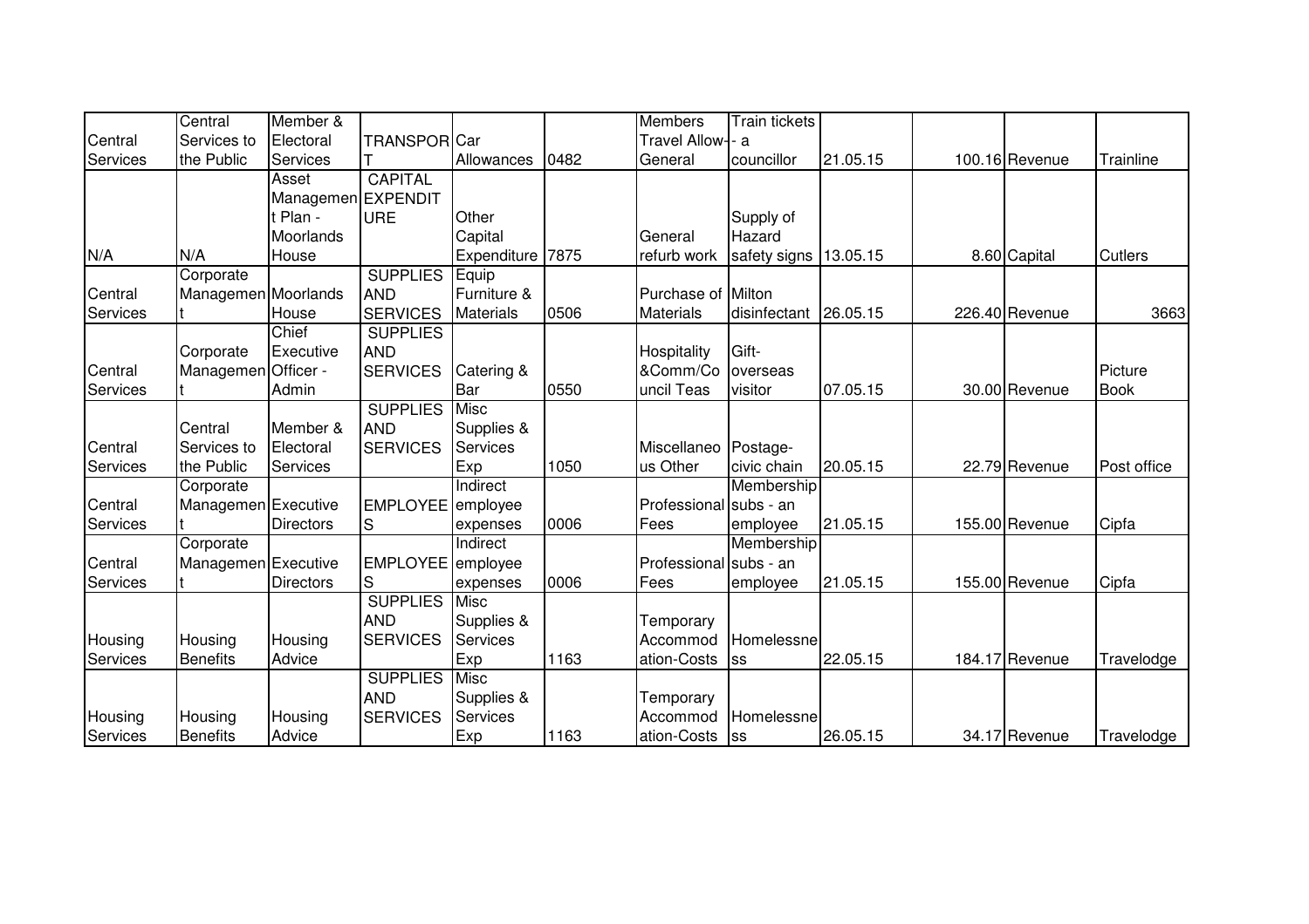| | | | | | | | | | | | |
|---|---|---|---|---|---|---|---|---|---|---|---|
| Central Services | Central Services to the Public | Member & Electoral Services | TRANSPORT | Car Allowances | 0482 | Members Travel Allow-- General | Train tickets - a councillor | 21.05.15 | 100.16 | Revenue | Trainline |
| N/A | N/A | Asset Management Plan - Moorlands House | CAPITAL EXPENDITURE | Other Capital Expenditure | 7875 | General refurb work | Supply of Hazard safety signs | 13.05.15 | 8.60 | Capital | Cutlers |
| Central Services | Corporate Management | Moorlands House | SUPPLIES AND SERVICES | Equip Furniture & Materials | 0506 | Purchase of Materials | Milton disinfectant | 26.05.15 | 226.40 | Revenue | 3663 |
| Central Services | Corporate Management | Chief Executive Officer - Admin | SUPPLIES AND SERVICES | Catering & Bar | 0550 | Hospitality &Comm/Council Teas | Gift-overseas visitor | 07.05.15 | 30.00 | Revenue | Picture Book |
| Central Services | Central Services to the Public | Member & Electoral Services | SUPPLIES AND SERVICES | Misc Supplies & Services Exp | 1050 | Miscellaneous Other | Postage-civic chain | 20.05.15 | 22.79 | Revenue | Post office |
| Central Services | Corporate Management | Executive Directors | EMPLOYEES | Indirect employee expenses | 0006 | Professional Fees | Membership subs - an employee | 21.05.15 | 155.00 | Revenue | Cipfa |
| Central Services | Corporate Management | Executive Directors | EMPLOYEES | Indirect employee expenses | 0006 | Professional Fees | Membership subs - an employee | 21.05.15 | 155.00 | Revenue | Cipfa |
| Housing Services | Housing Benefits | Housing Advice | SUPPLIES AND SERVICES | Misc Supplies & Services Exp | 1163 | Temporary Accommodation-Costs | Homelessness | 22.05.15 | 184.17 | Revenue | Travelodge |
| Housing Services | Housing Benefits | Housing Advice | SUPPLIES AND SERVICES | Misc Supplies & Services Exp | 1163 | Temporary Accommodation-Costs | Homelessness | 26.05.15 | 34.17 | Revenue | Travelodge |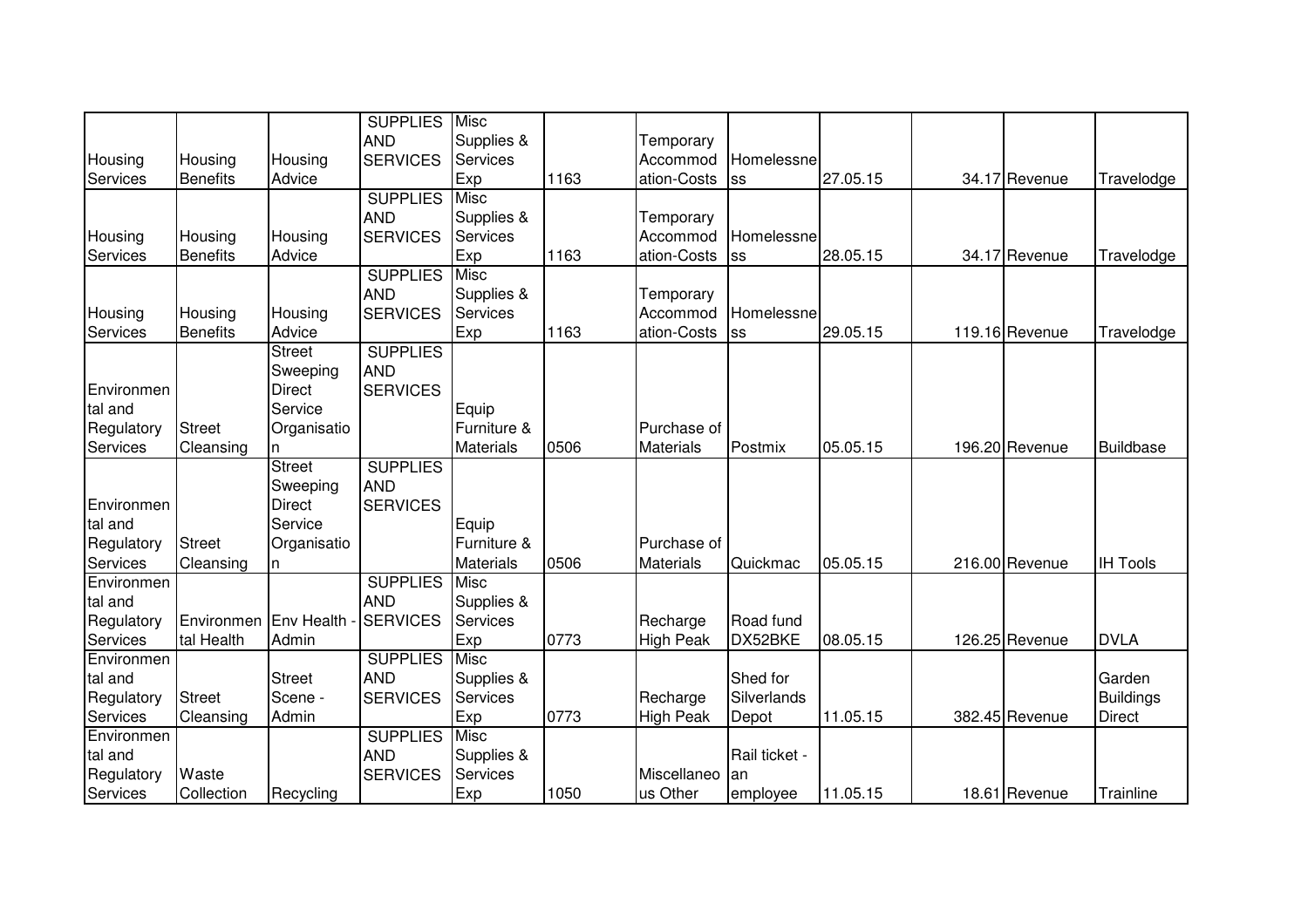| | | | | | | | | | | | |
|---|---|---|---|---|---|---|---|---|---|---|---|
| Housing Services | Housing Benefits | Housing Advice | SUPPLIES AND SERVICES | Misc Supplies & Services Exp | 1163 | Temporary Accommodation-Costs | Homelessness | 27.05.15 | 34.17 | Revenue | Travelodge |
| Housing Services | Housing Benefits | Housing Advice | SUPPLIES AND SERVICES | Misc Supplies & Services Exp | 1163 | Temporary Accommodation-Costs | Homelessness | 28.05.15 | 34.17 | Revenue | Travelodge |
| Housing Services | Housing Benefits | Housing Advice | SUPPLIES AND SERVICES | Misc Supplies & Services Exp | 1163 | Temporary Accommodation-Costs | Homelessness | 29.05.15 | 119.16 | Revenue | Travelodge |
| Environmental and Regulatory Services | Street Cleansing | Street Sweeping Direct Service Organisation | SUPPLIES AND SERVICES | Equip Furniture & Materials | 0506 | Purchase of Materials | Postmix | 05.05.15 | 196.20 | Revenue | Buildbase |
| Environmental and Regulatory Services | Street Cleansing | Street Sweeping Direct Service Organisation | SUPPLIES AND SERVICES | Equip Furniture & Materials | 0506 | Purchase of Materials | Quickmac | 05.05.15 | 216.00 | Revenue | IH Tools |
| Environmental and Regulatory Services | Environmental Health | Env Health - Admin | SUPPLIES AND SERVICES | Misc Supplies & Services Exp | 0773 | Recharge High Peak | Road fund DX52BKE | 08.05.15 | 126.25 | Revenue | DVLA |
| Environmental and Regulatory Services | Street Cleansing | Street Scene - Admin | SUPPLIES AND SERVICES | Misc Supplies & Services Exp | 0773 | Recharge High Peak | Shed for Silverlands Depot | 11.05.15 | 382.45 | Revenue | Garden Buildings Direct |
| Environmental and Regulatory Services | Waste Collection | Recycling | SUPPLIES AND SERVICES | Misc Supplies & Services Exp | 1050 | Miscellaneous Other | Rail ticket - an employee | 11.05.15 | 18.61 | Revenue | Trainline |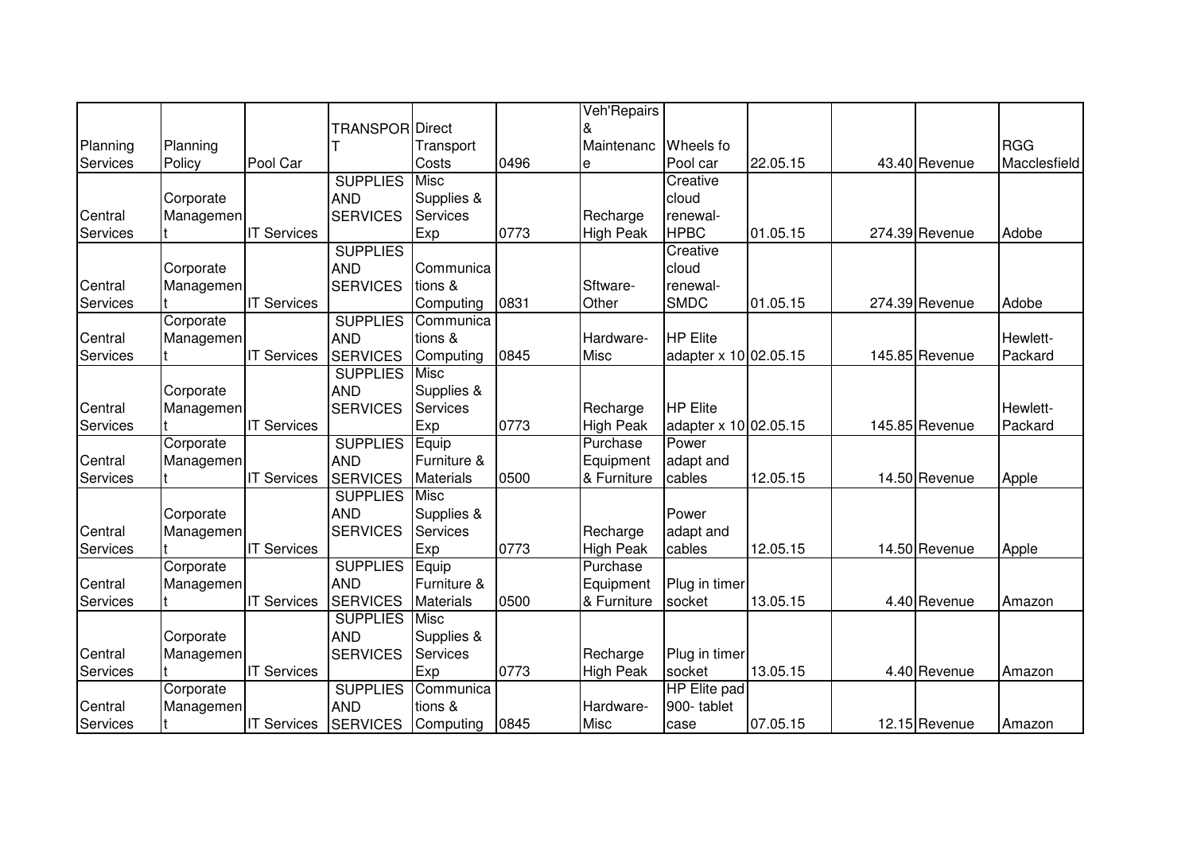| Planning Services | Planning Policy | Pool Car | TRANSPORT | Direct Transport Costs | 0496 | Veh'Repairs & Maintenance | Wheels fo Pool car | 22.05.15 | | 43.40 | Revenue | RGG Macclesfield |
|---|---|---|---|---|---|---|---|---|---|---|---|---|
| Central Services | Corporate Management | IT Services | SUPPLIES AND SERVICES | Misc Supplies & Services Exp | 0773 | Recharge High Peak | Creative cloud renewal-HPBC | 01.05.15 | | 274.39 | Revenue | Adobe |
| Central Services | Corporate Management | IT Services | SUPPLIES AND SERVICES | Communications & Computing | 0831 | Sftware-Other | Creative cloud renewal-SMDC | 01.05.15 | | 274.39 | Revenue | Adobe |
| Central Services | Corporate Management | IT Services | SUPPLIES AND SERVICES | Communications & Computing | 0845 | Hardware-Misc | HP Elite adapter x 10 | 02.05.15 | | 145.85 | Revenue | Hewlett-Packard |
| Central Services | Corporate Management | IT Services | SUPPLIES AND SERVICES | Misc Supplies & Services Exp | 0773 | Recharge High Peak | HP Elite adapter x 10 | 02.05.15 | | 145.85 | Revenue | Hewlett-Packard |
| Central Services | Corporate Management | IT Services | SUPPLIES AND SERVICES | Equip Furniture & Materials | 0500 | Purchase Equipment & Furniture | Power adapt and cables | 12.05.15 | | 14.50 | Revenue | Apple |
| Central Services | Corporate Management | IT Services | SUPPLIES AND SERVICES | Misc Supplies & Services Exp | 0773 | Recharge High Peak | Power adapt and cables | 12.05.15 | | 14.50 | Revenue | Apple |
| Central Services | Corporate Management | IT Services | SUPPLIES AND SERVICES | Equip Furniture & Materials | 0500 | Purchase Equipment & Furniture | Plug in timer socket | 13.05.15 | | 4.40 | Revenue | Amazon |
| Central Services | Corporate Management | IT Services | SUPPLIES AND SERVICES | Misc Supplies & Services Exp | 0773 | Recharge High Peak | Plug in timer socket | 13.05.15 | | 4.40 | Revenue | Amazon |
| Central Services | Corporate Management | IT Services | SUPPLIES AND SERVICES | Communications & Computing | 0845 | Hardware-Misc | HP Elite pad 900- tablet case | 07.05.15 | | 12.15 | Revenue | Amazon |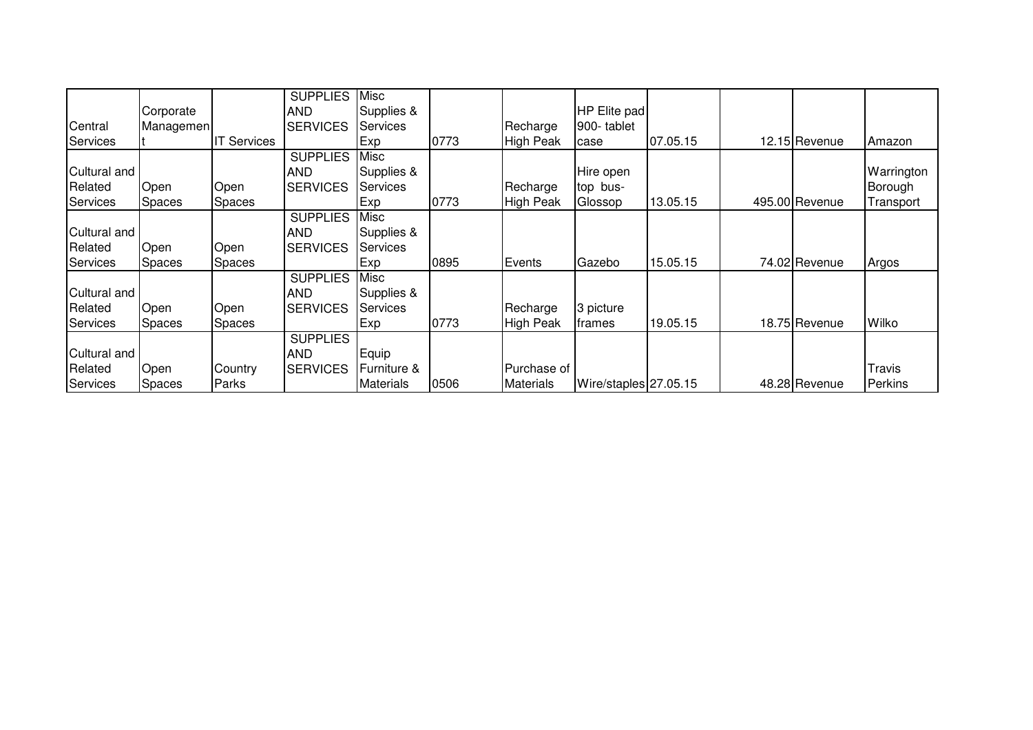| | | | | | | | | | | | |
|---|---|---|---|---|---|---|---|---|---|---|---|
| Central Services | Corporate Management | IT Services | SUPPLIES AND SERVICES | Misc Supplies & Services Exp | 0773 | Recharge High Peak | HP Elite pad 900- tablet case | 07.05.15 | 12.15 | Revenue | Amazon |
| Cultural and Related Services | Open Spaces | Open Spaces | SUPPLIES AND SERVICES | Misc Supplies & Services Exp | 0773 | Recharge High Peak | Hire open top bus- Glossop | 13.05.15 | 495.00 | Revenue | Warrington Borough Transport |
| Cultural and Related Services | Open Spaces | Open Spaces | SUPPLIES AND SERVICES | Misc Supplies & Services Exp | 0895 | Events | Gazebo | 15.05.15 | 74.02 | Revenue | Argos |
| Cultural and Related Services | Open Spaces | Open Spaces | SUPPLIES AND SERVICES | Misc Supplies & Services Exp | 0773 | Recharge High Peak | 3 picture frames | 19.05.15 | 18.75 | Revenue | Wilko |
| Cultural and Related Services | Open Spaces | Country Parks | SUPPLIES AND SERVICES | Equip Furniture & Materials | 0506 | Purchase of Materials | Wire/staples | 27.05.15 | 48.28 | Revenue | Travis Perkins |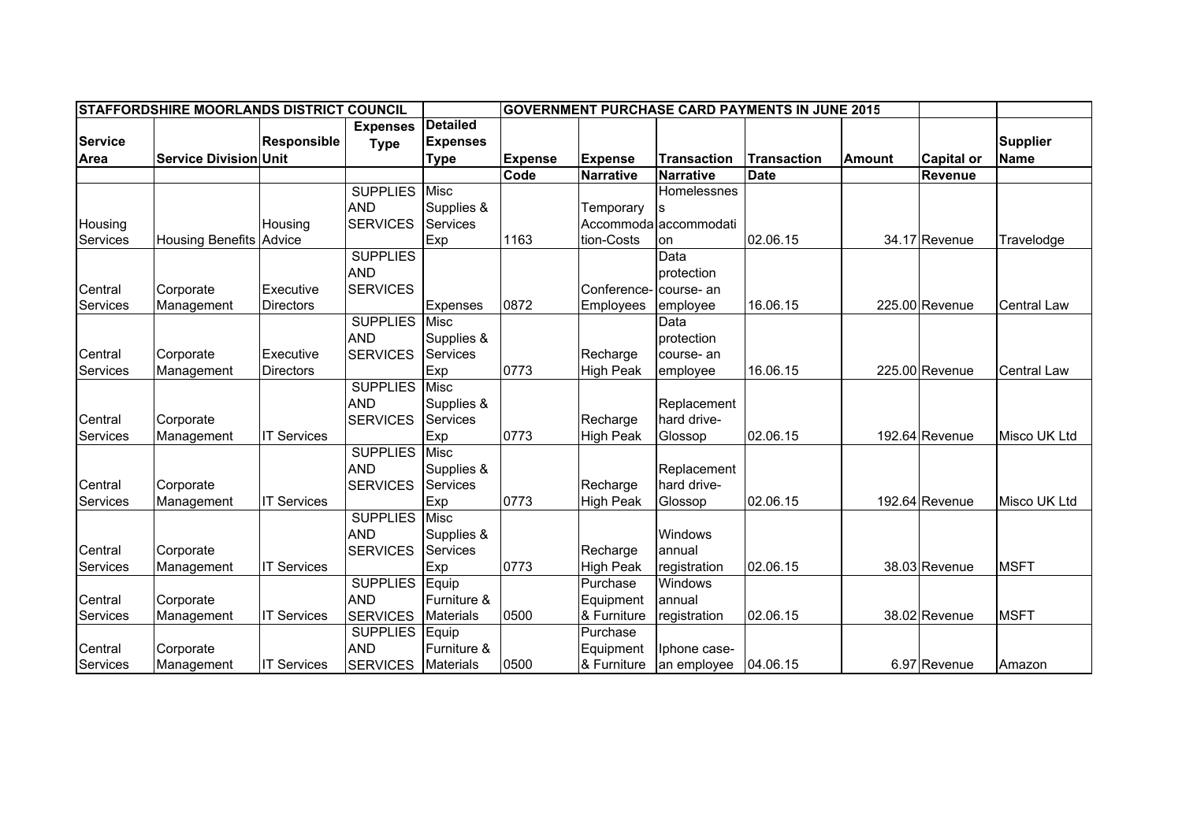| STAFFORDSHIRE MOORLANDS DISTRICT COUNCIL | | | | | GOVERNMENT PURCHASE CARD PAYMENTS IN JUNE 2015 | | | | | | |
|---|---|---|---|---|---|---|---|---|---|---|---|
| Service Area | Service Division | Responsible Unit | Expenses Type | Detailed Expenses Type | Expense Code | Expense Narrative | Transaction Narrative | Transaction Date | Amount | Capital or Revenue | Supplier Name |
| Housing Services | Housing Benefits | Housing Advice | SUPPLIES AND SERVICES | Misc Supplies & Services Exp | 1163 | Temporary Accommodation-Costs | Homelessness accommodation | 02.06.15 | 34.17 | Revenue | Travelodge |
| Central Services | Corporate Management | Executive Directors | SUPPLIES AND SERVICES | Expenses | 0872 | Conference-Employees | Data protection course- an employee | 16.06.15 | 225.00 | Revenue | Central Law |
| Central Services | Corporate Management | Executive Directors | SUPPLIES AND SERVICES | Misc Supplies & Services Exp | 0773 | Recharge High Peak | Data protection course- an employee | 16.06.15 | 225.00 | Revenue | Central Law |
| Central Services | Corporate Management | IT Services | SUPPLIES AND SERVICES | Misc Supplies & Services Exp | 0773 | Recharge High Peak | Replacement hard drive-Glossop | 02.06.15 | 192.64 | Revenue | Misco UK Ltd |
| Central Services | Corporate Management | IT Services | SUPPLIES AND SERVICES | Misc Supplies & Services Exp | 0773 | Recharge High Peak | Replacement hard drive-Glossop | 02.06.15 | 192.64 | Revenue | Misco UK Ltd |
| Central Services | Corporate Management | IT Services | SUPPLIES AND SERVICES | Misc Supplies & Services Exp | 0773 | Recharge High Peak | Windows annual registration | 02.06.15 | 38.03 | Revenue | MSFT |
| Central Services | Corporate Management | IT Services | SUPPLIES AND SERVICES | Equip Furniture & Materials | 0500 | Purchase Equipment & Furniture | Windows annual registration | 02.06.15 | 38.02 | Revenue | MSFT |
| Central Services | Corporate Management | IT Services | SUPPLIES AND SERVICES | Equip Furniture & Materials | 0500 | Purchase Equipment & Furniture | Iphone case- an employee | 04.06.15 | 6.97 | Revenue | Amazon |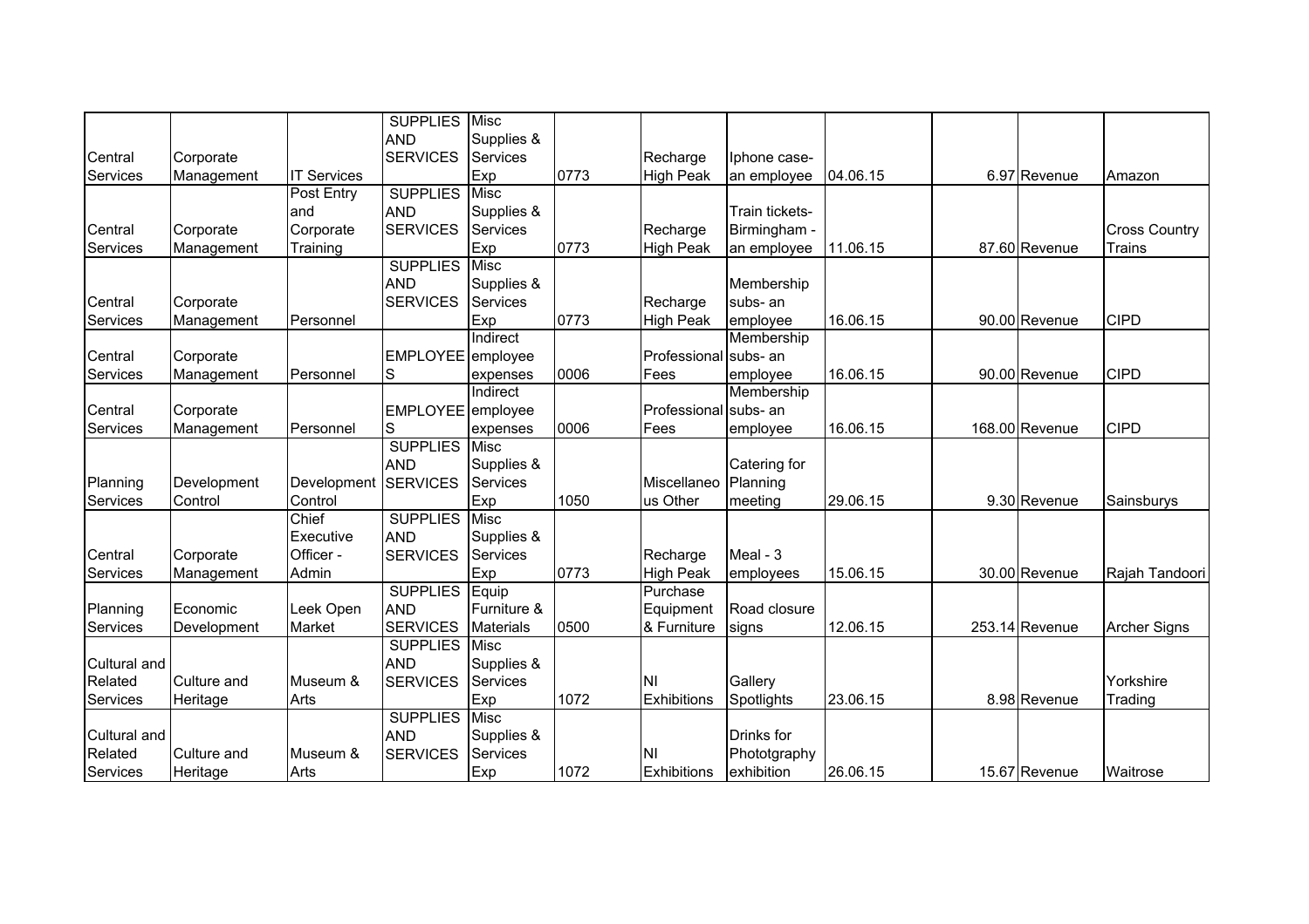| | | | | | | | | | | | | |
|---|---|---|---|---|---|---|---|---|---|---|---|---|
| Central Services | Corporate Management | IT Services | SUPPLIES AND SERVICES | Misc Supplies & Services Exp | 0773 | Recharge High Peak | Iphone case- an employee | 04.06.15 | | 6.97 | Revenue | Amazon |
| Central Services | Corporate Management | Post Entry and Corporate Training | SUPPLIES AND SERVICES | Misc Supplies & Services Exp | 0773 | Recharge High Peak | Train tickets- Birmingham - an employee | 11.06.15 | | 87.60 | Revenue | Cross Country Trains |
| Central Services | Corporate Management | Personnel | SUPPLIES AND SERVICES | Misc Supplies & Services Exp | 0773 | Recharge High Peak | Membership subs- an employee | 16.06.15 | | 90.00 | Revenue | CIPD |
| Central Services | Corporate Management | Personnel | EMPLOYEES | Indirect employee expenses | 0006 | Professional Fees | Membership subs- an employee | 16.06.15 | | 90.00 | Revenue | CIPD |
| Central Services | Corporate Management | Personnel | EMPLOYEES | Indirect employee expenses | 0006 | Professional Fees | Membership subs- an employee | 16.06.15 | | 168.00 | Revenue | CIPD |
| Planning Services | Development Control | Development Control | SUPPLIES AND SERVICES | Misc Supplies & Services Exp | 1050 | Miscellaneous Other | Catering for Planning meeting | 29.06.15 | | 9.30 | Revenue | Sainsburys |
| Central Services | Corporate Management | Chief Executive Officer - Admin | SUPPLIES AND SERVICES | Misc Supplies & Services Exp | 0773 | Recharge High Peak | Meal - 3 employees | 15.06.15 | | 30.00 | Revenue | Rajah Tandoori |
| Planning Services | Economic Development | Leek Open Market | SUPPLIES AND SERVICES | Equip Furniture & Materials | 0500 | Purchase Equipment & Furniture | Road closure signs | 12.06.15 | | 253.14 | Revenue | Archer Signs |
| Cultural and Related Services | Culture and Heritage | Museum & Arts | SUPPLIES AND SERVICES | Misc Supplies & Services Exp | 1072 | NI Exhibitions | Gallery Spotlights | 23.06.15 | | 8.98 | Revenue | Yorkshire Trading |
| Cultural and Related Services | Culture and Heritage | Museum & Arts | SUPPLIES AND SERVICES | Misc Supplies & Services Exp | 1072 | NI Exhibitions | Drinks for Phototgraphy exhibition | 26.06.15 | | 15.67 | Revenue | Waitrose |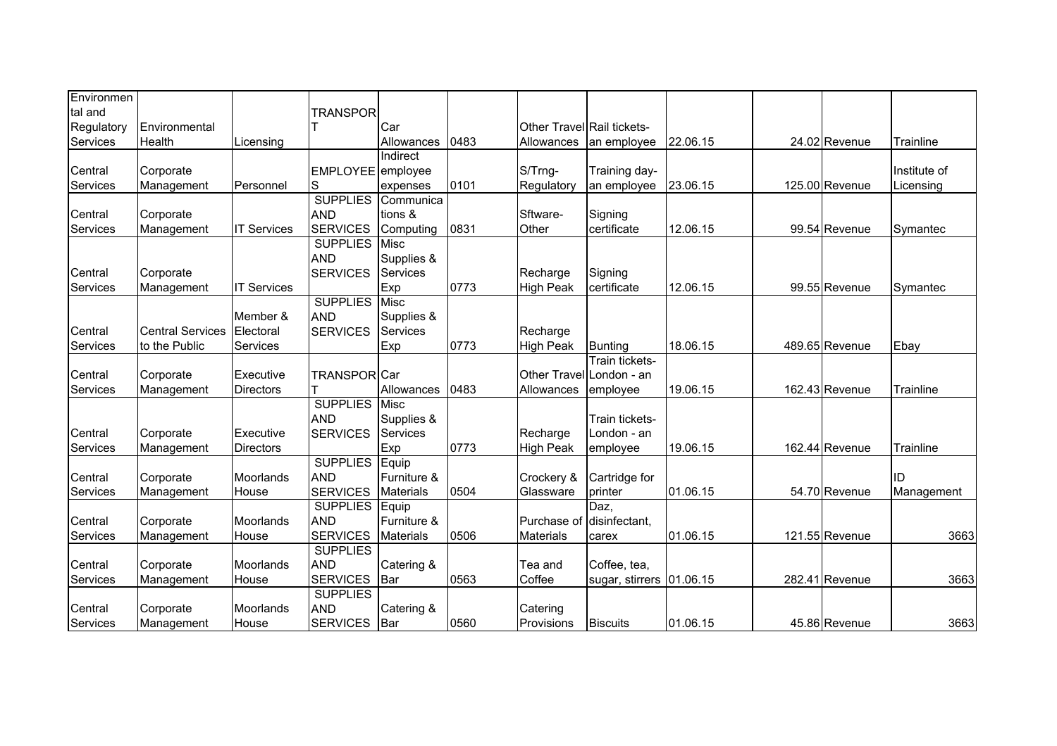| | | | | | | | | | | | |
|---|---|---|---|---|---|---|---|---|---|---|---|
| Environmental and Regulatory Services | Environmental Health | Licensing | TRANSPORT | Car Allowances | 0483 | Other Travel Allowances | Rail tickets-an employee | 22.06.15 | 24.02 | Revenue | Trainline |
| Central Services | Corporate Management | Personnel | EMPLOYEES | Indirect employee expenses | 0101 | S/Trng-Regulatory | Training day-an employee | 23.06.15 | 125.00 | Revenue | Institute of Licensing |
| Central Services | Corporate Management | IT Services | SUPPLIES AND SERVICES | Communications & Computing | 0831 | Sftware-Other | Signing certificate | 12.06.15 | 99.54 | Revenue | Symantec |
| Central Services | Corporate Management | IT Services | SUPPLIES AND SERVICES | Misc Supplies & Services Exp | 0773 | Recharge High Peak | Signing certificate | 12.06.15 | 99.55 | Revenue | Symantec |
| Central Services | Central Services to the Public | Member & Electoral Services | SUPPLIES AND SERVICES | Misc Supplies & Services Exp | 0773 | Recharge High Peak | Bunting | 18.06.15 | 489.65 | Revenue | Ebay |
| Central Services | Corporate Management | Executive Directors | TRANSPORT | Car Allowances | 0483 | Other Travel Allowances | Train tickets-London - an employee | 19.06.15 | 162.43 | Revenue | Trainline |
| Central Services | Corporate Management | Executive Directors | SUPPLIES AND SERVICES | Misc Supplies & Services Exp | 0773 | Recharge High Peak | Train tickets-London - an employee | 19.06.15 | 162.44 | Revenue | Trainline |
| Central Services | Corporate Management | Moorlands House | SUPPLIES AND SERVICES | Equip Furniture & Materials | 0504 | Crockery & Glassware | Cartridge for printer | 01.06.15 | 54.70 | Revenue | ID Management |
| Central Services | Corporate Management | Moorlands House | SUPPLIES AND SERVICES | Equip Furniture & Materials | 0506 | Purchase of Materials | Daz, disinfectant, carex | 01.06.15 | 121.55 | Revenue | 3663 |
| Central Services | Corporate Management | Moorlands House | SUPPLIES AND SERVICES | Catering & Bar | 0563 | Tea and Coffee | Coffee, tea, sugar, stirrers | 01.06.15 | 282.41 | Revenue | 3663 |
| Central Services | Corporate Management | Moorlands House | SUPPLIES AND SERVICES | Catering & Bar | 0560 | Catering Provisions | Biscuits | 01.06.15 | 45.86 | Revenue | 3663 |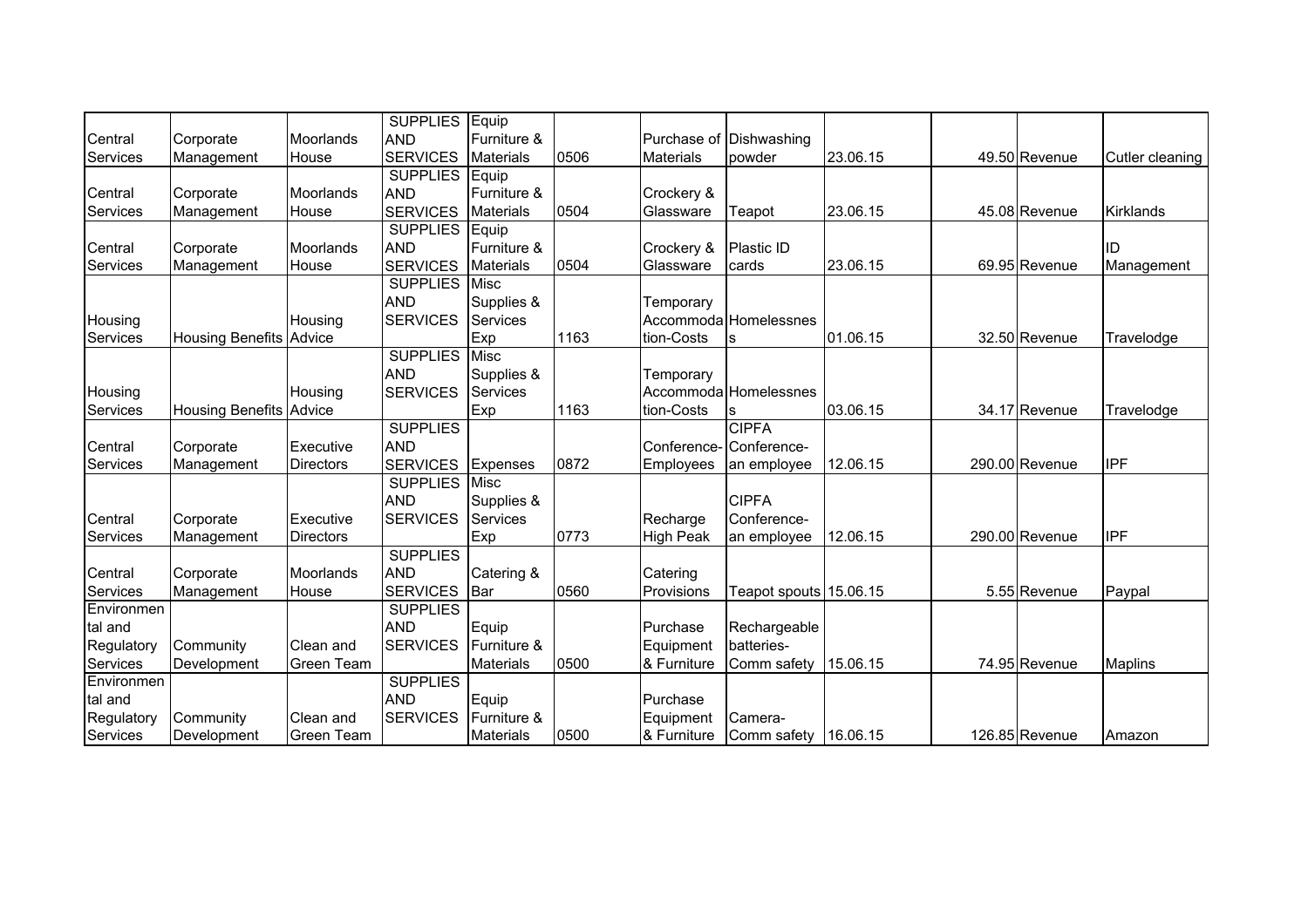| | | | | | | | | | | | |
|---|---|---|---|---|---|---|---|---|---|---|---|
| Central Services | Corporate Management | Moorlands House | SUPPLIES AND SERVICES | Equip Furniture & Materials | 0506 | Purchase of Materials | Dishwashing powder | 23.06.15 | | 49.50 Revenue | Cutler cleaning |
| Central Services | Corporate Management | Moorlands House | SUPPLIES AND SERVICES | Equip Furniture & Materials | 0504 | Crockery & Glassware | Teapot | 23.06.15 | | 45.08 Revenue | Kirklands |
| Central Services | Corporate Management | Moorlands House | SUPPLIES AND SERVICES | Equip Furniture & Materials | 0504 | Crockery & Glassware | Plastic ID cards | 23.06.15 | | 69.95 Revenue | ID Management |
| Housing Services | Housing Benefits | Housing Advice | SUPPLIES AND SERVICES | Misc Supplies & Services Exp | 1163 | Temporary Accommodation-Costs | Homelessness | 01.06.15 | | 32.50 Revenue | Travelodge |
| Housing Services | Housing Benefits | Housing Advice | SUPPLIES AND SERVICES | Misc Supplies & Services Exp | 1163 | Temporary Accommodation-Costs | Homelessness | 03.06.15 | | 34.17 Revenue | Travelodge |
| Central Services | Corporate Management | Executive Directors | SUPPLIES AND SERVICES | Expenses | 0872 | Conference-Employees | CIPFA Conference-an employee | 12.06.15 | | 290.00 Revenue | IPF |
| Central Services | Corporate Management | Executive Directors | SUPPLIES AND SERVICES | Misc Supplies & Services Exp | 0773 | Recharge High Peak | CIPFA Conference-an employee | 12.06.15 | | 290.00 Revenue | IPF |
| Central Services | Corporate Management | Moorlands House | SUPPLIES AND SERVICES | Catering & Bar | 0560 | Catering Provisions | Teapot spouts | 15.06.15 | | 5.55 Revenue | Paypal |
| Environmental and Regulatory Services | Community Development | Clean and Green Team | SUPPLIES AND SERVICES | Equip Furniture & Materials | 0500 | Purchase Equipment & Furniture | Rechargeable batteries-Comm safety | 15.06.15 | | 74.95 Revenue | Maplins |
| Environmental and Regulatory Services | Community Development | Clean and Green Team | SUPPLIES AND SERVICES | Equip Furniture & Materials | 0500 | Purchase Equipment & Furniture | Camera-Comm safety | 16.06.15 | | 126.85 Revenue | Amazon |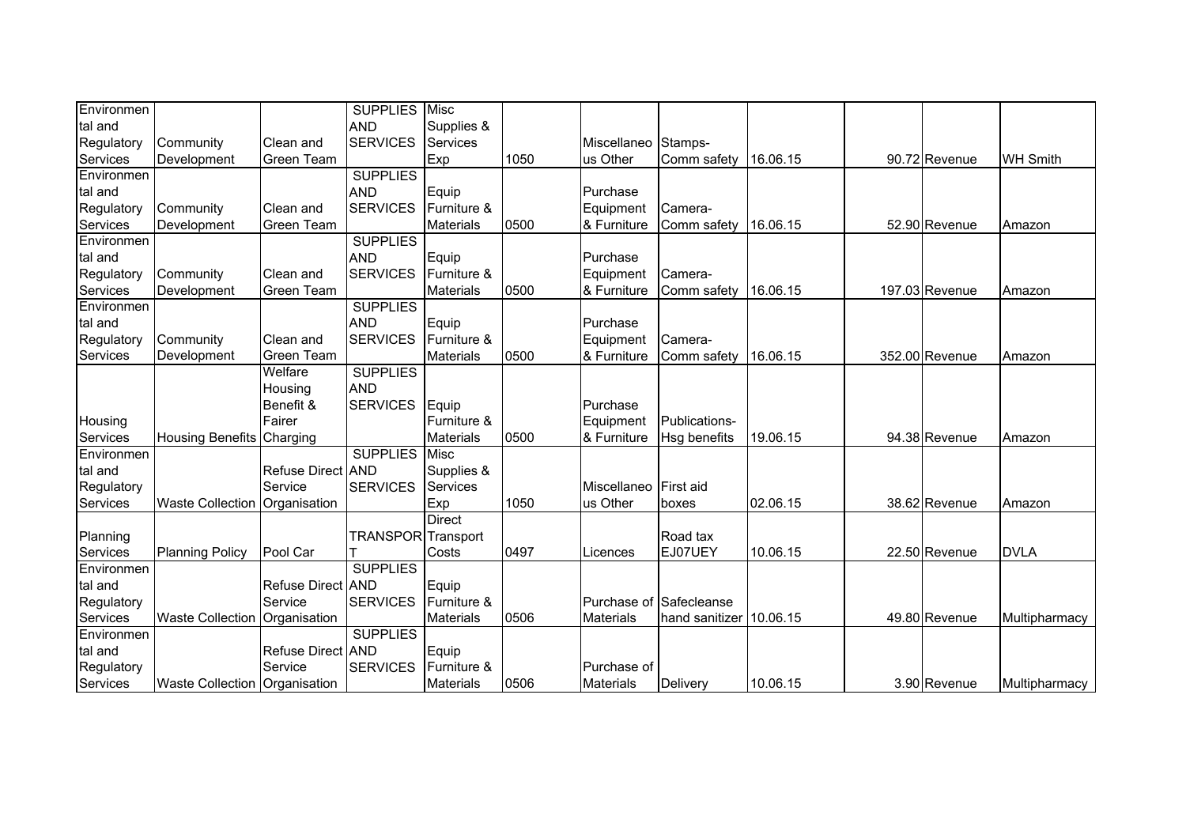| Environmental and Regulatory Services | Community Development | Clean and Green Team | SUPPLIES AND SERVICES | Misc Supplies & Services Exp | 1050 | Miscellaneous Other | Stamps-Comm safety | 16.06.15 | | 90.72 | Revenue | WH Smith |
|---|---|---|---|---|---|---|---|---|---|---|---|---|
| Environmental and Regulatory Services | Community Development | Clean and Green Team | SUPPLIES AND SERVICES | Equip Furniture & Materials | 0500 | Purchase Equipment & Furniture | Camera-Comm safety | 16.06.15 | | 52.90 | Revenue | Amazon |
| Environmental and Regulatory Services | Community Development | Clean and Green Team | SUPPLIES AND SERVICES | Equip Furniture & Materials | 0500 | Purchase Equipment & Furniture | Camera-Comm safety | 16.06.15 | | 197.03 | Revenue | Amazon |
| Environmental and Regulatory Services | Community Development | Clean and Green Team | SUPPLIES AND SERVICES | Equip Furniture & Materials | 0500 | Purchase Equipment & Furniture | Camera-Comm safety | 16.06.15 | | 352.00 | Revenue | Amazon |
| Housing Services | Housing Benefits | Welfare Housing Benefit & Fairer Charging | SUPPLIES AND SERVICES | Equip Furniture & Materials | 0500 | Purchase Equipment & Furniture | Publications-Hsg benefits | 19.06.15 | | 94.38 | Revenue | Amazon |
| Environmental and Regulatory Services | Waste Collection | Refuse Direct Service Organisation | SUPPLIES AND SERVICES | Misc Supplies & Services Exp | 1050 | Miscellaneous Other | First aid boxes | 02.06.15 | | 38.62 | Revenue | Amazon |
| Planning Services | Planning Policy | Pool Car | TRANSPORT | Direct Transport Costs | 0497 | Licences | Road tax EJ07UEY | 10.06.15 | | 22.50 | Revenue | DVLA |
| Environmental and Regulatory Services | Waste Collection | Refuse Direct Service Organisation | SUPPLIES AND SERVICES | Equip Furniture & Materials | 0506 | Purchase of Materials | Safecleanse hand sanitizer | 10.06.15 | | 49.80 | Revenue | Multipharmacy |
| Environmental and Regulatory Services | Waste Collection | Refuse Direct Service Organisation | SUPPLIES AND SERVICES | Equip Furniture & Materials | 0506 | Purchase of Materials | Delivery | 10.06.15 | | 3.90 | Revenue | Multipharmacy |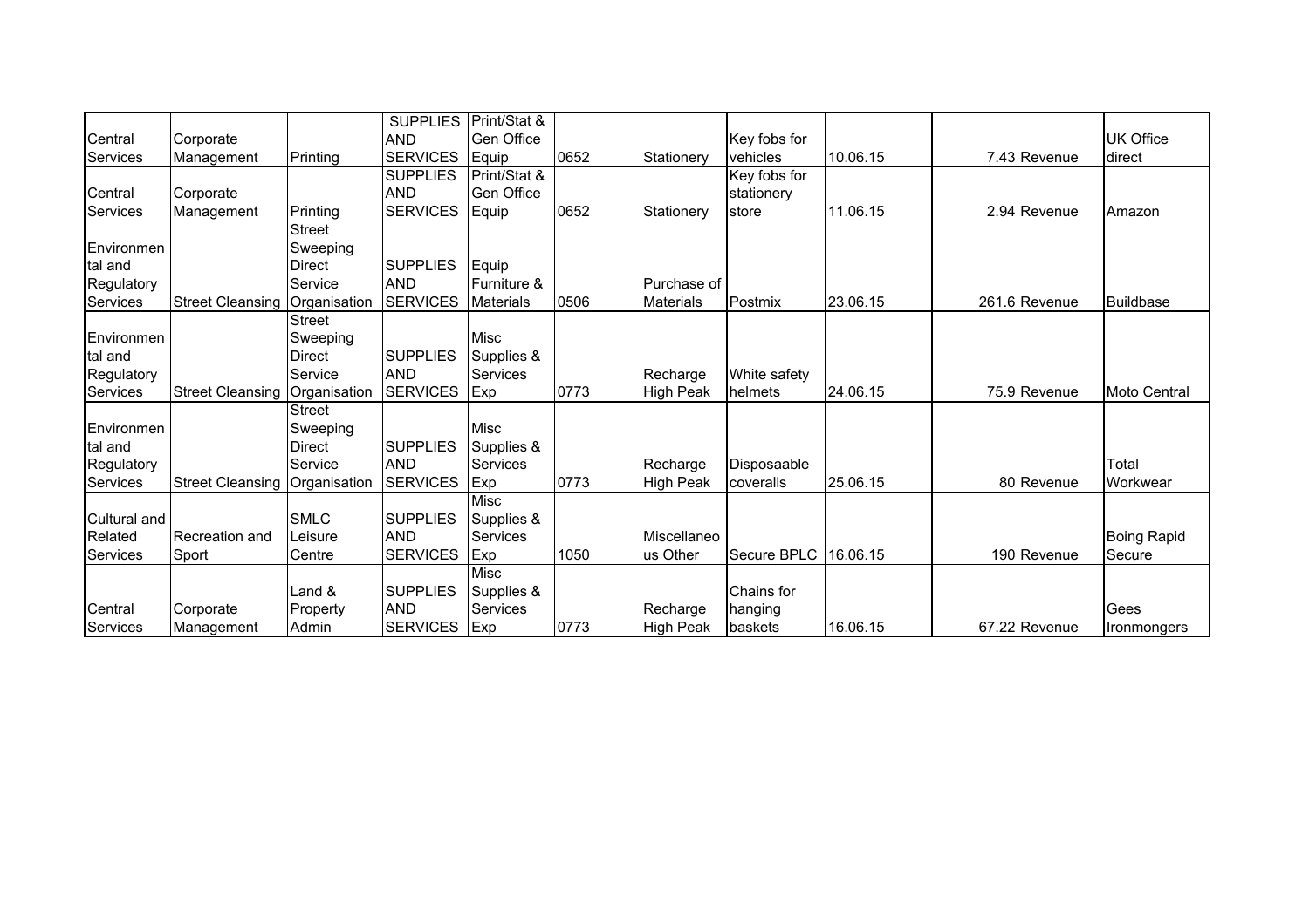| | | | | | | | | | | | | |
|---|---|---|---|---|---|---|---|---|---|---|---|---|
| Central Services | Corporate Management | Printing | SUPPLIES AND SERVICES | Print/Stat & Gen Office Equip | 0652 | Stationery | Key fobs for vehicles | 10.06.15 | | 7.43 | Revenue | UK Office direct |
| Central Services | Corporate Management | Printing | SUPPLIES AND SERVICES | Print/Stat & Gen Office Equip | 0652 | Stationery | Key fobs for stationery store | 11.06.15 | | 2.94 | Revenue | Amazon |
| Environmental and Regulatory Services | Street Cleansing | Street Sweeping Direct Service Organisation | SUPPLIES AND SERVICES | Equip Furniture & Materials | 0506 | Purchase of Materials | Postmix | 23.06.15 | | 261.6 | Revenue | Buildbase |
| Environmental and Regulatory Services | Street Cleansing | Street Sweeping Direct Service Organisation | SUPPLIES AND SERVICES | Misc Supplies & Services Exp | 0773 | Recharge High Peak | White safety helmets | 24.06.15 | | 75.9 | Revenue | Moto Central |
| Environmental and Regulatory Services | Street Cleansing | Street Sweeping Direct Service Organisation | SUPPLIES AND SERVICES | Misc Supplies & Services Exp | 0773 | Recharge High Peak | Disposaable coveralls | 25.06.15 | | 80 | Revenue | Total Workwear |
| Cultural and Related Services | Recreation and Sport | SMLC Leisure Centre | SUPPLIES AND SERVICES | Misc Supplies & Services Exp | 1050 | Miscellaneous Other | Secure BPLC | 16.06.15 | | 190 | Revenue | Boing Rapid Secure |
| Central Services | Corporate Management | Land & Property Admin | SUPPLIES AND SERVICES | Misc Supplies & Services Exp | 0773 | Recharge High Peak | Chains for hanging baskets | 16.06.15 | | 67.22 | Revenue | Gees Ironmongers |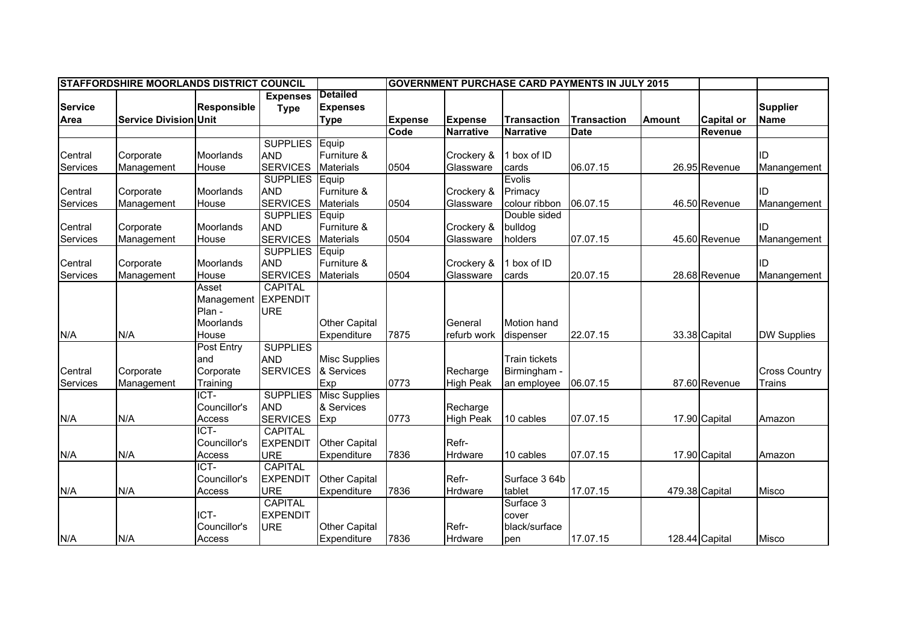| STAFFORDSHIRE MOORLANDS DISTRICT COUNCIL | | | | | GOVERNMENT PURCHASE CARD PAYMENTS IN JULY 2015 | | | | | | |
|---|---|---|---|---|---|---|---|---|---|---|---|
| Service Area | Service Division | Responsible Unit | Expenses Type | Detailed Expenses Type | Expense Code | Expense Narrative | Transaction Narrative | Transaction Date | Amount | Capital or Revenue | Supplier Name |
| Central Services | Corporate Management | Moorlands House | SUPPLIES AND SERVICES | Equip Furniture & Materials | 0504 | Crockery & Glassware | 1 box of ID cards | 06.07.15 | 26.95 | Revenue | ID Manangement |
| Central Services | Corporate Management | Moorlands House | SUPPLIES AND SERVICES | Equip Furniture & Materials | 0504 | Crockery & Glassware | Evolis Primacy colour ribbon | 06.07.15 | 46.50 | Revenue | ID Manangement |
| Central Services | Corporate Management | Moorlands House | SUPPLIES AND SERVICES | Equip Furniture & Materials | 0504 | Crockery & Glassware | Double sided bulldog holders | 07.07.15 | 45.60 | Revenue | ID Manangement |
| Central Services | Corporate Management | Moorlands House | SUPPLIES AND SERVICES | Equip Furniture & Materials | 0504 | Crockery & Glassware | 1 box of ID cards | 20.07.15 | 28.68 | Revenue | ID Manangement |
| N/A | N/A | Asset Management Plan - Moorlands House | CAPITAL EXPENDITURE | Other Capital Expenditure | 7875 | General refurb work | Motion hand dispenser | 22.07.15 | 33.38 | Capital | DW Supplies |
| Central Services | Corporate Management | Post Entry and Corporate Training | SUPPLIES AND SERVICES | Misc Supplies & Services Exp | 0773 | Recharge High Peak | Train tickets Birmingham - an employee | 06.07.15 | 87.60 | Revenue | Cross Country Trains |
| N/A | N/A | ICT- Councillor's Access | SUPPLIES AND SERVICES | Misc Supplies & Services Exp | 0773 | Recharge High Peak | 10 cables | 07.07.15 | 17.90 | Capital | Amazon |
| N/A | N/A | ICT- Councillor's Access | CAPITAL EXPENDITURE | Other Capital Expenditure | 7836 | Refr- Hrdware | 10 cables | 07.07.15 | 17.90 | Capital | Amazon |
| N/A | N/A | ICT- Councillor's Access | CAPITAL EXPENDITURE | Other Capital Expenditure | 7836 | Refr- Hrdware | Surface 3 64b tablet | 17.07.15 | 479.38 | Capital | Misco |
| N/A | N/A | ICT- Councillor's Access | CAPITAL EXPENDITURE | Other Capital Expenditure | 7836 | Refr- Hrdware | Surface 3 cover black/surface pen | 17.07.15 | 128.44 | Capital | Misco |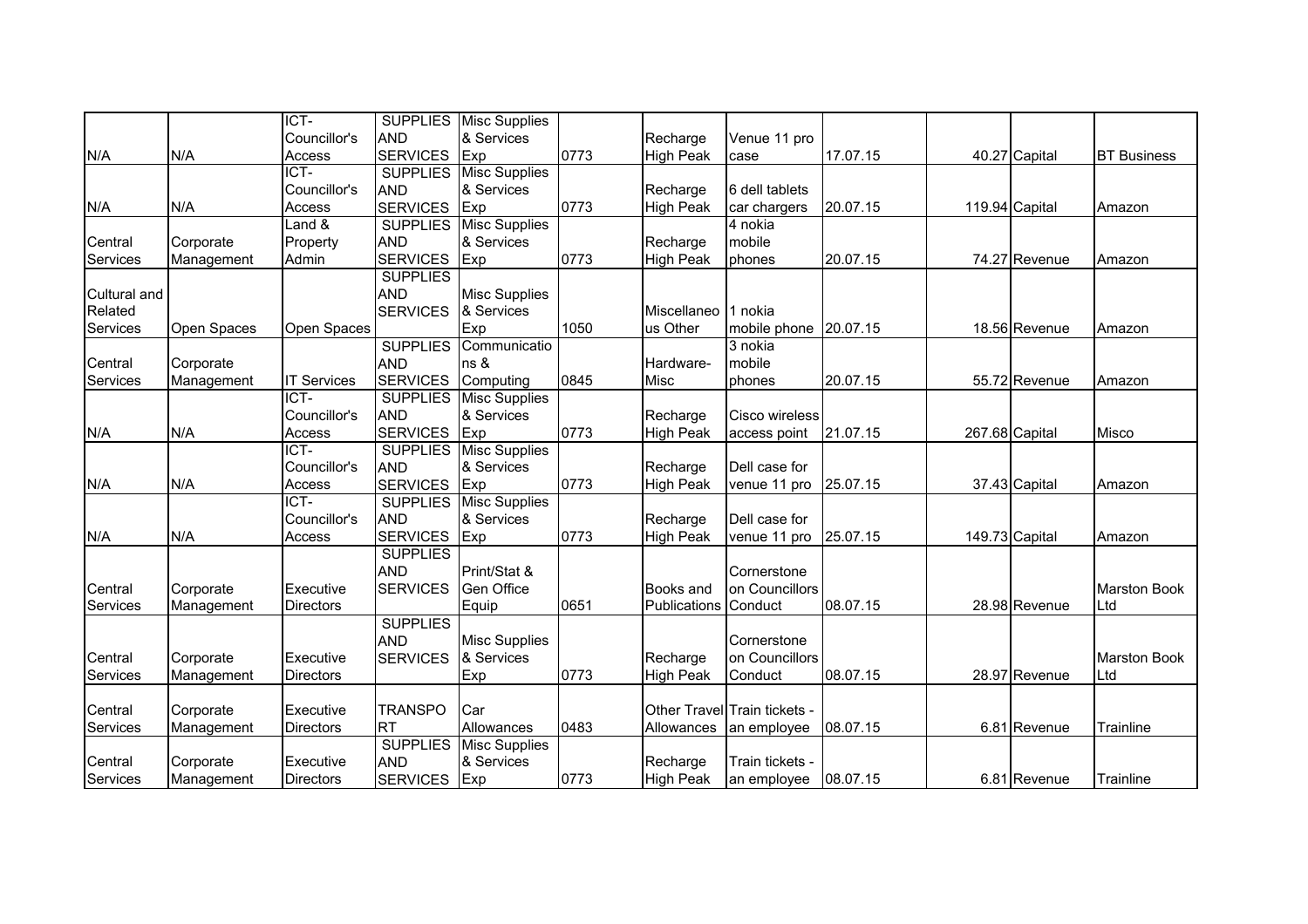| | | | | | | | | | | | |
|---|---|---|---|---|---|---|---|---|---|---|---|
| N/A | N/A | ICT-Councillor's Access | SUPPLIES AND SERVICES | Misc Supplies & Services Exp | 0773 | Recharge High Peak | Venue 11 pro case | 17.07.15 | 40.27 | Capital | BT Business |
| N/A | N/A | ICT-Councillor's Access | SUPPLIES AND SERVICES | Misc Supplies & Services Exp | 0773 | Recharge High Peak | 6 dell tablets car chargers | 20.07.15 | 119.94 | Capital | Amazon |
| Central Services | Corporate Management | Land & Property Admin | SUPPLIES AND SERVICES | Misc Supplies & Services Exp | 0773 | Recharge High Peak | 4 nokia mobile phones | 20.07.15 | 74.27 | Revenue | Amazon |
| Cultural and Related Services | Open Spaces | Open Spaces | SUPPLIES AND SERVICES | Misc Supplies & Services Exp | 1050 | Miscellaneous Other | 1 nokia mobile phone | 20.07.15 | 18.56 | Revenue | Amazon |
| Central Services | Corporate Management | IT Services | SUPPLIES AND SERVICES | Communications & Computing | 0845 | Hardware-Misc | 3 nokia mobile phones | 20.07.15 | 55.72 | Revenue | Amazon |
| N/A | N/A | ICT-Councillor's Access | SUPPLIES AND SERVICES | Misc Supplies & Services Exp | 0773 | Recharge High Peak | Cisco wireless access point | 21.07.15 | 267.68 | Capital | Misco |
| N/A | N/A | ICT-Councillor's Access | SUPPLIES AND SERVICES | Misc Supplies & Services Exp | 0773 | Recharge High Peak | Dell case for venue 11 pro | 25.07.15 | 37.43 | Capital | Amazon |
| N/A | N/A | ICT-Councillor's Access | SUPPLIES AND SERVICES | Misc Supplies & Services Exp | 0773 | Recharge High Peak | Dell case for venue 11 pro | 25.07.15 | 149.73 | Capital | Amazon |
| Central Services | Corporate Management | Executive Directors | SUPPLIES AND SERVICES | Print/Stat & Gen Office Equip | 0651 | Books and Publications | Cornerstone on Councillors Conduct | 08.07.15 | 28.98 | Revenue | Marston Book Ltd |
| Central Services | Corporate Management | Executive Directors | SUPPLIES AND SERVICES | Misc Supplies & Services Exp | 0773 | Recharge High Peak | Cornerstone on Councillors Conduct | 08.07.15 | 28.97 | Revenue | Marston Book Ltd |
| Central Services | Corporate Management | Executive Directors | TRANSPORT | Car Allowances | 0483 | Other Travel Allowances | Train tickets - an employee | 08.07.15 | 6.81 | Revenue | Trainline |
| Central Services | Corporate Management | Executive Directors | SUPPLIES AND SERVICES | Misc Supplies & Services Exp | 0773 | Recharge High Peak | Train tickets - an employee | 08.07.15 | 6.81 | Revenue | Trainline |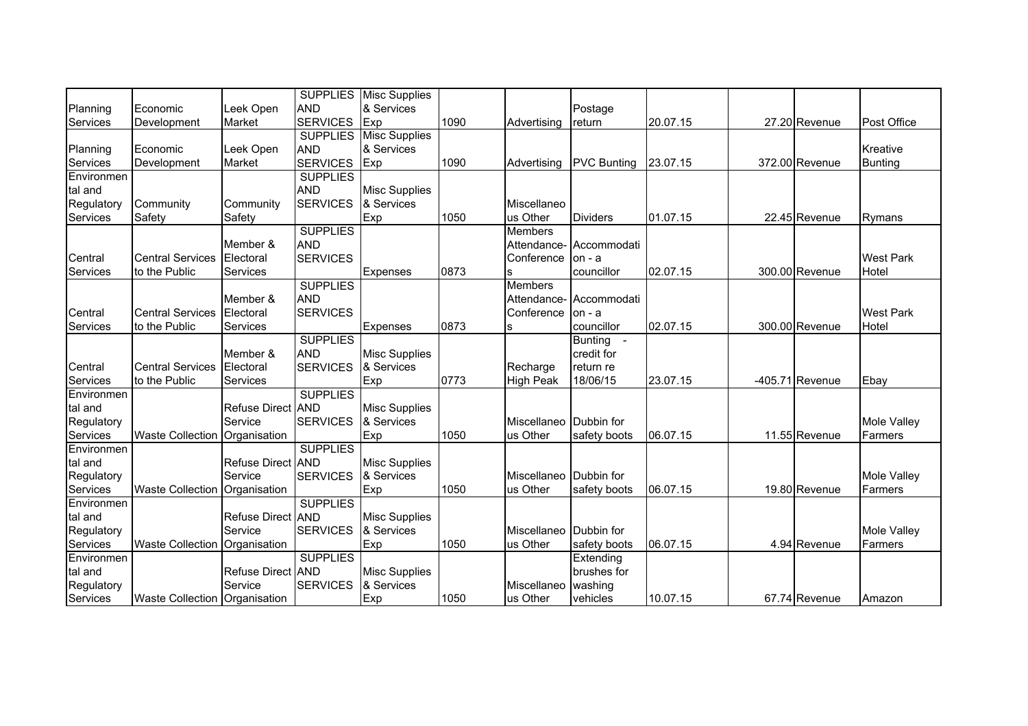| Planning Services | Economic Development | Leek Open Market | SUPPLIES AND SERVICES | Misc Supplies & Services Exp | 1090 | Advertising | Postage return | 20.07.15 | 27.20 | Revenue | Post Office |
|---|---|---|---|---|---|---|---|---|---|---|---|
| Planning Services | Economic Development | Leek Open Market | SUPPLIES AND SERVICES | Misc Supplies & Services Exp | 1090 | Advertising | PVC Bunting | 23.07.15 | 372.00 | Revenue | Kreative Bunting |
| Environmental and Regulatory Services | Community Safety | Community Safety | SUPPLIES AND SERVICES | Misc Supplies & Services Exp | 1050 | Miscellaneous Other | Dividers | 01.07.15 | 22.45 | Revenue | Rymans |
| Central Services | Central Services to the Public | Member & Electoral Services | SUPPLIES AND SERVICES | Expenses | 0873 | Members Attendance-Conferences | Accommodation - a councillor | 02.07.15 | 300.00 | Revenue | West Park Hotel |
| Central Services | Central Services to the Public | Member & Electoral Services | SUPPLIES AND SERVICES | Expenses | 0873 | Members Attendance-Conferences | Accommodation - a councillor | 02.07.15 | 300.00 | Revenue | West Park Hotel |
| Central Services | Central Services to the Public | Member & Electoral Services | SUPPLIES AND SERVICES | Misc Supplies & Services Exp | 0773 | Recharge High Peak | Bunting - credit for return re 18/06/15 | 23.07.15 | -405.71 | Revenue | Ebay |
| Environmental and Regulatory Services | Waste Collection | Refuse Direct Service Organisation | SUPPLIES AND SERVICES | Misc Supplies & Services Exp | 1050 | Miscellaneous Other | Dubbin for safety boots | 06.07.15 | 11.55 | Revenue | Mole Valley Farmers |
| Environmental and Regulatory Services | Waste Collection | Refuse Direct Service Organisation | SUPPLIES AND SERVICES | Misc Supplies & Services Exp | 1050 | Miscellaneous Other | Dubbin for safety boots | 06.07.15 | 19.80 | Revenue | Mole Valley Farmers |
| Environmental and Regulatory Services | Waste Collection | Refuse Direct Service Organisation | SUPPLIES AND SERVICES | Misc Supplies & Services Exp | 1050 | Miscellaneous Other | Dubbin for safety boots | 06.07.15 | 4.94 | Revenue | Mole Valley Farmers |
| Environmental and Regulatory Services | Waste Collection | Refuse Direct Service Organisation | SUPPLIES AND SERVICES | Misc Supplies & Services Exp | 1050 | Miscellaneous Other | Extending brushes for washing vehicles | 10.07.15 | 67.74 | Revenue | Amazon |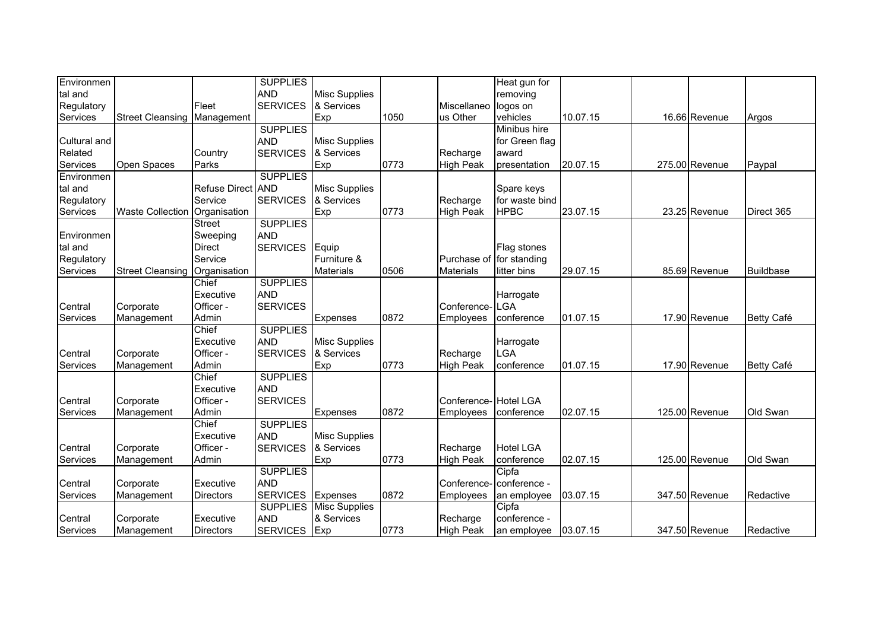| | | | | | | | | | | | |
|---|---|---|---|---|---|---|---|---|---|---|---|
| Environmental and Regulatory Services | Street Cleansing | Fleet Management | SUPPLIES AND SERVICES | Misc Supplies & Services Exp | 1050 | Miscellaneous Other | Heat gun for removing logos on vehicles | 10.07.15 | 16.66 | Revenue | Argos |
| Cultural and Related Services | Open Spaces | Country Parks | SUPPLIES AND SERVICES | Misc Supplies & Services Exp | 0773 | Recharge High Peak | Minibus hire for Green flag award presentation | 20.07.15 | 275.00 | Revenue | Paypal |
| Environmental and Regulatory Services | Waste Collection | Refuse Direct Service Organisation | SUPPLIES AND SERVICES | Misc Supplies & Services Exp | 0773 | Recharge High Peak | Spare keys for waste bind HPBC | 23.07.15 | 23.25 | Revenue | Direct 365 |
| Environmental and Regulatory Services | Street Cleansing | Street Sweeping Direct Service Organisation | SUPPLIES AND SERVICES | Equip Furniture & Materials | 0506 | Purchase of Materials | Flag stones for standing litter bins | 29.07.15 | 85.69 | Revenue | Buildbase |
| Central Services | Corporate Management | Chief Executive Officer - Admin | SUPPLIES AND SERVICES | Expenses | 0872 | Conference-Employees | Harrogate LGA conference | 01.07.15 | 17.90 | Revenue | Betty Café |
| Central Services | Corporate Management | Chief Executive Officer - Admin | SUPPLIES AND SERVICES | Misc Supplies & Services Exp | 0773 | Recharge High Peak | Harrogate LGA conference | 01.07.15 | 17.90 | Revenue | Betty Café |
| Central Services | Corporate Management | Chief Executive Officer - Admin | SUPPLIES AND SERVICES | Expenses | 0872 | Conference-Employees | Hotel LGA conference | 02.07.15 | 125.00 | Revenue | Old Swan |
| Central Services | Corporate Management | Chief Executive Officer - Admin | SUPPLIES AND SERVICES | Misc Supplies & Services Exp | 0773 | Recharge High Peak | Hotel LGA conference | 02.07.15 | 125.00 | Revenue | Old Swan |
| Central Services | Corporate Management | Executive Directors | SUPPLIES AND SERVICES | Expenses | 0872 | Conference-Employees | Cipfa conference - an employee | 03.07.15 | 347.50 | Revenue | Redactive |
| Central Services | Corporate Management | Executive Directors | SUPPLIES AND SERVICES | Misc Supplies & Services Exp | 0773 | Recharge High Peak | Cipfa conference - an employee | 03.07.15 | 347.50 | Revenue | Redactive |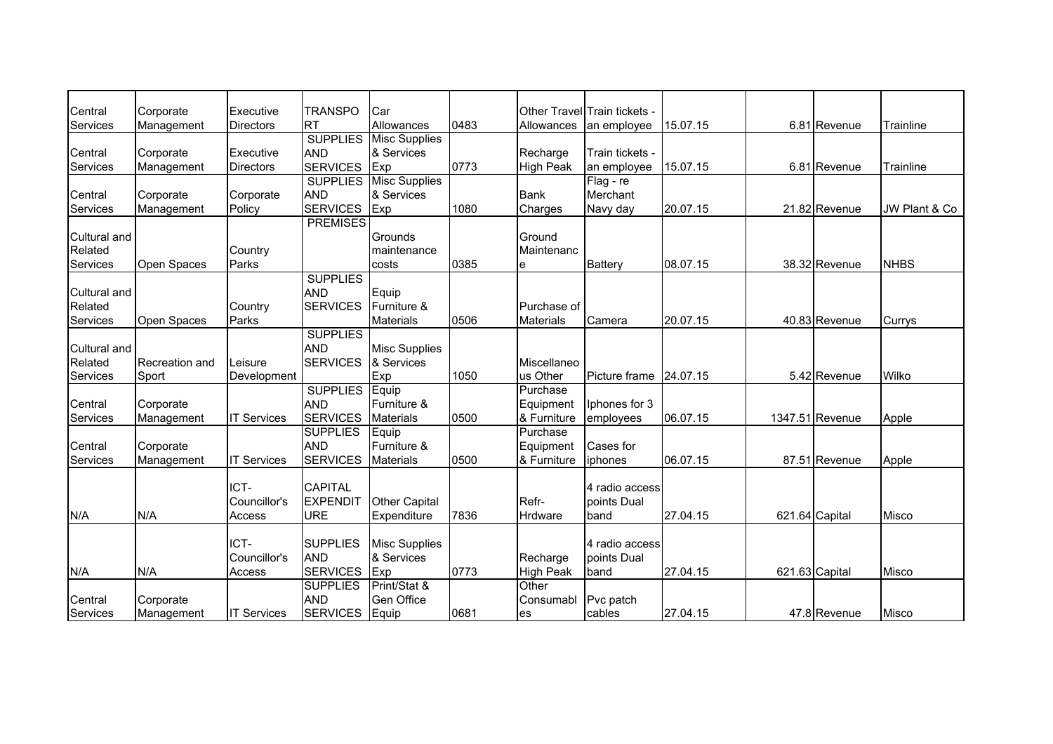| | | | | | | | | | | | |
|---|---|---|---|---|---|---|---|---|---|---|---|
| Central Services | Corporate Management | Executive Directors | TRANSPORT | Car Allowances | 0483 | Other Travel Allowances | Train tickets - an employee | 15.07.15 | 6.81 | Revenue | Trainline |
| Central Services | Corporate Management | Executive Directors | SUPPLIES AND SERVICES | Misc Supplies & Services Exp | 0773 | Recharge High Peak | Train tickets - an employee | 15.07.15 | 6.81 | Revenue | Trainline |
| Central Services | Corporate Management | Corporate Policy | SUPPLIES AND SERVICES | Misc Supplies & Services Exp | 1080 | Bank Charges | Flag - re Merchant Navy day | 20.07.15 | 21.82 | Revenue | JW Plant & Co |
| Cultural and Related Services | Open Spaces | Country Parks | PREMISES | Grounds maintenance costs | 0385 | Ground Maintenance | Battery | 08.07.15 | 38.32 | Revenue | NHBS |
| Cultural and Related Services | Open Spaces | Country Parks | SUPPLIES AND SERVICES | Equip Furniture & Materials | 0506 | Purchase of Materials | Camera | 20.07.15 | 40.83 | Revenue | Currys |
| Cultural and Related Services | Recreation and Sport | Leisure Development | SUPPLIES AND SERVICES | Misc Supplies & Services Exp | 1050 | Miscellaneous Other | Picture frame | 24.07.15 | 5.42 | Revenue | Wilko |
| Central Services | Corporate Management | IT Services | SUPPLIES AND SERVICES | Equip Furniture & Materials | 0500 | Purchase Equipment & Furniture | Iphones for 3 employees | 06.07.15 | 1347.51 | Revenue | Apple |
| Central Services | Corporate Management | IT Services | SUPPLIES AND SERVICES | Equip Furniture & Materials | 0500 | Purchase Equipment & Furniture | Cases for iphones | 06.07.15 | 87.51 | Revenue | Apple |
| N/A | N/A | ICT-Councillor's Access | CAPITAL EXPENDITURE | Other Capital Expenditure | 7836 | Refr-Hrdware | 4 radio access points Dual band | 27.04.15 | 621.64 | Capital | Misco |
| N/A | N/A | ICT-Councillor's Access | SUPPLIES AND SERVICES | Misc Supplies & Services Exp | 0773 | Recharge High Peak | 4 radio access points Dual band | 27.04.15 | 621.63 | Capital | Misco |
| Central Services | Corporate Management | IT Services | SUPPLIES AND SERVICES | Print/Stat & Gen Office Equip | 0681 | Other Consumables | Pvc patch cables | 27.04.15 | 47.8 | Revenue | Misco |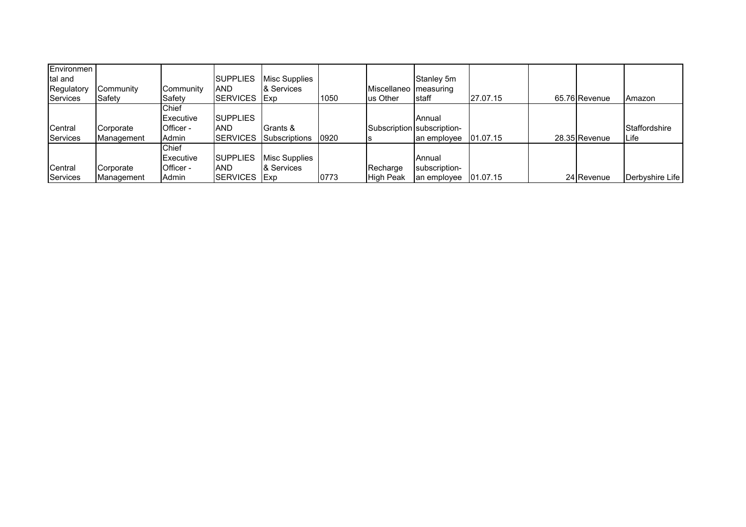| | | | | | | | | | | | |
|---|---|---|---|---|---|---|---|---|---|---|---|
| Environmental and Regulatory Services | Community Safety | Community Safety | SUPPLIES AND SERVICES | Misc Supplies & Services Exp | 1050 | Miscellaneous Other | Stanley 5m measuring staff | 27.07.15 | 65.76 | Revenue | Amazon |
| Central Services | Corporate Management | Chief Executive Officer - Admin | SUPPLIES AND SERVICES | Grants & Subscriptions | 0920 | Subscriptions | Annual subscription-an employee | 01.07.15 | 28.35 | Revenue | Staffordshire Life |
| Central Services | Corporate Management | Chief Executive Officer - Admin | SUPPLIES AND SERVICES | Misc Supplies & Services Exp | 0773 | Recharge High Peak | Annual subscription-an employee | 01.07.15 | 24 | Revenue | Derbyshire Life |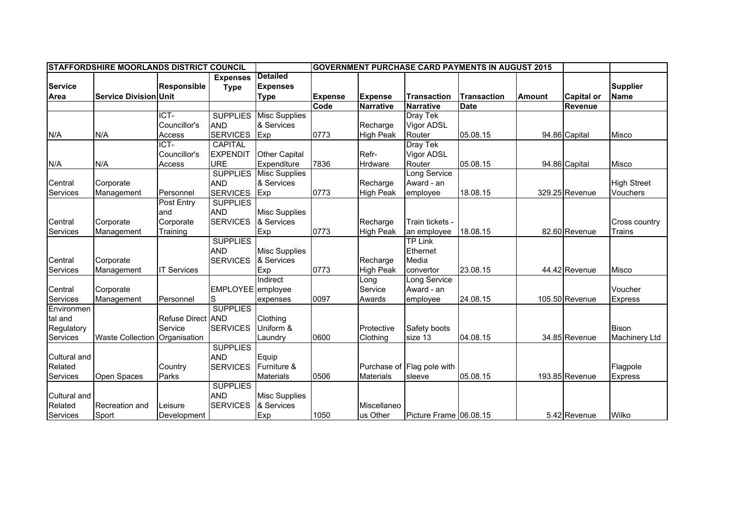| STAFFORDSHIRE MOORLANDS DISTRICT COUNCIL | | | | | GOVERNMENT PURCHASE CARD PAYMENTS IN AUGUST 2015 | | | | | | |
|---|---|---|---|---|---|---|---|---|---|---|---|
| Service Area | Service Division | Responsible Unit | Expenses Type | Detailed Expenses Type | Expense Code | Expense Narrative | Transaction Narrative | Transaction Date | Amount | Capital or Revenue | Supplier Name |
| N/A | N/A | ICT-Councillor's Access | SUPPLIES AND SERVICES | Misc Supplies & Services Exp | 0773 | Recharge High Peak | Dray Tek Vigor ADSL Router | 05.08.15 | 94.86 | Capital | Misco |
| N/A | N/A | ICT-Councillor's Access | CAPITAL EXPENDITURE | Other Capital Expenditure | 7836 | Refr-Hrdware | Dray Tek Vigor ADSL Router | 05.08.15 | 94.86 | Capital | Misco |
| Central Services | Corporate Management | Personnel | SUPPLIES AND SERVICES | Misc Supplies & Services Exp | 0773 | Recharge High Peak | Long Service Award - an employee | 18.08.15 | 329.25 | Revenue | High Street Vouchers |
| Central Services | Corporate Management | Post Entry and Corporate Training | SUPPLIES AND SERVICES | Misc Supplies & Services Exp | 0773 | Recharge High Peak | Train tickets - an employee | 18.08.15 | 82.60 | Revenue | Cross country Trains |
| Central Services | Corporate Management | IT Services | SUPPLIES AND SERVICES | Misc Supplies & Services Exp | 0773 | Recharge High Peak | TP Link Ethernet Media convertor | 23.08.15 | 44.42 | Revenue | Misco |
| Central Services | Corporate Management | Personnel | EMPLOYEES | Indirect employee expenses | 0097 | Long Service Awards | Long Service Award - an employee | 24.08.15 | 105.50 | Revenue | Voucher Express |
| Environmental and Regulatory Services | Waste Collection | Refuse Direct Service Organisation | SUPPLIES AND SERVICES | Clothing Uniform & Laundry | 0600 | Protective Clothing | Safety boots size 13 | 04.08.15 | 34.85 | Revenue | Bison Machinery Ltd |
| Cultural and Related Services | Open Spaces | Country Parks | SUPPLIES AND SERVICES | Equip Furniture & Materials | 0506 | Purchase of Materials | Flag pole with sleeve | 05.08.15 | 193.85 | Revenue | Flagpole Express |
| Cultural and Related Services | Recreation and Sport | Leisure Development | SUPPLIES AND SERVICES | Misc Supplies & Services Exp | 1050 | Miscellaneous Other | Picture Frame | 06.08.15 | 5.42 | Revenue | Wilko |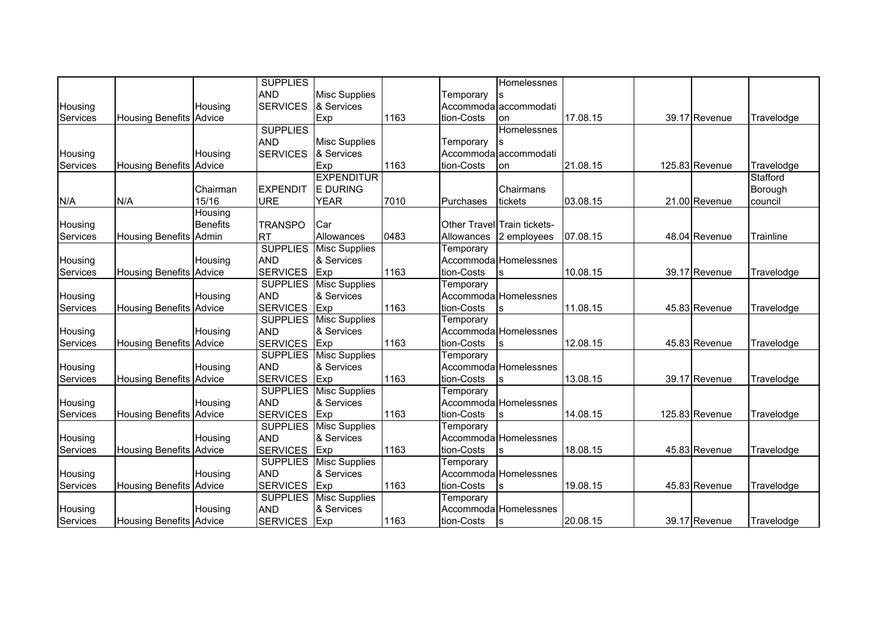| | | | | | | | | | | | |
|---|---|---|---|---|---|---|---|---|---|---|---|
| Housing Services | Housing Benefits | Housing Advice | SUPPLIES AND SERVICES | Misc Supplies & Services Exp | 1163 | Temporary Accommodation-Costs | Homelessness accommodation | 17.08.15 | 39.17 | Revenue | Travelodge |
| Housing Services | Housing Benefits | Housing Advice | SUPPLIES AND SERVICES | Misc Supplies & Services Exp | 1163 | Temporary Accommodation-Costs | Homelessness accommodation | 21.08.15 | 125.83 | Revenue | Travelodge |
| N/A | N/A | Chairman 15/16 | EXPENDITURE | EXPENDITURE DURING YEAR | 7010 | Purchases | Chairmans tickets | 03.08.15 | 21.00 | Revenue | Stafford Borough council |
| Housing Services | Housing Benefits | Housing Benefits Admin | TRANSPORT | Car Allowances | 0483 | Other Travel Allowances | Train tickets-2 employees | 07.08.15 | 48.04 | Revenue | Trainline |
| Housing Services | Housing Benefits | Housing Advice | SUPPLIES AND SERVICES | Misc Supplies & Services Exp | 1163 | Temporary Accommodation-Costs | Homelessness | 10.08.15 | 39.17 | Revenue | Travelodge |
| Housing Services | Housing Benefits | Housing Advice | SUPPLIES AND SERVICES | Misc Supplies & Services Exp | 1163 | Temporary Accommodation-Costs | Homelessness | 11.08.15 | 45.83 | Revenue | Travelodge |
| Housing Services | Housing Benefits | Housing Advice | SUPPLIES AND SERVICES | Misc Supplies & Services Exp | 1163 | Temporary Accommodation-Costs | Homelessness | 12.08.15 | 45.83 | Revenue | Travelodge |
| Housing Services | Housing Benefits | Housing Advice | SUPPLIES AND SERVICES | Misc Supplies & Services Exp | 1163 | Temporary Accommodation-Costs | Homelessness | 13.08.15 | 39.17 | Revenue | Travelodge |
| Housing Services | Housing Benefits | Housing Advice | SUPPLIES AND SERVICES | Misc Supplies & Services Exp | 1163 | Temporary Accommodation-Costs | Homelessness | 14.08.15 | 125.83 | Revenue | Travelodge |
| Housing Services | Housing Benefits | Housing Advice | SUPPLIES AND SERVICES | Misc Supplies & Services Exp | 1163 | Temporary Accommodation-Costs | Homelessness | 18.08.15 | 45.83 | Revenue | Travelodge |
| Housing Services | Housing Benefits | Housing Advice | SUPPLIES AND SERVICES | Misc Supplies & Services Exp | 1163 | Temporary Accommodation-Costs | Homelessness | 19.08.15 | 45.83 | Revenue | Travelodge |
| Housing Services | Housing Benefits | Housing Advice | SUPPLIES AND SERVICES | Misc Supplies & Services Exp | 1163 | Temporary Accommodation-Costs | Homelessness | 20.08.15 | 39.17 | Revenue | Travelodge |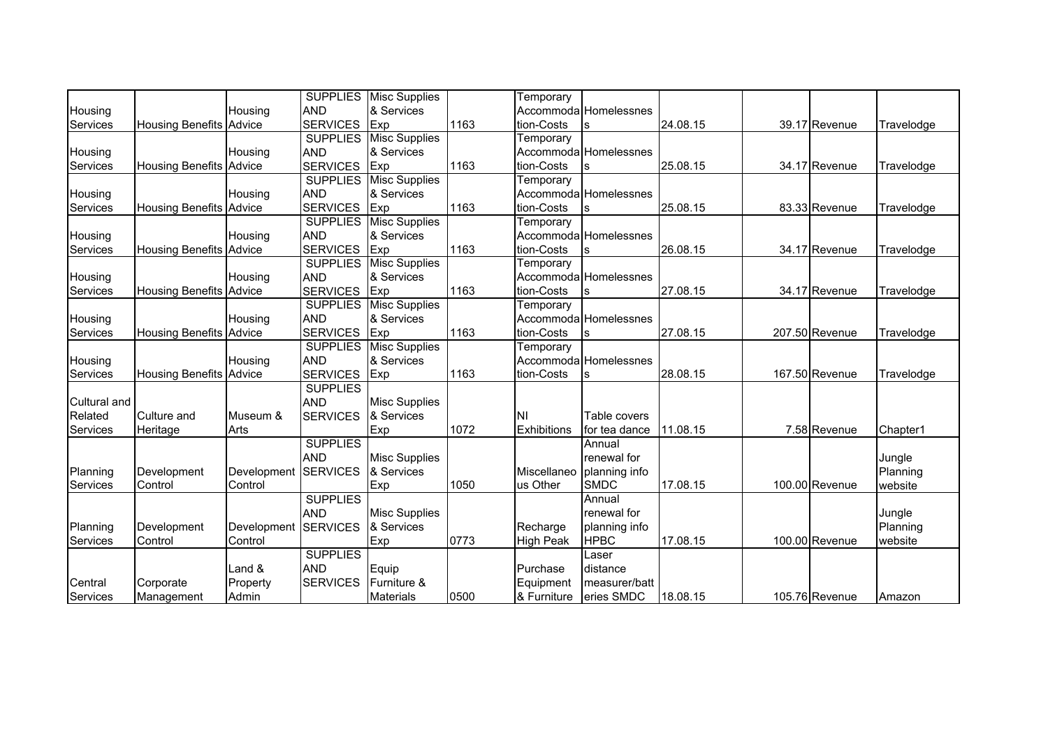| | | | | | | | | | | | |
|---|---|---|---|---|---|---|---|---|---|---|---|
| Housing Services | Housing Benefits | Housing Advice | SUPPLIES AND SERVICES | Misc Supplies & Services Exp | 1163 | Temporary Accommodation-Costs | Homelessness | 24.08.15 | 39.17 | Revenue | Travelodge |
| Housing Services | Housing Benefits | Housing Advice | SUPPLIES AND SERVICES | Misc Supplies & Services Exp | 1163 | Temporary Accommodation-Costs | Homelessness | 25.08.15 | 34.17 | Revenue | Travelodge |
| Housing Services | Housing Benefits | Housing Advice | SUPPLIES AND SERVICES | Misc Supplies & Services Exp | 1163 | Temporary Accommodation-Costs | Homelessness | 25.08.15 | 83.33 | Revenue | Travelodge |
| Housing Services | Housing Benefits | Housing Advice | SUPPLIES AND SERVICES | Misc Supplies & Services Exp | 1163 | Temporary Accommodation-Costs | Homelessness | 26.08.15 | 34.17 | Revenue | Travelodge |
| Housing Services | Housing Benefits | Housing Advice | SUPPLIES AND SERVICES | Misc Supplies & Services Exp | 1163 | Temporary Accommodation-Costs | Homelessness | 27.08.15 | 34.17 | Revenue | Travelodge |
| Housing Services | Housing Benefits | Housing Advice | SUPPLIES AND SERVICES | Misc Supplies & Services Exp | 1163 | Temporary Accommodation-Costs | Homelessness | 27.08.15 | 207.50 | Revenue | Travelodge |
| Housing Services | Housing Benefits | Housing Advice | SUPPLIES AND SERVICES | Misc Supplies & Services Exp | 1163 | Temporary Accommodation-Costs | Homelessness | 28.08.15 | 167.50 | Revenue | Travelodge |
| Cultural and Related Services | Culture and Heritage | Museum & Arts | SUPPLIES AND SERVICES | Misc Supplies & Services Exp | 1072 | NI Exhibitions | Table covers for tea dance | 11.08.15 | 7.58 | Revenue | Chapter1 |
| Planning Services | Development Control | Development Control | SUPPLIES AND SERVICES | Misc Supplies & Services Exp | 1050 | Miscellaneous Other | Annual renewal for planning info SMDC | 17.08.15 | 100.00 | Revenue | Jungle Planning website |
| Planning Services | Development Control | Development Control | SUPPLIES AND SERVICES | Misc Supplies & Services Exp | 0773 | Recharge High Peak | Annual renewal for planning info HPBC | 17.08.15 | 100.00 | Revenue | Jungle Planning website |
| Central Services | Corporate Management | Land & Property Admin | SUPPLIES AND SERVICES | Equip Furniture & Materials | 0500 | Purchase Equipment & Furniture | Laser distance measurer/batteries SMDC | 18.08.15 | 105.76 | Revenue | Amazon |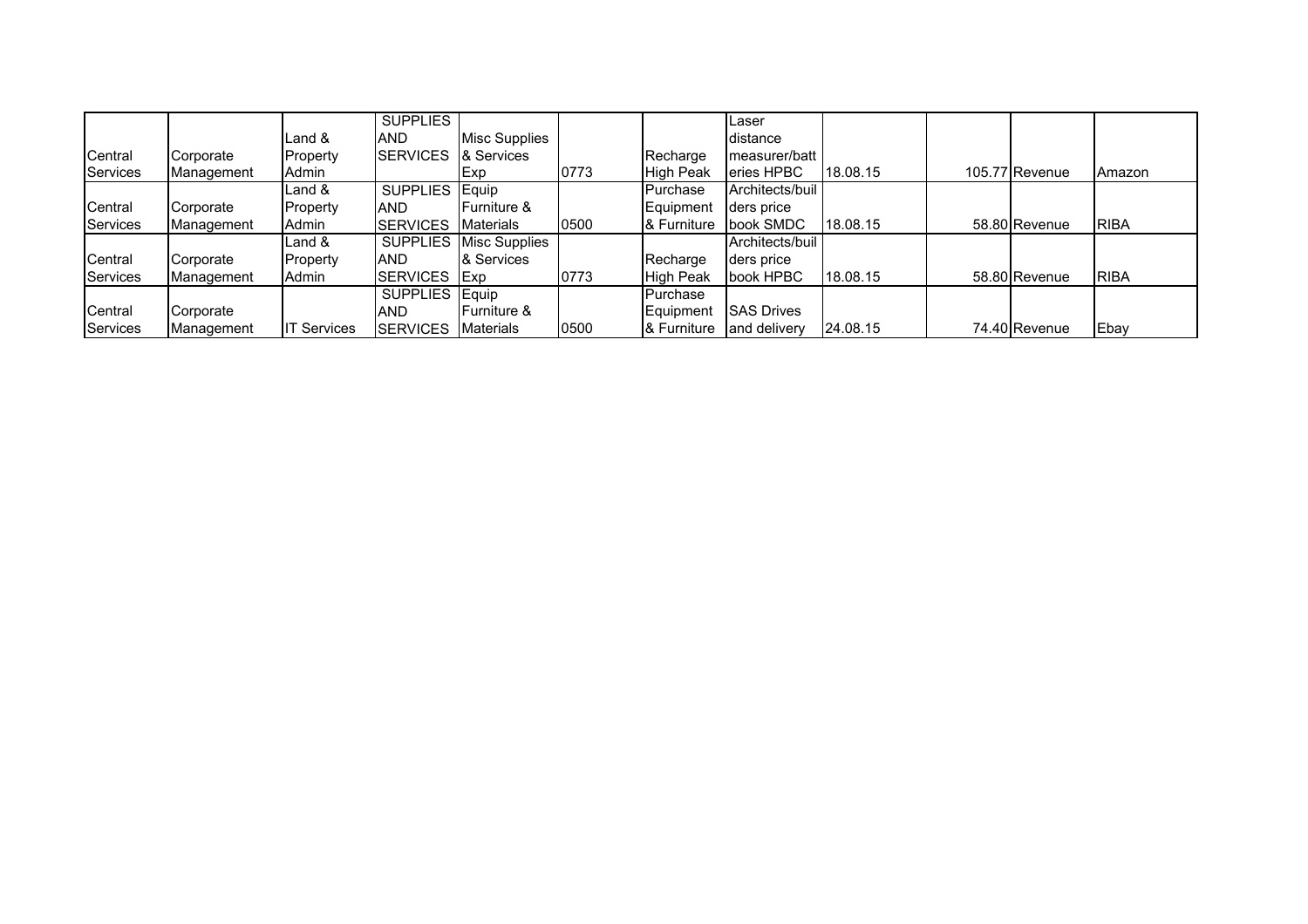| | | | | | | | | | | | |
|---|---|---|---|---|---|---|---|---|---|---|---|
| Central Services | Corporate Management | Land & Property Admin | SUPPLIES AND SERVICES | Misc Supplies & Services Exp | 0773 | Recharge High Peak | Laser distance measurer/batteries HPBC | 18.08.15 | 105.77 | Revenue | Amazon |
| Central Services | Corporate Management | Land & Property Admin | SUPPLIES AND SERVICES | Equip Furniture & Materials | 0500 | Purchase Equipment & Furniture | Architects/builders price book SMDC | 18.08.15 | 58.80 | Revenue | RIBA |
| Central Services | Corporate Management | Land & Property Admin | SUPPLIES AND SERVICES | Misc Supplies & Services Exp | 0773 | Recharge High Peak | Architects/builders price book HPBC | 18.08.15 | 58.80 | Revenue | RIBA |
| Central Services | Corporate Management | IT Services | SUPPLIES AND SERVICES | Equip Furniture & Materials | 0500 | Purchase Equipment & Furniture | SAS Drives and delivery | 24.08.15 | 74.40 | Revenue | Ebay |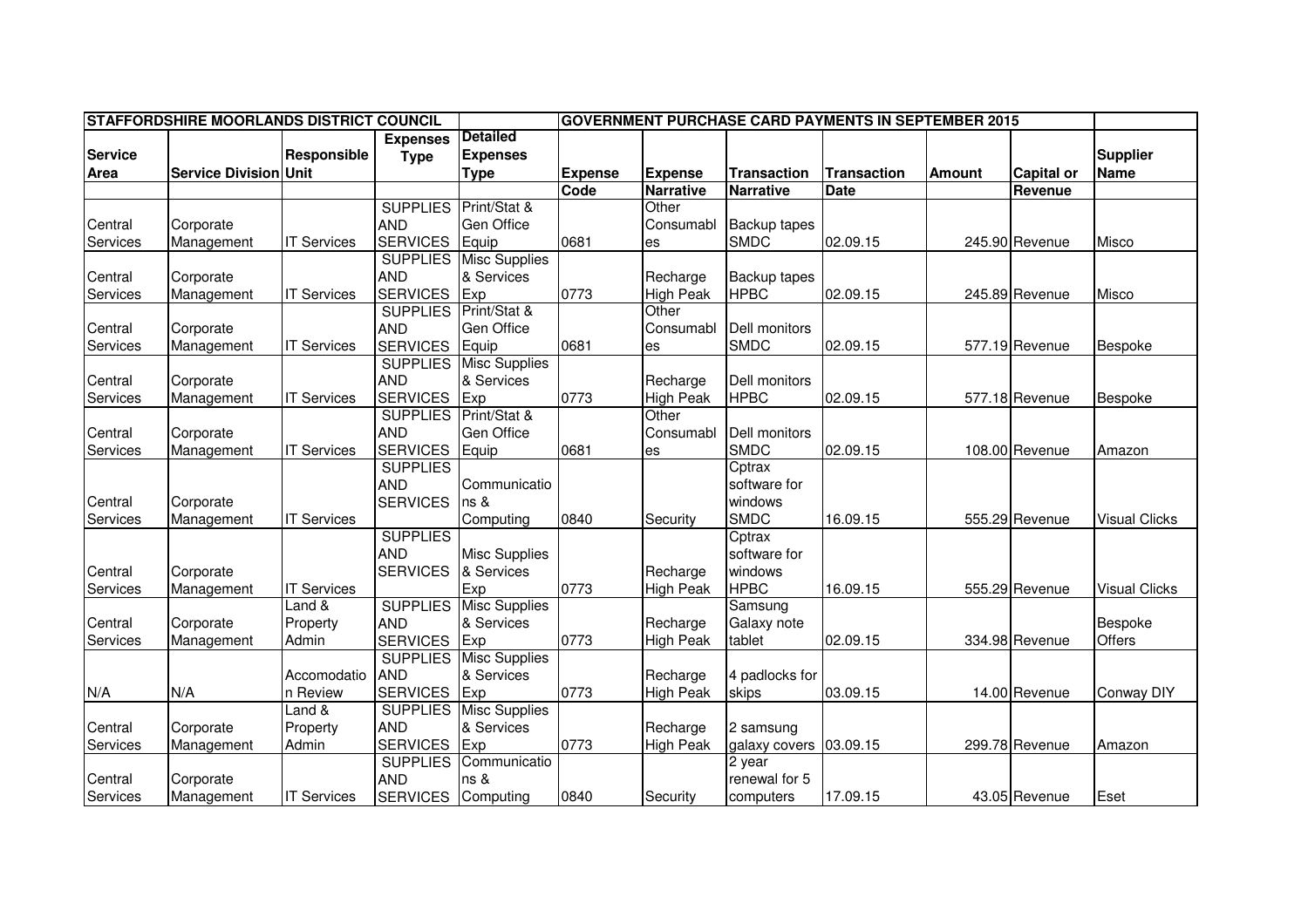| STAFFORDSHIRE MOORLANDS DISTRICT COUNCIL | | | | | GOVERNMENT PURCHASE CARD PAYMENTS IN SEPTEMBER 2015 | | | | | | |
|---|---|---|---|---|---|---|---|---|---|---|---|
| Service Area | Service Division | Responsible Unit | Expenses Type | Detailed Expenses Type | Expense Code | Expense Narrative | Transaction Narrative | Transaction Date | Amount | Capital or Revenue | Supplier Name |
| Central Services | Corporate Management | IT Services | SUPPLIES AND SERVICES | Print/Stat & Gen Office Equip | 0681 | Other Consumables | Backup tapes SMDC | 02.09.15 | 245.90 | Revenue | Misco |
| Central Services | Corporate Management | IT Services | SUPPLIES AND SERVICES | Misc Supplies & Services Exp | 0773 | Recharge High Peak | Backup tapes HPBC | 02.09.15 | 245.89 | Revenue | Misco |
| Central Services | Corporate Management | IT Services | SUPPLIES AND SERVICES | Print/Stat & Gen Office Equip | 0681 | Other Consumables | Dell monitors SMDC | 02.09.15 | 577.19 | Revenue | Bespoke |
| Central Services | Corporate Management | IT Services | SUPPLIES AND SERVICES | Misc Supplies & Services Exp | 0773 | Recharge High Peak | Dell monitors HPBC | 02.09.15 | 577.18 | Revenue | Bespoke |
| Central Services | Corporate Management | IT Services | SUPPLIES AND SERVICES | Print/Stat & Gen Office Equip | 0681 | Other Consumables | Dell monitors SMDC | 02.09.15 | 108.00 | Revenue | Amazon |
| Central Services | Corporate Management | IT Services | SUPPLIES AND SERVICES | Communications & Computing | 0840 | Security | Cptrax software for windows SMDC | 16.09.15 | 555.29 | Revenue | Visual Clicks |
| Central Services | Corporate Management | IT Services | SUPPLIES AND SERVICES | Misc Supplies & Services Exp | 0773 | Recharge High Peak | Cptrax software for windows HPBC | 16.09.15 | 555.29 | Revenue | Visual Clicks |
| Central Services | Corporate Management | Land & Property Admin | SUPPLIES AND SERVICES | Misc Supplies & Services Exp | 0773 | Recharge High Peak | Samsung Galaxy note tablet | 02.09.15 | 334.98 | Revenue | Bespoke Offers |
| N/A | N/A | Accomodation Review | SUPPLIES AND SERVICES | Misc Supplies & Services Exp | 0773 | Recharge High Peak | 4 padlocks for skips | 03.09.15 | 14.00 | Revenue | Conway DIY |
| Central Services | Corporate Management | Land & Property Admin | SUPPLIES AND SERVICES | Misc Supplies & Services Exp | 0773 | Recharge High Peak | 2 samsung galaxy covers | 03.09.15 | 299.78 | Revenue | Amazon |
| Central Services | Corporate Management | IT Services | SUPPLIES AND SERVICES | Communications & Computing | 0840 | Security | 2 year renewal for 5 computers | 17.09.15 | 43.05 | Revenue | Eset |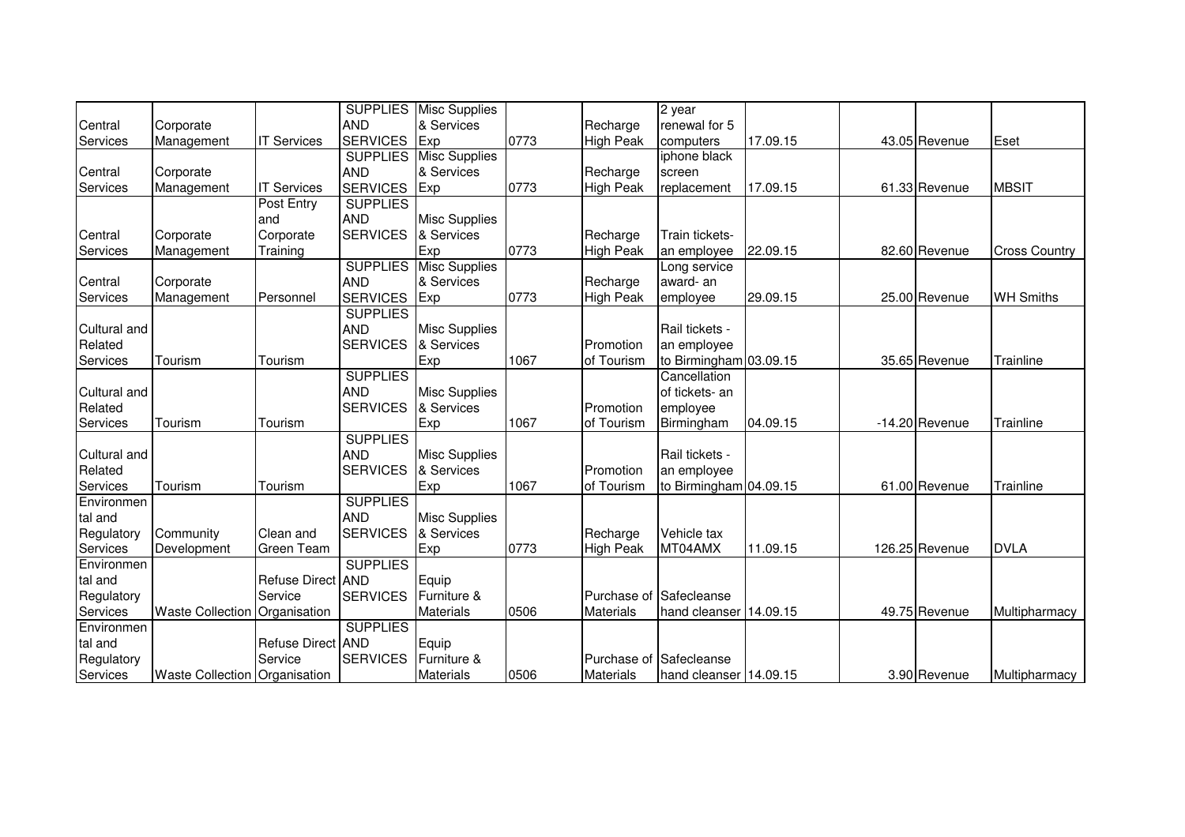| | | | | | | | | | | | |
|---|---|---|---|---|---|---|---|---|---|---|---|
| Central Services | Corporate Management | IT Services | SUPPLIES AND SERVICES | Misc Supplies & Services Exp | 0773 | Recharge High Peak | 2 year renewal for 5 computers | 17.09.15 | 43.05 | Revenue | Eset |
| Central Services | Corporate Management | IT Services | SUPPLIES AND SERVICES | Misc Supplies & Services Exp | 0773 | Recharge High Peak | iphone black screen replacement | 17.09.15 | 61.33 | Revenue | MBSIT |
| Central Services | Corporate Management | Post Entry and Corporate Training | SUPPLIES AND SERVICES | Misc Supplies & Services Exp | 0773 | Recharge High Peak | Train tickets- an employee | 22.09.15 | 82.60 | Revenue | Cross Country |
| Central Services | Corporate Management | Personnel | SUPPLIES AND SERVICES | Misc Supplies & Services Exp | 0773 | Recharge High Peak | Long service award- an employee | 29.09.15 | 25.00 | Revenue | WH Smiths |
| Cultural and Related Services | Tourism | Tourism | SUPPLIES AND SERVICES | Misc Supplies & Services Exp | 1067 | Promotion of Tourism | Rail tickets - an employee to Birmingham | 03.09.15 | 35.65 | Revenue | Trainline |
| Cultural and Related Services | Tourism | Tourism | SUPPLIES AND SERVICES | Misc Supplies & Services Exp | 1067 | Promotion of Tourism | Cancellation of tickets- an employee Birmingham | 04.09.15 | -14.20 | Revenue | Trainline |
| Cultural and Related Services | Tourism | Tourism | SUPPLIES AND SERVICES | Misc Supplies & Services Exp | 1067 | Promotion of Tourism | Rail tickets - an employee to Birmingham | 04.09.15 | 61.00 | Revenue | Trainline |
| Environmental and Regulatory Services | Community Development | Clean and Green Team | SUPPLIES AND SERVICES | Misc Supplies & Services Exp | 0773 | Recharge High Peak | Vehicle tax MT04AMX | 11.09.15 | 126.25 | Revenue | DVLA |
| Environmental and Regulatory Services | Waste Collection | Refuse Direct Service Organisation | SUPPLIES AND SERVICES | Equip Furniture & Materials | 0506 | Purchase of Materials | Safecleanse hand cleanser | 14.09.15 | 49.75 | Revenue | Multipharmacy |
| Environmental and Regulatory Services | Waste Collection | Refuse Direct Service Organisation | SUPPLIES AND SERVICES | Equip Furniture & Materials | 0506 | Purchase of Materials | Safecleanse hand cleanser | 14.09.15 | 3.90 | Revenue | Multipharmacy |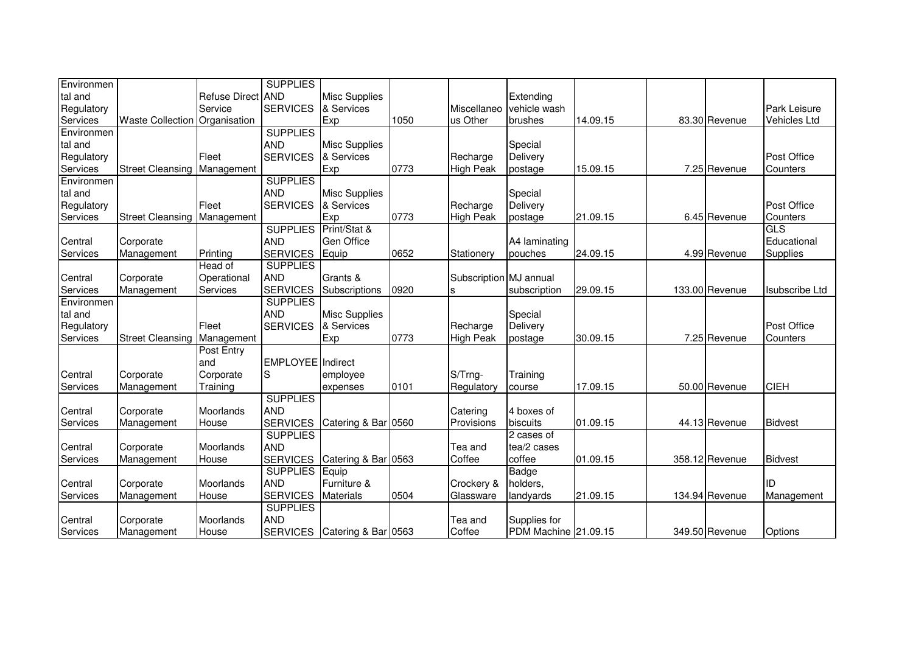| | | | | | | | | | | | | |
|---|---|---|---|---|---|---|---|---|---|---|---|---|
| Environmental and Regulatory Services | Waste Collection | Refuse Direct Service Organisation | SUPPLIES AND SERVICES | Misc Supplies & Services Exp | 1050 | Miscellaneous Other | Extending vehicle wash brushes | 14.09.15 | | 83.30 | Revenue | Park Leisure Vehicles Ltd |
| Environmental and Regulatory Services | Street Cleansing | Fleet Management | SUPPLIES AND SERVICES | Misc Supplies & Services Exp | 0773 | Recharge High Peak | Special Delivery postage | 15.09.15 | | 7.25 | Revenue | Post Office Counters |
| Environmental and Regulatory Services | Street Cleansing | Fleet Management | SUPPLIES AND SERVICES | Misc Supplies & Services Exp | 0773 | Recharge High Peak | Special Delivery postage | 21.09.15 | | 6.45 | Revenue | Post Office Counters |
| Central Services | Corporate Management | Printing | SUPPLIES AND SERVICES | Print/Stat & Gen Office Equip | 0652 | Stationery | A4 laminating pouches | 24.09.15 | | 4.99 | Revenue | GLS Educational Supplies |
| Central Services | Corporate Management | Head of Operational Services | SUPPLIES AND SERVICES | Grants & Subscriptions | 0920 | Subscriptions | MJ annual subscription | 29.09.15 | | 133.00 | Revenue | Isubscribe Ltd |
| Environmental and Regulatory Services | Street Cleansing | Fleet Management | SUPPLIES AND SERVICES | Misc Supplies & Services Exp | 0773 | Recharge High Peak | Special Delivery postage | 30.09.15 | | 7.25 | Revenue | Post Office Counters |
| Central Services | Corporate Management | Post Entry and Corporate Training | EMPLOYEES | Indirect employee expenses | 0101 | S/Trng-Regulatory | Training course | 17.09.15 | | 50.00 | Revenue | CIEH |
| Central Services | Corporate Management | Moorlands House | SUPPLIES AND SERVICES | Catering & Bar | 0560 | Catering Provisions | 4 boxes of biscuits | 01.09.15 | | 44.13 | Revenue | Bidvest |
| Central Services | Corporate Management | Moorlands House | SUPPLIES AND SERVICES | Catering & Bar | 0563 | Tea and Coffee | 2 cases of tea/2 cases coffee | 01.09.15 | | 358.12 | Revenue | Bidvest |
| Central Services | Corporate Management | Moorlands House | SUPPLIES AND SERVICES | Equip Furniture & Materials | 0504 | Crockery & Glassware | Badge holders, landyards | 21.09.15 | | 134.94 | Revenue | ID Management |
| Central Services | Corporate Management | Moorlands House | SUPPLIES AND SERVICES | Catering & Bar | 0563 | Tea and Coffee | Supplies for PDM Machine | 21.09.15 | | 349.50 | Revenue | Options |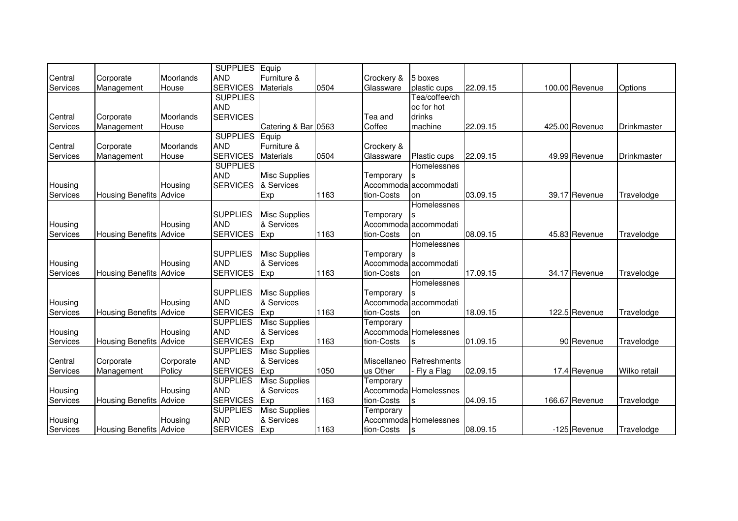| | | | | | | | | | | | |
|---|---|---|---|---|---|---|---|---|---|---|---|
| Central Services | Corporate Management | Moorlands House | SUPPLIES AND SERVICES | Equip Furniture & Materials | 0504 | Crockery & Glassware | 5 boxes plastic cups | 22.09.15 | 100.00 | Revenue | Options |
| Central Services | Corporate Management | Moorlands House | SUPPLIES AND SERVICES | Catering & Bar | 0563 | Tea and Coffee | Tea/coffee/choc for hot drinks machine | 22.09.15 | 425.00 | Revenue | Drinkmaster |
| Central Services | Corporate Management | Moorlands House | SUPPLIES AND SERVICES | Equip Furniture & Materials | 0504 | Crockery & Glassware | Plastic cups | 22.09.15 | 49.99 | Revenue | Drinkmaster |
| Housing Services | Housing Benefits | Housing Advice | SUPPLIES AND SERVICES | Misc Supplies & Services Exp | 1163 | Temporary Accommodation-Costs | Homelessness accommodation | 03.09.15 | 39.17 | Revenue | Travelodge |
| Housing Services | Housing Benefits | Housing Advice | SUPPLIES AND SERVICES | Misc Supplies & Services Exp | 1163 | Temporary Accommodation-Costs | Homelessness accommodation | 08.09.15 | 45.83 | Revenue | Travelodge |
| Housing Services | Housing Benefits | Housing Advice | SUPPLIES AND SERVICES | Misc Supplies & Services Exp | 1163 | Temporary Accommodation-Costs | Homelessness accommodation | 17.09.15 | 34.17 | Revenue | Travelodge |
| Housing Services | Housing Benefits | Housing Advice | SUPPLIES AND SERVICES | Misc Supplies & Services Exp | 1163 | Temporary Accommodation-Costs | Homelessness accommodation | 18.09.15 | 122.5 | Revenue | Travelodge |
| Housing Services | Housing Benefits | Housing Advice | SUPPLIES AND SERVICES | Misc Supplies & Services Exp | 1163 | Temporary Accommodation-Costs | Homelessness | 01.09.15 | 90 | Revenue | Travelodge |
| Central Services | Corporate Management | Corporate Policy | SUPPLIES AND SERVICES | Misc Supplies & Services Exp | 1050 | Miscellaneous Other | Refreshments - Fly a Flag | 02.09.15 | 17.4 | Revenue | Wilko retail |
| Housing Services | Housing Benefits | Housing Advice | SUPPLIES AND SERVICES | Misc Supplies & Services Exp | 1163 | Temporary Accommodation-Costs | Homelessness | 04.09.15 | 166.67 | Revenue | Travelodge |
| Housing Services | Housing Benefits | Housing Advice | SUPPLIES AND SERVICES | Misc Supplies & Services Exp | 1163 | Temporary Accommodation-Costs | Homelessness | 08.09.15 | -125 | Revenue | Travelodge |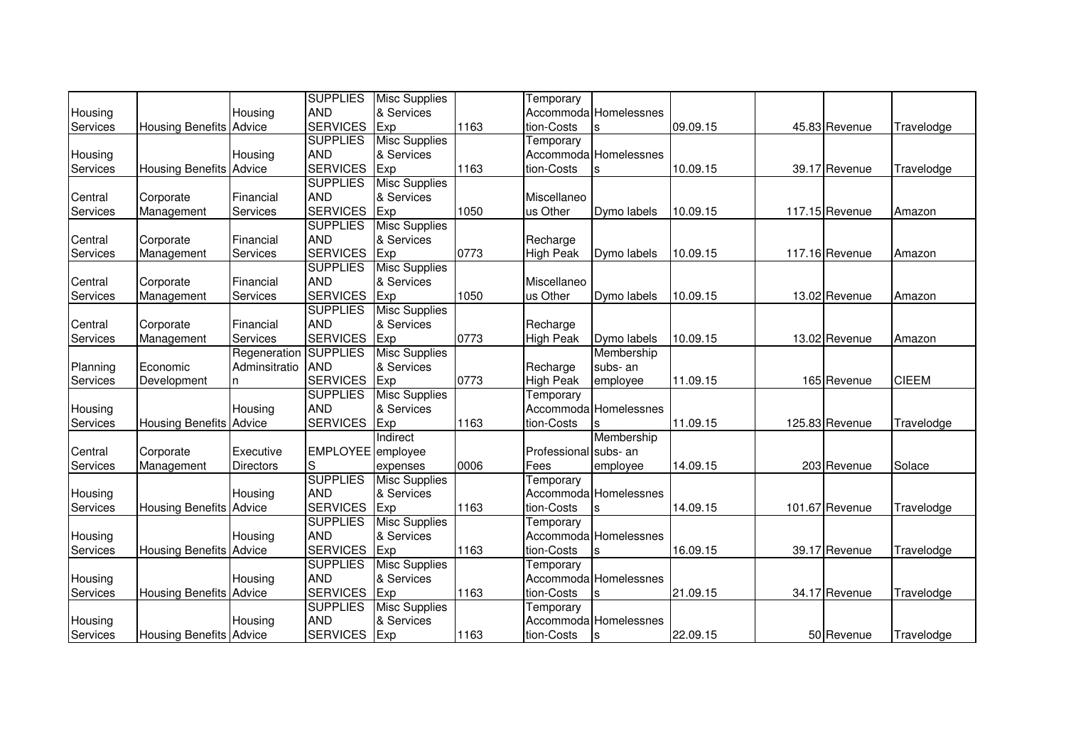| | | | | | | | | | | | |
|---|---|---|---|---|---|---|---|---|---|---|---|
| Housing Services | Housing Benefits | Housing Advice | SUPPLIES AND SERVICES | Misc Supplies & Services Exp | 1163 | Temporary Accommodation-Costs | Homelessness | 09.09.15 | 45.83 | Revenue | Travelodge |
| Housing Services | Housing Benefits | Housing Advice | SUPPLIES AND SERVICES | Misc Supplies & Services Exp | 1163 | Temporary Accommodation-Costs | Homelessness | 10.09.15 | 39.17 | Revenue | Travelodge |
| Central Services | Corporate Management | Financial Services | SUPPLIES AND SERVICES | Misc Supplies & Services Exp | 1050 | Miscellaneous Other | Dymo labels | 10.09.15 | 117.15 | Revenue | Amazon |
| Central Services | Corporate Management | Financial Services | SUPPLIES AND SERVICES | Misc Supplies & Services Exp | 0773 | Recharge High Peak | Dymo labels | 10.09.15 | 117.16 | Revenue | Amazon |
| Central Services | Corporate Management | Financial Services | SUPPLIES AND SERVICES | Misc Supplies & Services Exp | 1050 | Miscellaneous Other | Dymo labels | 10.09.15 | 13.02 | Revenue | Amazon |
| Central Services | Corporate Management | Financial Services | SUPPLIES AND SERVICES | Misc Supplies & Services Exp | 0773 | Recharge High Peak | Dymo labels | 10.09.15 | 13.02 | Revenue | Amazon |
| Planning Services | Economic Development | Regeneration Adminsitration | SUPPLIES AND SERVICES | Misc Supplies & Services Exp | 0773 | Recharge High Peak | Membership subs- an employee | 11.09.15 | 165 | Revenue | CIEEM |
| Housing Services | Housing Benefits | Housing Advice | SUPPLIES AND SERVICES | Misc Supplies & Services Exp | 1163 | Temporary Accommodation-Costs | Homelessness | 11.09.15 | 125.83 | Revenue | Travelodge |
| Central Services | Corporate Management | Executive Directors | EMPLOYEES | Indirect employee expenses | 0006 | Professional Fees | Membership subs- an employee | 14.09.15 | 203 | Revenue | Solace |
| Housing Services | Housing Benefits | Housing Advice | SUPPLIES AND SERVICES | Misc Supplies & Services Exp | 1163 | Temporary Accommodation-Costs | Homelessness | 14.09.15 | 101.67 | Revenue | Travelodge |
| Housing Services | Housing Benefits | Housing Advice | SUPPLIES AND SERVICES | Misc Supplies & Services Exp | 1163 | Temporary Accommodation-Costs | Homelessness | 16.09.15 | 39.17 | Revenue | Travelodge |
| Housing Services | Housing Benefits | Housing Advice | SUPPLIES AND SERVICES | Misc Supplies & Services Exp | 1163 | Temporary Accommodation-Costs | Homelessness | 21.09.15 | 34.17 | Revenue | Travelodge |
| Housing Services | Housing Benefits | Housing Advice | SUPPLIES AND SERVICES | Misc Supplies & Services Exp | 1163 | Temporary Accommodation-Costs | Homelessness | 22.09.15 | 50 | Revenue | Travelodge |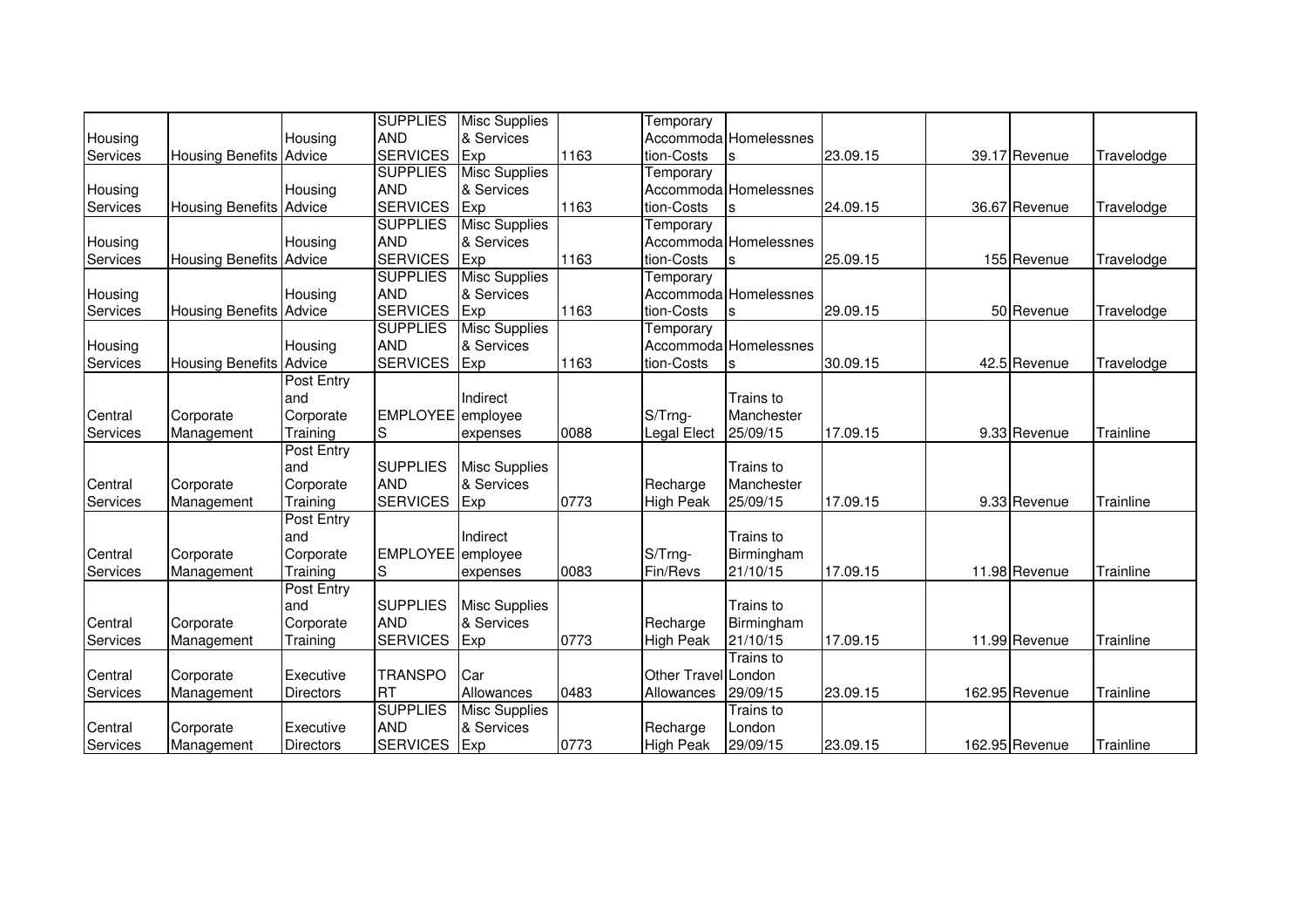| | | | | | | | | | | | |
|---|---|---|---|---|---|---|---|---|---|---|---|
| Housing Services | Housing Benefits | Housing Advice | SUPPLIES AND SERVICES | Misc Supplies & Services Exp | 1163 | Temporary Accommodation-Costs | Homelessness | 23.09.15 | 39.17 | Revenue | Travelodge |
| Housing Services | Housing Benefits | Housing Advice | SUPPLIES AND SERVICES | Misc Supplies & Services Exp | 1163 | Temporary Accommodation-Costs | Homelessness | 24.09.15 | 36.67 | Revenue | Travelodge |
| Housing Services | Housing Benefits | Housing Advice | SUPPLIES AND SERVICES | Misc Supplies & Services Exp | 1163 | Temporary Accommodation-Costs | Homelessness | 25.09.15 | 155 | Revenue | Travelodge |
| Housing Services | Housing Benefits | Housing Advice | SUPPLIES AND SERVICES | Misc Supplies & Services Exp | 1163 | Temporary Accommodation-Costs | Homelessness | 29.09.15 | 50 | Revenue | Travelodge |
| Housing Services | Housing Benefits | Housing Advice | SUPPLIES AND SERVICES | Misc Supplies & Services Exp | 1163 | Temporary Accommodation-Costs | Homelessness | 30.09.15 | 42.5 | Revenue | Travelodge |
| Central Services | Corporate Management | Post Entry and Corporate Training | EMPLOYEES | Indirect employee expenses | 0088 | S/Trng-Legal Elect | Trains to Manchester 25/09/15 | 17.09.15 | 9.33 | Revenue | Trainline |
| Central Services | Corporate Management | Post Entry and Corporate Training | SUPPLIES AND SERVICES | Misc Supplies & Services Exp | 0773 | Recharge High Peak | Trains to Manchester 25/09/15 | 17.09.15 | 9.33 | Revenue | Trainline |
| Central Services | Corporate Management | Post Entry and Corporate Training | EMPLOYEES | Indirect employee expenses | 0083 | S/Trng-Fin/Revs | Trains to Birmingham 21/10/15 | 17.09.15 | 11.98 | Revenue | Trainline |
| Central Services | Corporate Management | Post Entry and Corporate Training | SUPPLIES AND SERVICES | Misc Supplies & Services Exp | 0773 | Recharge High Peak | Trains to Birmingham 21/10/15 | 17.09.15 | 11.99 | Revenue | Trainline |
| Central Services | Corporate Management | Executive Directors | TRANSPORT | Car Allowances | 0483 | Other Travel Allowances | Trains to London 29/09/15 | 23.09.15 | 162.95 | Revenue | Trainline |
| Central Services | Corporate Management | Executive Directors | SUPPLIES AND SERVICES | Misc Supplies & Services Exp | 0773 | Recharge High Peak | Trains to London 29/09/15 | 23.09.15 | 162.95 | Revenue | Trainline |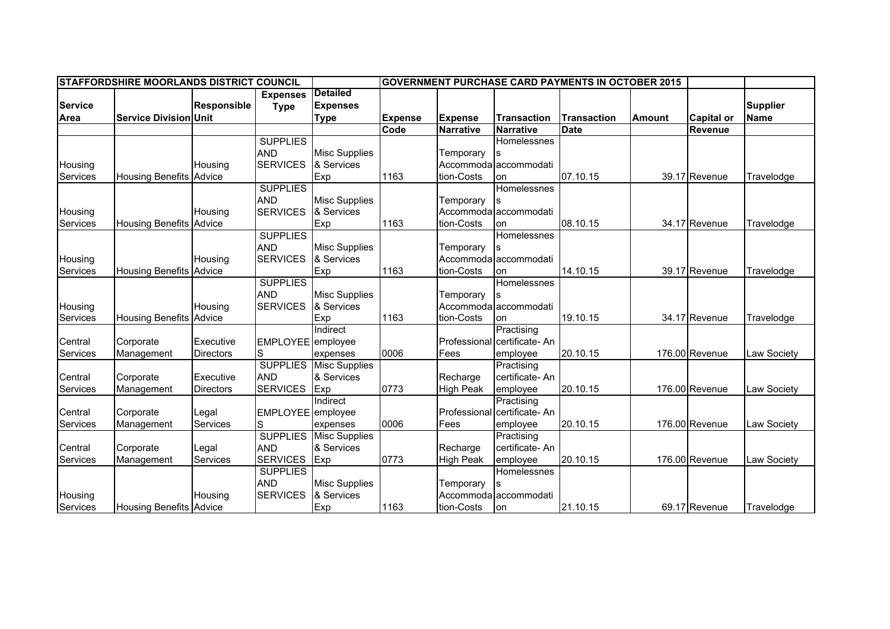| STAFFORDSHIRE MOORLANDS DISTRICT COUNCIL | | | | | GOVERNMENT PURCHASE CARD PAYMENTS IN OCTOBER 2015 | | | | | | |
|---|---|---|---|---|---|---|---|---|---|---|---|
| Service Area | Service Division | Responsible Unit | Expenses Type | Detailed Expenses Type | Expense Code | Expense Narrative | Transaction Narrative | Transaction Date | Amount | Capital or Revenue | Supplier Name |
| Housing Services | Housing Benefits | Housing Advice | SUPPLIES AND SERVICES | Misc Supplies & Services Exp | 1163 | Temporary Accommodation-Costs | Homelessness accommodation | 07.10.15 | 39.17 | Revenue | Travelodge |
| Housing Services | Housing Benefits | Housing Advice | SUPPLIES AND SERVICES | Misc Supplies & Services Exp | 1163 | Temporary Accommodation-Costs | Homelessness accommodation | 08.10.15 | 34.17 | Revenue | Travelodge |
| Housing Services | Housing Benefits | Housing Advice | SUPPLIES AND SERVICES | Misc Supplies & Services Exp | 1163 | Temporary Accommodation-Costs | Homelessness accommodation | 14.10.15 | 39.17 | Revenue | Travelodge |
| Housing Services | Housing Benefits | Housing Advice | SUPPLIES AND SERVICES | Misc Supplies & Services Exp | 1163 | Temporary Accommodation-Costs | Homelessness accommodation | 19.10.15 | 34.17 | Revenue | Travelodge |
| Central Services | Corporate Management | Executive Directors | EMPLOYEES | Indirect employee expenses | 0006 | Professional Fees | Practising certificate- An employee | 20.10.15 | 176.00 | Revenue | Law Society |
| Central Services | Corporate Management | Executive Directors | SUPPLIES AND SERVICES | Misc Supplies & Services Exp | 0773 | Recharge High Peak | Practising certificate- An employee | 20.10.15 | 176.00 | Revenue | Law Society |
| Central Services | Corporate Management | Legal Services | EMPLOYEES | Indirect employee expenses | 0006 | Professional Fees | Practising certificate- An employee | 20.10.15 | 176.00 | Revenue | Law Society |
| Central Services | Corporate Management | Legal Services | SUPPLIES AND SERVICES | Misc Supplies & Services Exp | 0773 | Recharge High Peak | Practising certificate- An employee | 20.10.15 | 176.00 | Revenue | Law Society |
| Housing Services | Housing Benefits | Housing Advice | SUPPLIES AND SERVICES | Misc Supplies & Services Exp | 1163 | Temporary Accommodation-Costs | Homelessness accommodation | 21.10.15 | 69.17 | Revenue | Travelodge |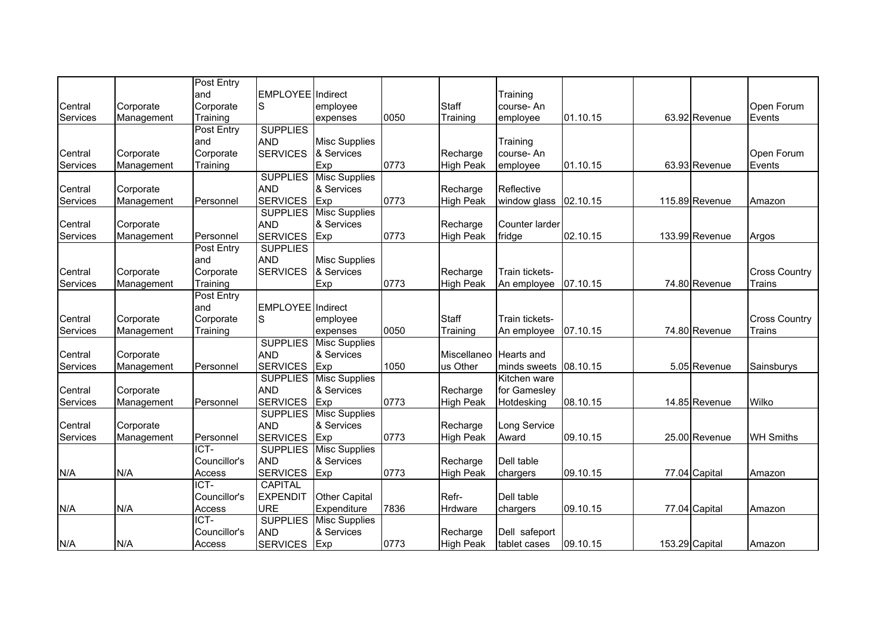| | | | | | | | | | | | |
|---|---|---|---|---|---|---|---|---|---|---|---|
| Central Services | Corporate Management | Post Entry and Corporate Training | EMPLOYEES | Indirect employee expenses | 0050 | Staff Training | Training course- An employee | 01.10.15 | 63.92 | Revenue | Open Forum Events |
| Central Services | Corporate Management | Post Entry and Corporate Training | SUPPLIES AND SERVICES | Misc Supplies & Services Exp | 0773 | Recharge High Peak | Training course- An employee | 01.10.15 | 63.93 | Revenue | Open Forum Events |
| Central Services | Corporate Management | Personnel | SUPPLIES AND SERVICES | Misc Supplies & Services Exp | 0773 | Recharge High Peak | Reflective window glass | 02.10.15 | 115.89 | Revenue | Amazon |
| Central Services | Corporate Management | Personnel | SUPPLIES AND SERVICES | Misc Supplies & Services Exp | 0773 | Recharge High Peak | Counter larder fridge | 02.10.15 | 133.99 | Revenue | Argos |
| Central Services | Corporate Management | Post Entry and Corporate Training | SUPPLIES AND SERVICES | Misc Supplies & Services Exp | 0773 | Recharge High Peak | Train tickets- An employee | 07.10.15 | 74.80 | Revenue | Cross Country Trains |
| Central Services | Corporate Management | Post Entry and Corporate Training | EMPLOYEES | Indirect employee expenses | 0050 | Staff Training | Train tickets- An employee | 07.10.15 | 74.80 | Revenue | Cross Country Trains |
| Central Services | Corporate Management | Personnel | SUPPLIES AND SERVICES | Misc Supplies & Services Exp | 1050 | Miscellaneous Other | Hearts and minds sweets | 08.10.15 | 5.05 | Revenue | Sainsburys |
| Central Services | Corporate Management | Personnel | SUPPLIES AND SERVICES | Misc Supplies & Services Exp | 0773 | Recharge High Peak | Kitchen ware for Gamesley Hotdesking | 08.10.15 | 14.85 | Revenue | Wilko |
| Central Services | Corporate Management | Personnel | SUPPLIES AND SERVICES | Misc Supplies & Services Exp | 0773 | Recharge High Peak | Long Service Award | 09.10.15 | 25.00 | Revenue | WH Smiths |
| N/A | N/A | ICT- Councillor's Access | SUPPLIES AND SERVICES | Misc Supplies & Services Exp | 0773 | Recharge High Peak | Dell table chargers | 09.10.15 | 77.04 | Capital | Amazon |
| N/A | N/A | ICT- Councillor's Access | CAPITAL EXPENDITURE | Other Capital Expenditure | 7836 | Refr- Hrdware | Dell table chargers | 09.10.15 | 77.04 | Capital | Amazon |
| N/A | N/A | ICT- Councillor's Access | SUPPLIES AND SERVICES | Misc Supplies & Services Exp | 0773 | Recharge High Peak | Dell safeport tablet cases | 09.10.15 | 153.29 | Capital | Amazon |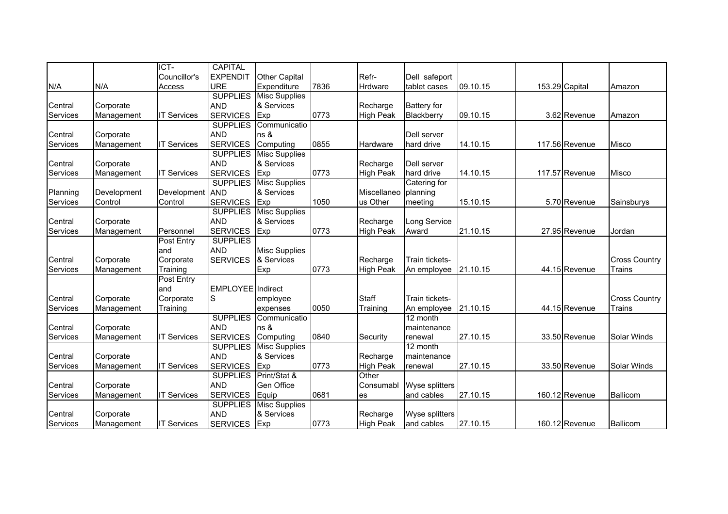| | | | | | | | | | | | |
|---|---|---|---|---|---|---|---|---|---|---|---|
| N/A | N/A | ICT-Councillor's Access | CAPITAL EXPENDITURE | Other Capital Expenditure | 7836 | Refr-Hrdware | Dell safeport tablet cases | 09.10.15 | 153.29 | Capital | Amazon |
| Central Services | Corporate Management | IT Services | SUPPLIES AND SERVICES | Misc Supplies & Services Exp | 0773 | Recharge High Peak | Battery for Blackberry | 09.10.15 | 3.62 | Revenue | Amazon |
| Central Services | Corporate Management | IT Services | SUPPLIES AND SERVICES | Communications & Computing | 0855 | Hardware | Dell server hard drive | 14.10.15 | 117.56 | Revenue | Misco |
| Central Services | Corporate Management | IT Services | SUPPLIES AND SERVICES | Misc Supplies & Services Exp | 0773 | Recharge High Peak | Dell server hard drive | 14.10.15 | 117.57 | Revenue | Misco |
| Planning Services | Development Control | Development Control | SUPPLIES AND SERVICES | Misc Supplies & Services Exp | 1050 | Miscellaneous Other | Catering for planning meeting | 15.10.15 | 5.70 | Revenue | Sainsburys |
| Central Services | Corporate Management | Personnel | SUPPLIES AND SERVICES | Misc Supplies & Services Exp | 0773 | Recharge High Peak | Long Service Award | 21.10.15 | 27.95 | Revenue | Jordan |
| Central Services | Corporate Management | Post Entry and Corporate Training | SUPPLIES AND SERVICES | Misc Supplies & Services Exp | 0773 | Recharge High Peak | Train tickets-An employee | 21.10.15 | 44.15 | Revenue | Cross Country Trains |
| Central Services | Corporate Management | Post Entry and Corporate Training | EMPLOYEES | Indirect employee expenses | 0050 | Staff Training | Train tickets-An employee | 21.10.15 | 44.15 | Revenue | Cross Country Trains |
| Central Services | Corporate Management | IT Services | SUPPLIES AND SERVICES | Communications & Computing | 0840 | Security | 12 month maintenance renewal | 27.10.15 | 33.50 | Revenue | Solar Winds |
| Central Services | Corporate Management | IT Services | SUPPLIES AND SERVICES | Misc Supplies & Services Exp | 0773 | Recharge High Peak | 12 month maintenance renewal | 27.10.15 | 33.50 | Revenue | Solar Winds |
| Central Services | Corporate Management | IT Services | SUPPLIES AND SERVICES | Print/Stat & Gen Office Equip | 0681 | Other Consumables | Wyse splitters and cables | 27.10.15 | 160.12 | Revenue | Ballicom |
| Central Services | Corporate Management | IT Services | SUPPLIES AND SERVICES | Misc Supplies & Services Exp | 0773 | Recharge High Peak | Wyse splitters and cables | 27.10.15 | 160.12 | Revenue | Ballicom |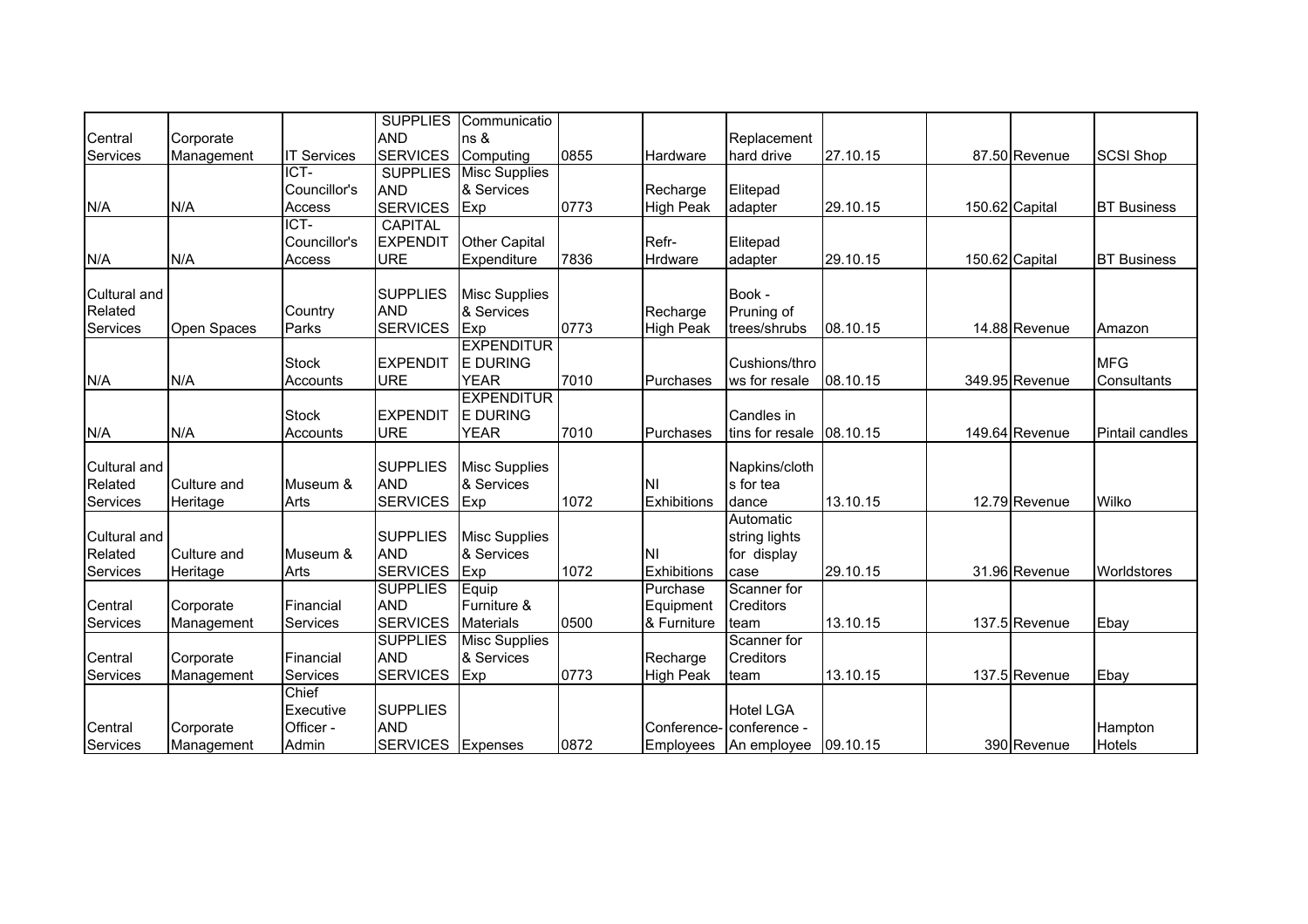| | | | | | | | | | | | | |
|---|---|---|---|---|---|---|---|---|---|---|---|---|
| Central Services | Corporate Management | IT Services | SUPPLIES AND SERVICES | Communications & Computing | 0855 | Hardware | Replacement hard drive | 27.10.15 | | 87.50 | Revenue | SCSI Shop |
| N/A | N/A | ICT-Councillor's Access | SUPPLIES AND SERVICES | Misc Supplies & Services Exp | 0773 | Recharge High Peak | Elitepad adapter | 29.10.15 | | 150.62 | Capital | BT Business |
| N/A | N/A | ICT-Councillor's Access | CAPITAL EXPENDITURE | Other Capital Expenditure | 7836 | Refr-Hrdware | Elitepad adapter | 29.10.15 | | 150.62 | Capital | BT Business |
| Cultural and Related Services | Open Spaces | Country Parks | SUPPLIES AND SERVICES | Misc Supplies & Services Exp | 0773 | Recharge High Peak | Book - Pruning of trees/shrubs | 08.10.15 | | 14.88 | Revenue | Amazon |
| N/A | N/A | Stock Accounts | EXPENDITURE | EXPENDITURE DURING YEAR | 7010 | Purchases | Cushions/throws for resale | 08.10.15 | | 349.95 | Revenue | MFG Consultants |
| N/A | N/A | Stock Accounts | EXPENDITURE | EXPENDITURE DURING YEAR | 7010 | Purchases | Candles in tins for resale | 08.10.15 | | 149.64 | Revenue | Pintail candles |
| Cultural and Related Services | Culture and Heritage | Museum & Arts | SUPPLIES AND SERVICES | Misc Supplies & Services Exp | 1072 | NI Exhibitions | Napkins/cloths for tea dance | 13.10.15 | | 12.79 | Revenue | Wilko |
| Cultural and Related Services | Culture and Heritage | Museum & Arts | SUPPLIES AND SERVICES | Misc Supplies & Services Exp | 1072 | NI Exhibitions | Automatic string lights for display case | 29.10.15 | | 31.96 | Revenue | Worldstores |
| Central Services | Corporate Management | Financial Services | SUPPLIES AND SERVICES | Equip Furniture & Materials | 0500 | Purchase Equipment & Furniture | Scanner for Creditors team | 13.10.15 | | 137.5 | Revenue | Ebay |
| Central Services | Corporate Management | Financial Services | SUPPLIES AND SERVICES | Misc Supplies & Services Exp | 0773 | Recharge High Peak | Scanner for Creditors team | 13.10.15 | | 137.5 | Revenue | Ebay |
| Central Services | Corporate Management | Chief Executive Officer - Admin | SUPPLIES AND SERVICES | Expenses | 0872 | Conference-Employees | Hotel LGA conference - An employee | 09.10.15 | | 390 | Revenue | Hampton Hotels |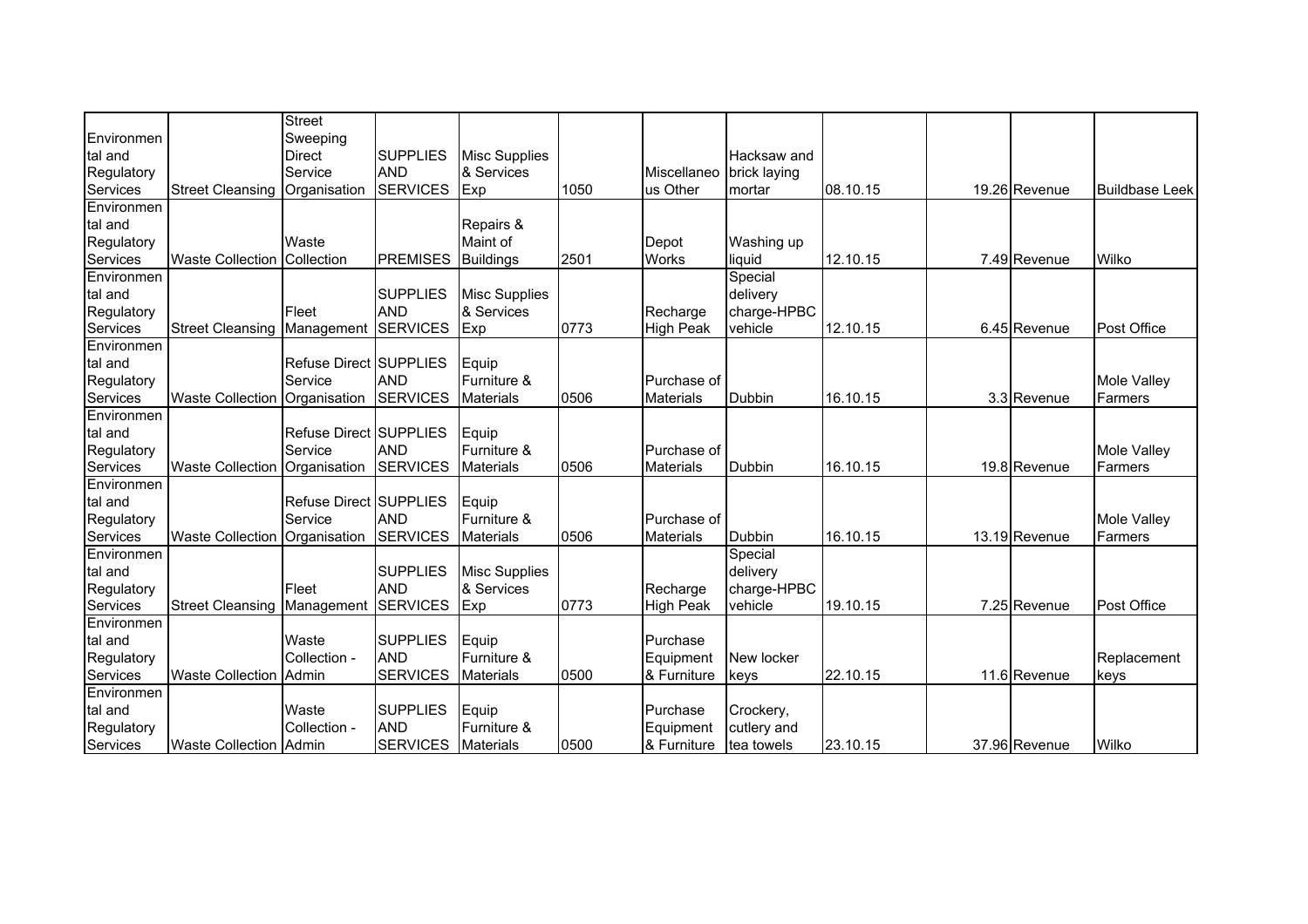| | | | | | | | | | | | |
|---|---|---|---|---|---|---|---|---|---|---|---|
| Environmental and Regulatory Services | Street Cleansing | Street Sweeping Direct Service Organisation | SUPPLIES AND SERVICES | Misc Supplies & Services Exp | 1050 | Miscellaneous Other | Hacksaw and brick laying mortar | 08.10.15 | 19.26 | Revenue | Buildbase Leek |
| Environmental and Regulatory Services | Waste Collection | Waste Collection | PREMISES | Repairs & Maint of Buildings | 2501 | Depot Works | Washing up liquid | 12.10.15 | 7.49 | Revenue | Wilko |
| Environmental and Regulatory Services | Street Cleansing | Fleet Management | SUPPLIES AND SERVICES | Misc Supplies & Services Exp | 0773 | Recharge High Peak | Special delivery charge-HPBC vehicle | 12.10.15 | 6.45 | Revenue | Post Office |
| Environmental and Regulatory Services | Waste Collection | Refuse Direct Service Organisation | SUPPLIES AND SERVICES | Equip Furniture & Materials | 0506 | Purchase of Materials | Dubbin | 16.10.15 | 3.3 | Revenue | Mole Valley Farmers |
| Environmental and Regulatory Services | Waste Collection | Refuse Direct Service Organisation | SUPPLIES AND SERVICES | Equip Furniture & Materials | 0506 | Purchase of Materials | Dubbin | 16.10.15 | 19.8 | Revenue | Mole Valley Farmers |
| Environmental and Regulatory Services | Waste Collection | Refuse Direct Service Organisation | SUPPLIES AND SERVICES | Equip Furniture & Materials | 0506 | Purchase of Materials | Dubbin | 16.10.15 | 13.19 | Revenue | Mole Valley Farmers |
| Environmental and Regulatory Services | Street Cleansing | Fleet Management | SUPPLIES AND SERVICES | Misc Supplies & Services Exp | 0773 | Recharge High Peak | Special delivery charge-HPBC vehicle | 19.10.15 | 7.25 | Revenue | Post Office |
| Environmental and Regulatory Services | Waste Collection | Waste Collection - Admin | SUPPLIES AND SERVICES | Equip Furniture & Materials | 0500 | Purchase Equipment & Furniture | New locker keys | 22.10.15 | 11.6 | Revenue | Replacement keys |
| Environmental and Regulatory Services | Waste Collection | Waste Collection - Admin | SUPPLIES AND SERVICES | Equip Furniture & Materials | 0500 | Purchase Equipment & Furniture | Crockery, cutlery and tea towels | 23.10.15 | 37.96 | Revenue | Wilko |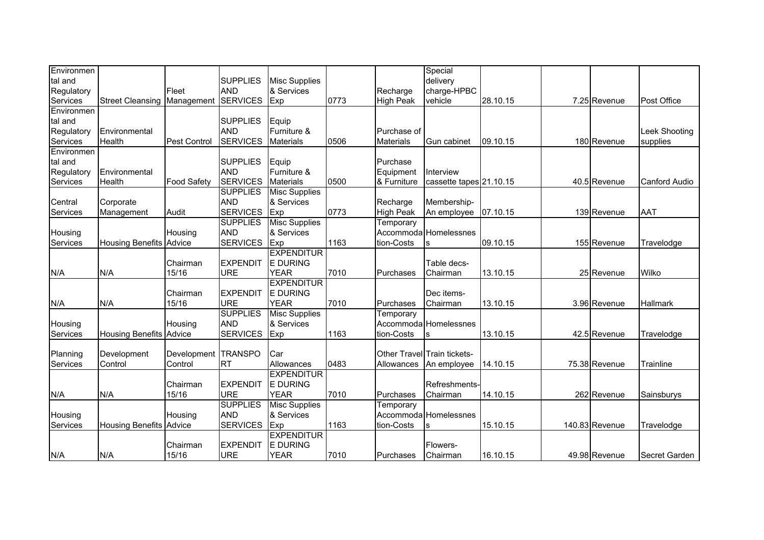| | | | | | | | | | | | |
|---|---|---|---|---|---|---|---|---|---|---|---|
| Environmental and Regulatory Services | Street Cleansing | Fleet Management | SUPPLIES AND SERVICES | Misc Supplies & Services Exp | 0773 | Recharge High Peak | Special delivery charge-HPBC vehicle | 28.10.15 | 7.25 | Revenue | Post Office |
| Environmental and Regulatory Services | Environmental Health | Pest Control | SUPPLIES AND SERVICES | Equip Furniture & Materials | 0506 | Purchase of Materials | Gun cabinet | 09.10.15 | 180 | Revenue | Leek Shooting supplies |
| Environmental and Regulatory Services | Environmental Health | Food Safety | SUPPLIES AND SERVICES | Equip Furniture & Materials | 0500 | Purchase Equipment & Furniture | Interview cassette tapes | 21.10.15 | 40.5 | Revenue | Canford Audio |
| Central Services | Corporate Management | Audit | SUPPLIES AND SERVICES | Misc Supplies & Services Exp | 0773 | Recharge High Peak | Membership-An employee | 07.10.15 | 139 | Revenue | AAT |
| Housing Services | Housing Benefits | Housing Advice | SUPPLIES AND SERVICES | Misc Supplies & Services Exp | 1163 | Temporary Accommodation-Costs | Homelessness | 09.10.15 | 155 | Revenue | Travelodge |
| N/A | N/A | Chairman 15/16 | EXPENDITURE | EXPENDITURE DURING YEAR | 7010 | Purchases | Table decs-Chairman | 13.10.15 | 25 | Revenue | Wilko |
| N/A | N/A | Chairman 15/16 | EXPENDITURE | EXPENDITURE DURING YEAR | 7010 | Purchases | Dec items-Chairman | 13.10.15 | 3.96 | Revenue | Hallmark |
| Housing Services | Housing Benefits | Housing Advice | SUPPLIES AND SERVICES | Misc Supplies & Services Exp | 1163 | Temporary Accommodation-Costs | Homelessness | 13.10.15 | 42.5 | Revenue | Travelodge |
| Planning Services | Development Control | Development Control | TRANSPORT | Car Allowances | 0483 | Other Travel Allowances | Train tickets-An employee | 14.10.15 | 75.38 | Revenue | Trainline |
| N/A | N/A | Chairman 15/16 | EXPENDITURE | EXPENDITURE DURING YEAR | 7010 | Purchases | Refreshments-Chairman | 14.10.15 | 262 | Revenue | Sainsburys |
| Housing Services | Housing Benefits | Housing Advice | SUPPLIES AND SERVICES | Misc Supplies & Services Exp | 1163 | Temporary Accommodation-Costs | Homelessness | 15.10.15 | 140.83 | Revenue | Travelodge |
| N/A | N/A | Chairman 15/16 | EXPENDITURE | EXPENDITURE DURING YEAR | 7010 | Purchases | Flowers-Chairman | 16.10.15 | 49.98 | Revenue | Secret Garden |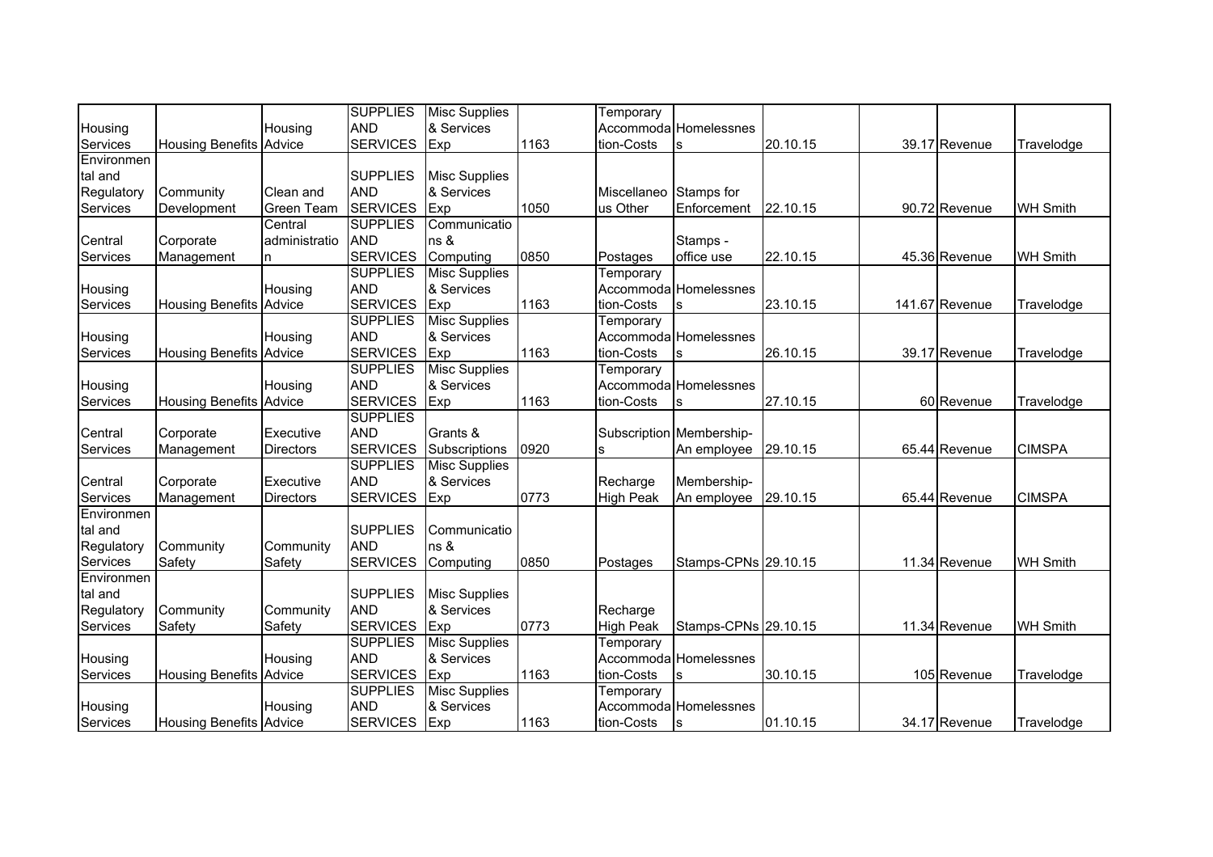| | | | | | | | | | | | |
|---|---|---|---|---|---|---|---|---|---|---|---|
| Housing Services | Housing Benefits | Housing Advice | SUPPLIES AND SERVICES | Misc Supplies & Services Exp | 1163 | Temporary Accommodation-Costs | Homelessness | 20.10.15 | 39.17 | Revenue | Travelodge |
| Environmental and Regulatory Services | Community Development | Clean and Green Team | SUPPLIES AND SERVICES | Misc Supplies & Services Exp | 1050 | Miscellaneous Other | Stamps for Enforcement | 22.10.15 | 90.72 | Revenue | WH Smith |
| Central Services | Corporate Management | Central administration | SUPPLIES AND SERVICES | Communications & Computing | 0850 | Postages | Stamps - office use | 22.10.15 | 45.36 | Revenue | WH Smith |
| Housing Services | Housing Benefits | Housing Advice | SUPPLIES AND SERVICES | Misc Supplies & Services Exp | 1163 | Temporary Accommodation-Costs | Homelessness | 23.10.15 | 141.67 | Revenue | Travelodge |
| Housing Services | Housing Benefits | Housing Advice | SUPPLIES AND SERVICES | Misc Supplies & Services Exp | 1163 | Temporary Accommodation-Costs | Homelessness | 26.10.15 | 39.17 | Revenue | Travelodge |
| Housing Services | Housing Benefits | Housing Advice | SUPPLIES AND SERVICES | Misc Supplies & Services Exp | 1163 | Temporary Accommodation-Costs | Homelessness | 27.10.15 | 60 | Revenue | Travelodge |
| Central Services | Corporate Management | Executive Directors | SUPPLIES AND SERVICES | Grants & Subscriptions | 0920 | Subscriptions | Membership-An employee | 29.10.15 | 65.44 | Revenue | CIMSPA |
| Central Services | Corporate Management | Executive Directors | SUPPLIES AND SERVICES | Misc Supplies & Services Exp | 0773 | Recharge High Peak | Membership-An employee | 29.10.15 | 65.44 | Revenue | CIMSPA |
| Environmental and Regulatory Services | Community Safety | Community Safety | SUPPLIES AND SERVICES | Communications & Computing | 0850 | Postages | Stamps-CPNs | 29.10.15 | 11.34 | Revenue | WH Smith |
| Environmental and Regulatory Services | Community Safety | Community Safety | SUPPLIES AND SERVICES | Misc Supplies & Services Exp | 0773 | Recharge High Peak | Stamps-CPNs | 29.10.15 | 11.34 | Revenue | WH Smith |
| Housing Services | Housing Benefits | Housing Advice | SUPPLIES AND SERVICES | Misc Supplies & Services Exp | 1163 | Temporary Accommodation-Costs | Homelessness | 30.10.15 | 105 | Revenue | Travelodge |
| Housing Services | Housing Benefits | Housing Advice | SUPPLIES AND SERVICES | Misc Supplies & Services Exp | 1163 | Temporary Accommodation-Costs | Homelessness | 01.10.15 | 34.17 | Revenue | Travelodge |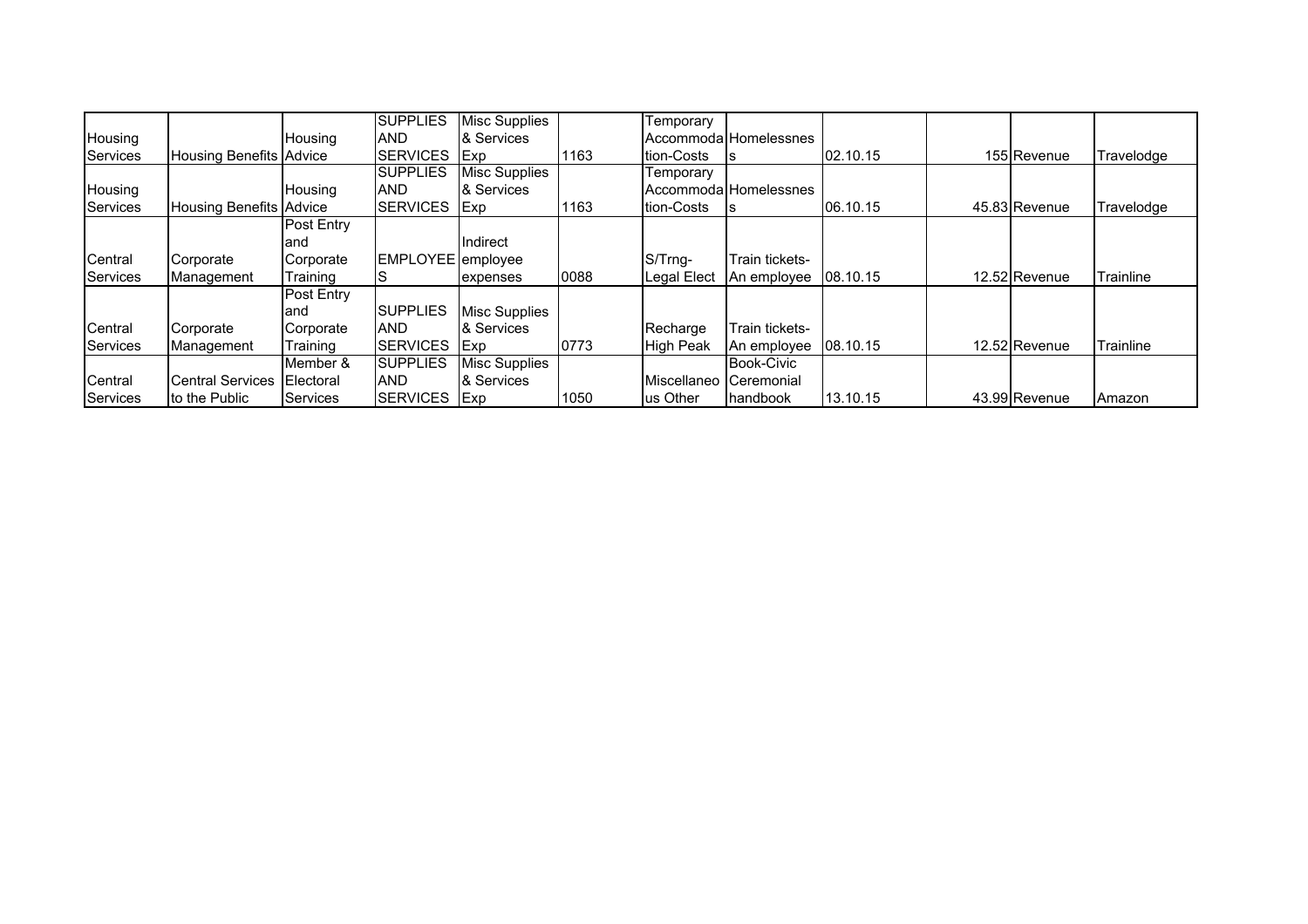| Housing Services | Housing Benefits | Housing Advice | SUPPLIES AND SERVICES | Misc Supplies & Services Exp | 1163 | Temporary Accommodation-Costs | Homelessness | 02.10.15 | | 155 | Revenue | Travelodge |
|---|---|---|---|---|---|---|---|---|---|---|---|---|
| Housing Services | Housing Benefits | Housing Advice | SUPPLIES AND SERVICES | Misc Supplies & Services Exp | 1163 | Temporary Accommodation-Costs | Homelessness | 06.10.15 | | 45.83 | Revenue | Travelodge |
| Central Services | Corporate Management | Post Entry and Corporate Training | EMPLOYEES | Indirect employee expenses | 0088 | S/Trng-Legal Elect | Train tickets-An employee | 08.10.15 | | 12.52 | Revenue | Trainline |
| Central Services | Corporate Management | Post Entry and Corporate Training | SUPPLIES AND SERVICES | Misc Supplies & Services Exp | 0773 | Recharge High Peak | Train tickets-An employee | 08.10.15 | | 12.52 | Revenue | Trainline |
| Central Services | Central Services to the Public | Member & Electoral Services | SUPPLIES AND SERVICES | Misc Supplies & Services Exp | 1050 | Miscellaneous Other | Book-Civic Ceremonial handbook | 13.10.15 | | 43.99 | Revenue | Amazon |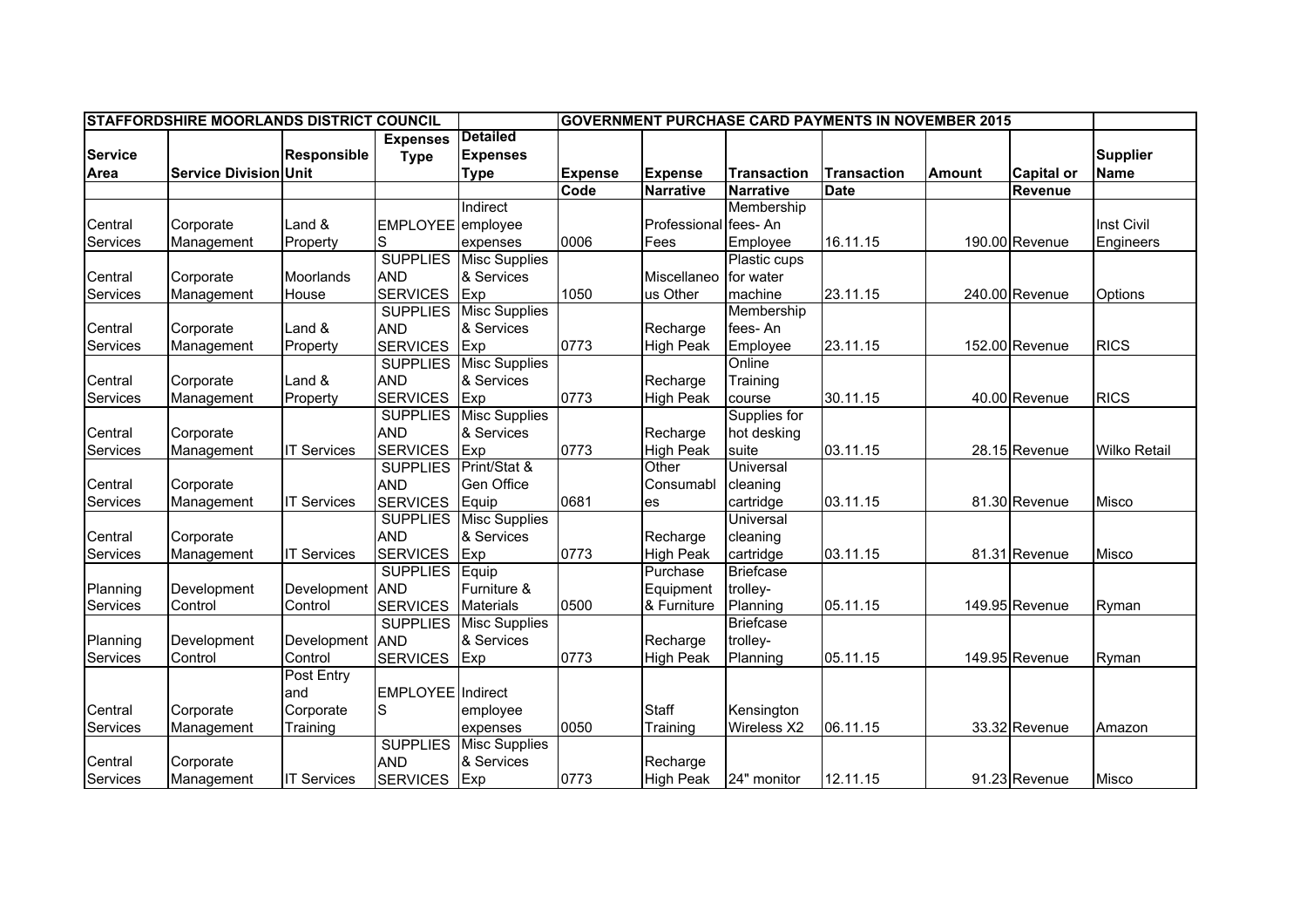| STAFFORDSHIRE MOORLANDS DISTRICT COUNCIL | | | | | GOVERNMENT PURCHASE CARD PAYMENTS IN NOVEMBER 2015 | | | | | | |
|---|---|---|---|---|---|---|---|---|---|---|---|
| Service Area | Service Division | Responsible Unit | Expenses Type | Detailed Expenses Type | Expense Code | Expense Narrative | Transaction Narrative | Transaction Date | Amount | Capital or Revenue | Supplier Name |
| Central Services | Corporate Management | Land & Property | EMPLOYEES | Indirect employee expenses | 0006 | Professional Fees | Membership fees- An Employee | 16.11.15 | 190.00 | Revenue | Inst Civil Engineers |
| Central Services | Corporate Management | Moorlands House | SUPPLIES AND SERVICES | Misc Supplies & Services Exp | 1050 | Miscellaneous Other | Plastic cups for water machine | 23.11.15 | 240.00 | Revenue | Options |
| Central Services | Corporate Management | Land & Property | SUPPLIES AND SERVICES | Misc Supplies & Services Exp | 0773 | Recharge High Peak | Membership fees- An Employee | 23.11.15 | 152.00 | Revenue | RICS |
| Central Services | Corporate Management | Land & Property | SUPPLIES AND SERVICES | Misc Supplies & Services Exp | 0773 | Recharge High Peak | Online Training course | 30.11.15 | 40.00 | Revenue | RICS |
| Central Services | Corporate Management | IT Services | SUPPLIES AND SERVICES | Misc Supplies & Services Exp | 0773 | Recharge High Peak | Supplies for hot desking suite | 03.11.15 | 28.15 | Revenue | Wilko Retail |
| Central Services | Corporate Management | IT Services | SUPPLIES AND SERVICES | Print/Stat & Gen Office Equip | 0681 | Other Consumables | Universal cleaning cartridge | 03.11.15 | 81.30 | Revenue | Misco |
| Central Services | Corporate Management | IT Services | SUPPLIES AND SERVICES | Misc Supplies & Services Exp | 0773 | Recharge High Peak | Universal cleaning cartridge | 03.11.15 | 81.31 | Revenue | Misco |
| Planning Services | Development Control | Development Control | SUPPLIES AND SERVICES | Equip Furniture & Materials | 0500 | Purchase Equipment & Furniture | Briefcase trolley-Planning | 05.11.15 | 149.95 | Revenue | Ryman |
| Planning Services | Development Control | Development Control | SUPPLIES AND SERVICES | Misc Supplies & Services Exp | 0773 | Recharge High Peak | Briefcase trolley-Planning | 05.11.15 | 149.95 | Revenue | Ryman |
| Central Services | Corporate Management | Post Entry and Corporate Training | EMPLOYEES | Indirect employee expenses | 0050 | Staff Training | Kensington Wireless X2 | 06.11.15 | 33.32 | Revenue | Amazon |
| Central Services | Corporate Management | IT Services | SUPPLIES AND SERVICES | Misc Supplies & Services Exp | 0773 | Recharge High Peak | 24" monitor | 12.11.15 | 91.23 | Revenue | Misco |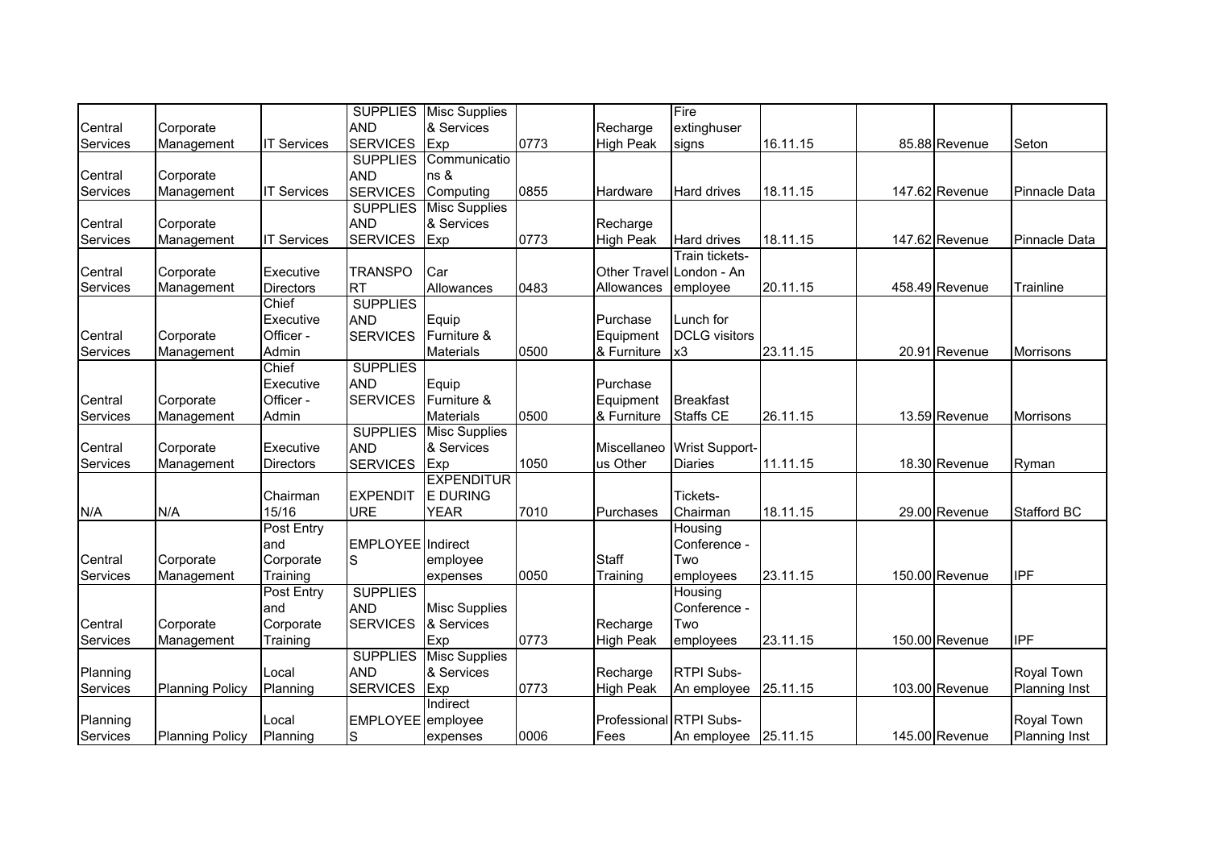| | | | | | | | | | | | |
|---|---|---|---|---|---|---|---|---|---|---|---|
| Central Services | Corporate Management | IT Services | SUPPLIES AND SERVICES | Misc Supplies & Services Exp | 0773 | Recharge High Peak | Fire extinghuser signs | 16.11.15 | 85.88 | Revenue | Seton |
| Central Services | Corporate Management | IT Services | SUPPLIES AND SERVICES | Communications & Computing | 0855 | Hardware | Hard drives | 18.11.15 | 147.62 | Revenue | Pinnacle Data |
| Central Services | Corporate Management | IT Services | SUPPLIES AND SERVICES | Misc Supplies & Services Exp | 0773 | Recharge High Peak | Hard drives | 18.11.15 | 147.62 | Revenue | Pinnacle Data |
| Central Services | Corporate Management | Executive Directors | TRANSPORT | Car Allowances | 0483 | Other Travel Allowances | Train tickets-London - An employee | 20.11.15 | 458.49 | Revenue | Trainline |
| Central Services | Corporate Management | Chief Executive Officer - Admin | SUPPLIES AND SERVICES | Equip Furniture & Materials | 0500 | Purchase Equipment & Furniture | Lunch for DCLG visitors x3 | 23.11.15 | 20.91 | Revenue | Morrisons |
| Central Services | Corporate Management | Chief Executive Officer - Admin | SUPPLIES AND SERVICES | Equip Furniture & Materials | 0500 | Purchase Equipment & Furniture | Breakfast Staffs CE | 26.11.15 | 13.59 | Revenue | Morrisons |
| Central Services | Corporate Management | Executive Directors | SUPPLIES AND SERVICES | Misc Supplies & Services Exp | 1050 | Miscellaneous Other | Wrist Support-Diaries | 11.11.15 | 18.30 | Revenue | Ryman |
| N/A | N/A | Chairman 15/16 | EXPENDITURE | EXPENDITURE DURING YEAR | 7010 | Purchases | Tickets-Chairman | 18.11.15 | 29.00 | Revenue | Stafford BC |
| Central Services | Corporate Management | Post Entry and Corporate Training | EMPLOYEES | Indirect employee expenses | 0050 | Staff Training | Housing Conference - Two employees | 23.11.15 | 150.00 | Revenue | IPF |
| Central Services | Corporate Management | Post Entry and Corporate Training | SUPPLIES AND SERVICES | Misc Supplies & Services Exp | 0773 | Recharge High Peak | Housing Conference - Two employees | 23.11.15 | 150.00 | Revenue | IPF |
| Planning Services | Planning Policy | Local Planning | SUPPLIES AND SERVICES | Misc Supplies & Services Exp | 0773 | Recharge High Peak | RTPI Subs-An employee | 25.11.15 | 103.00 | Revenue | Royal Town Planning Inst |
| Planning Services | Planning Policy | Local Planning | EMPLOYEES | Indirect employee expenses | 0006 | Professional Fees | RTPI Subs-An employee | 25.11.15 | 145.00 | Revenue | Royal Town Planning Inst |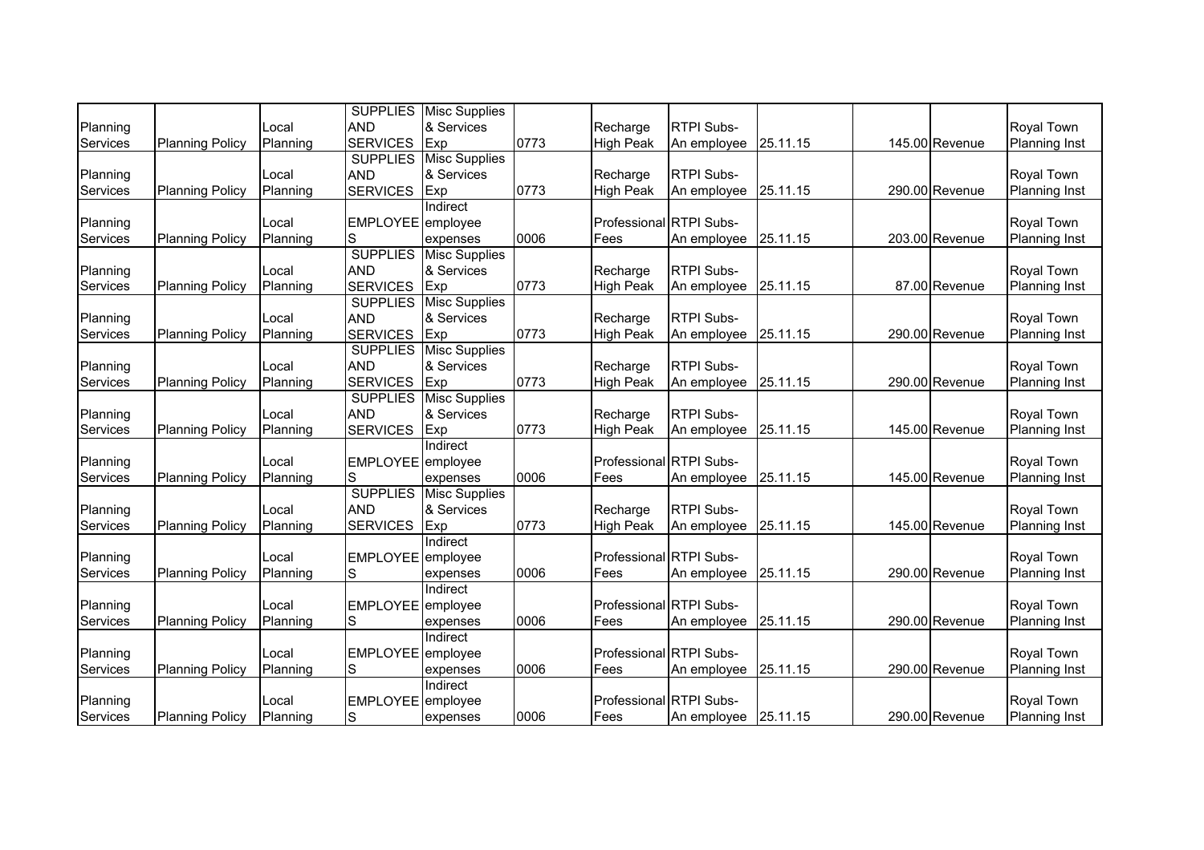| | | | | | | | | | | | |
|---|---|---|---|---|---|---|---|---|---|---|---|
| Planning Services | Planning Policy | Local Planning | SUPPLIES AND SERVICES | Misc Supplies & Services Exp | 0773 | Recharge High Peak | RTPI Subs- An employee | 25.11.15 | | 145.00 | Revenue | Royal Town Planning Inst |
| Planning Services | Planning Policy | Local Planning | SUPPLIES AND SERVICES | Misc Supplies & Services Exp | 0773 | Recharge High Peak | RTPI Subs- An employee | 25.11.15 | | 290.00 | Revenue | Royal Town Planning Inst |
| Planning Services | Planning Policy | Local Planning | EMPLOYEES | Indirect employee expenses | 0006 | Professional Fees | RTPI Subs- An employee | 25.11.15 | | 203.00 | Revenue | Royal Town Planning Inst |
| Planning Services | Planning Policy | Local Planning | SUPPLIES AND SERVICES | Misc Supplies & Services Exp | 0773 | Recharge High Peak | RTPI Subs- An employee | 25.11.15 | | 87.00 | Revenue | Royal Town Planning Inst |
| Planning Services | Planning Policy | Local Planning | SUPPLIES AND SERVICES | Misc Supplies & Services Exp | 0773 | Recharge High Peak | RTPI Subs- An employee | 25.11.15 | | 290.00 | Revenue | Royal Town Planning Inst |
| Planning Services | Planning Policy | Local Planning | SUPPLIES AND SERVICES | Misc Supplies & Services Exp | 0773 | Recharge High Peak | RTPI Subs- An employee | 25.11.15 | | 290.00 | Revenue | Royal Town Planning Inst |
| Planning Services | Planning Policy | Local Planning | SUPPLIES AND SERVICES | Misc Supplies & Services Exp | 0773 | Recharge High Peak | RTPI Subs- An employee | 25.11.15 | | 145.00 | Revenue | Royal Town Planning Inst |
| Planning Services | Planning Policy | Local Planning | EMPLOYEES | Indirect employee expenses | 0006 | Professional Fees | RTPI Subs- An employee | 25.11.15 | | 145.00 | Revenue | Royal Town Planning Inst |
| Planning Services | Planning Policy | Local Planning | SUPPLIES AND SERVICES | Misc Supplies & Services Exp | 0773 | Recharge High Peak | RTPI Subs- An employee | 25.11.15 | | 145.00 | Revenue | Royal Town Planning Inst |
| Planning Services | Planning Policy | Local Planning | EMPLOYEES | Indirect employee expenses | 0006 | Professional Fees | RTPI Subs- An employee | 25.11.15 | | 290.00 | Revenue | Royal Town Planning Inst |
| Planning Services | Planning Policy | Local Planning | EMPLOYEES | Indirect employee expenses | 0006 | Professional Fees | RTPI Subs- An employee | 25.11.15 | | 290.00 | Revenue | Royal Town Planning Inst |
| Planning Services | Planning Policy | Local Planning | EMPLOYEES | Indirect employee expenses | 0006 | Professional Fees | RTPI Subs- An employee | 25.11.15 | | 290.00 | Revenue | Royal Town Planning Inst |
| Planning Services | Planning Policy | Local Planning | EMPLOYEES | Indirect employee expenses | 0006 | Professional Fees | RTPI Subs- An employee | 25.11.15 | | 290.00 | Revenue | Royal Town Planning Inst |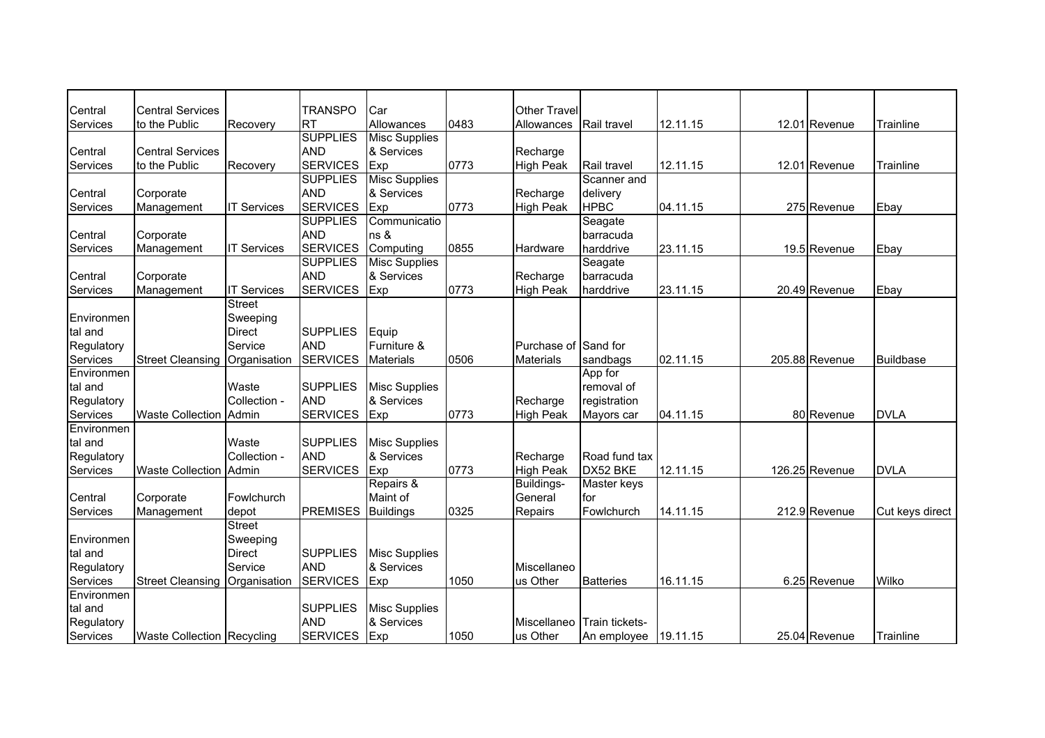| | | | | | | | | | | | |
|---|---|---|---|---|---|---|---|---|---|---|---|
| Central Services | Central Services to the Public | Recovery | TRANSPORT | Car Allowances | 0483 | Other Travel Allowances | Rail travel | 12.11.15 | 12.01 | Revenue | Trainline |
| Central Services | Central Services to the Public | Recovery | SUPPLIES AND SERVICES | Misc Supplies & Services Exp | 0773 | Recharge High Peak | Rail travel | 12.11.15 | 12.01 | Revenue | Trainline |
| Central Services | Corporate Management | IT Services | SUPPLIES AND SERVICES | Misc Supplies & Services Exp | 0773 | Recharge High Peak | Scanner and delivery HPBC | 04.11.15 | 275 | Revenue | Ebay |
| Central Services | Corporate Management | IT Services | SUPPLIES AND SERVICES | Communications & Computing | 0855 | Hardware | Seagate barracuda harddrive | 23.11.15 | 19.5 | Revenue | Ebay |
| Central Services | Corporate Management | IT Services | SUPPLIES AND SERVICES | Misc Supplies & Services Exp | 0773 | Recharge High Peak | Seagate barracuda harddrive | 23.11.15 | 20.49 | Revenue | Ebay |
| Environmental and Regulatory Services | Street Cleansing | Street Sweeping Direct Service Organisation | SUPPLIES AND SERVICES | Equip Furniture & Materials | 0506 | Purchase of Materials | Sand for sandbags | 02.11.15 | 205.88 | Revenue | Buildbase |
| Environmental and Regulatory Services | Waste Collection | Waste Collection - Admin | SUPPLIES AND SERVICES | Misc Supplies & Services Exp | 0773 | Recharge High Peak | App for removal of registration Mayors car | 04.11.15 | 80 | Revenue | DVLA |
| Environmental and Regulatory Services | Waste Collection | Waste Collection - Admin | SUPPLIES AND SERVICES | Misc Supplies & Services Exp | 0773 | Recharge High Peak | Road fund tax DX52 BKE | 12.11.15 | 126.25 | Revenue | DVLA |
| Central Services | Corporate Management | Fowlchurch depot | PREMISES | Repairs & Maint of Buildings | 0325 | Buildings-General Repairs | Master keys for Fowlchurch | 14.11.15 | 212.9 | Revenue | Cut keys direct |
| Environmental and Regulatory Services | Street Cleansing | Street Sweeping Direct Service Organisation | SUPPLIES AND SERVICES | Misc Supplies & Services Exp | 1050 | Miscellaneous Other | Batteries | 16.11.15 | 6.25 | Revenue | Wilko |
| Environmental and Regulatory Services | Waste Collection | Recycling | SUPPLIES AND SERVICES | Misc Supplies & Services Exp | 1050 | Miscellaneous Other | Train tickets-An employee | 19.11.15 | 25.04 | Revenue | Trainline |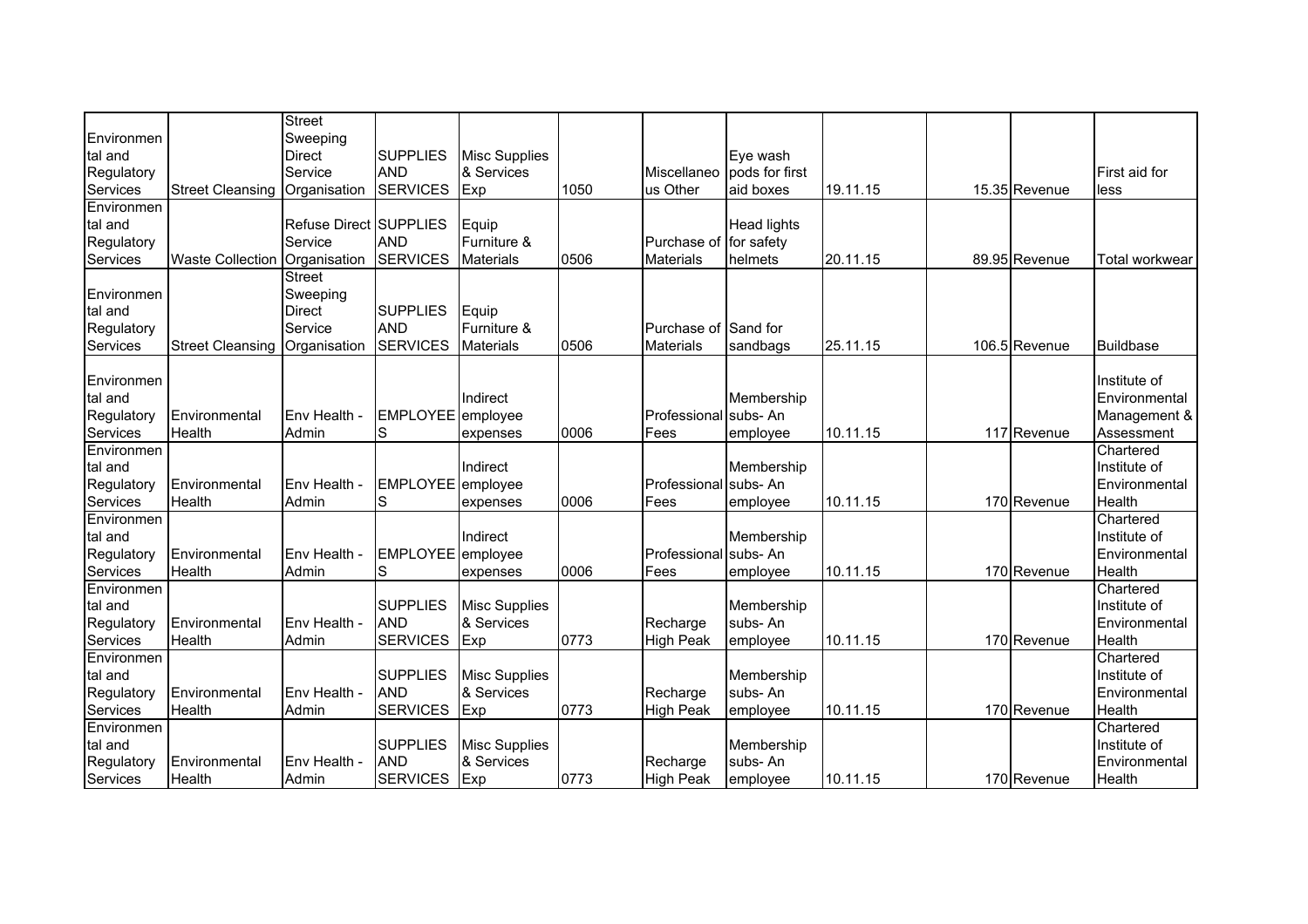| | | | | | | | | | | | |
|---|---|---|---|---|---|---|---|---|---|---|---|
| Environmental and Regulatory Services | Street Cleansing | Street Sweeping Direct Service Organisation | SUPPLIES AND SERVICES | Misc Supplies & Services Exp | 1050 | Miscellaneous Other | Eye wash pods for first aid boxes | 19.11.15 | 15.35 | Revenue | First aid for less |
| Environmental and Regulatory Services | Waste Collection | Refuse Direct Service Organisation | SUPPLIES AND SERVICES | Equip Furniture & Materials | 0506 | Purchase of Materials | Head lights for safety helmets | 20.11.15 | 89.95 | Revenue | Total workwear |
| Environmental and Regulatory Services | Street Cleansing | Street Sweeping Direct Service Organisation | SUPPLIES AND SERVICES | Equip Furniture & Materials | 0506 | Purchase of Materials | Sand for sandbags | 25.11.15 | 106.5 | Revenue | Buildbase |
| Environmental and Regulatory Services | Environmental Health | Env Health - Admin | EMPLOYEES | Indirect employee expenses | 0006 | Professional Fees | Membership subs- An employee | 10.11.15 | 117 | Revenue | Institute of Environmental Management & Assessment |
| Environmental and Regulatory Services | Environmental Health | Env Health - Admin | EMPLOYEES | Indirect employee expenses | 0006 | Professional Fees | Membership subs- An employee | 10.11.15 | 170 | Revenue | Chartered Institute of Environmental Health |
| Environmental and Regulatory Services | Environmental Health | Env Health - Admin | EMPLOYEES | Indirect employee expenses | 0006 | Professional Fees | Membership subs- An employee | 10.11.15 | 170 | Revenue | Chartered Institute of Environmental Health |
| Environmental and Regulatory Services | Environmental Health | Env Health - Admin | SUPPLIES AND SERVICES | Misc Supplies & Services Exp | 0773 | Recharge High Peak | Membership subs- An employee | 10.11.15 | 170 | Revenue | Chartered Institute of Environmental Health |
| Environmental and Regulatory Services | Environmental Health | Env Health - Admin | SUPPLIES AND SERVICES | Misc Supplies & Services Exp | 0773 | Recharge High Peak | Membership subs- An employee | 10.11.15 | 170 | Revenue | Chartered Institute of Environmental Health |
| Environmental and Regulatory Services | Environmental Health | Env Health - Admin | SUPPLIES AND SERVICES | Misc Supplies & Services Exp | 0773 | Recharge High Peak | Membership subs- An employee | 10.11.15 | 170 | Revenue | Chartered Institute of Environmental Health |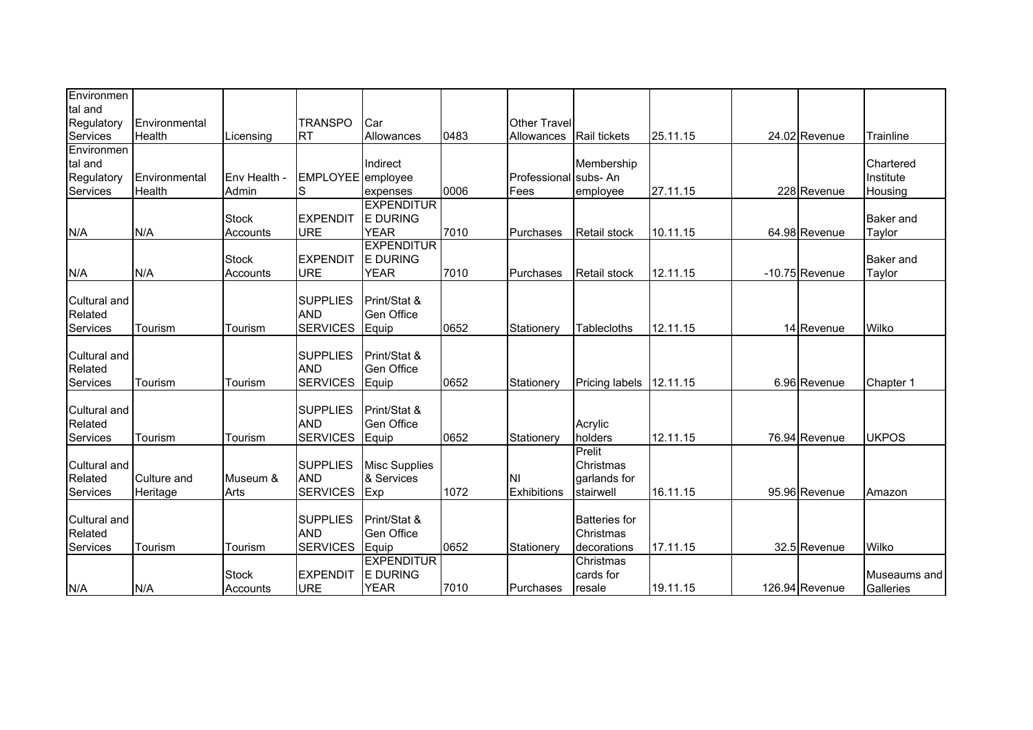| | | | | | | | | | | | |
|---|---|---|---|---|---|---|---|---|---|---|---|
| Environmental and Regulatory Services | Environmental Health | Licensing | TRANSPORT | Car Allowances | 0483 | Other Travel Allowances | Rail tickets | 25.11.15 | 24.02 | Revenue | Trainline |
| Environmental and Regulatory Services | Environmental Health | Env Health - Admin | EMPLOYEES | Indirect employee expenses | 0006 | Professional Fees | subs- An Membership employee | 27.11.15 | 228 | Revenue | Chartered Institute Housing |
| N/A | N/A | Stock Accounts | EXPENDITURE | EXPENDITURE DURING YEAR | 7010 | Purchases | Retail stock | 10.11.15 | 64.98 | Revenue | Baker and Taylor |
| N/A | N/A | Stock Accounts | EXPENDITURE | EXPENDITURE DURING YEAR | 7010 | Purchases | Retail stock | 12.11.15 | -10.75 | Revenue | Baker and Taylor |
| Cultural and Related Services | Tourism | Tourism | SUPPLIES AND SERVICES | Print/Stat & Gen Office Equip | 0652 | Stationery | Tablecloths | 12.11.15 | 14 | Revenue | Wilko |
| Cultural and Related Services | Tourism | Tourism | SUPPLIES AND SERVICES | Print/Stat & Gen Office Equip | 0652 | Stationery | Pricing labels | 12.11.15 | 6.96 | Revenue | Chapter 1 |
| Cultural and Related Services | Tourism | Tourism | SUPPLIES AND SERVICES | Print/Stat & Gen Office Equip | 0652 | Stationery | Acrylic holders | 12.11.15 | 76.94 | Revenue | UKPOS |
| Cultural and Related Services | Culture and Heritage | Museum & Arts | SUPPLIES AND SERVICES | Misc Supplies & Services Exp | 1072 | NI Exhibitions | Prelit Christmas garlands for stairwell | 16.11.15 | 95.96 | Revenue | Amazon |
| Cultural and Related Services | Tourism | Tourism | SUPPLIES AND SERVICES | Print/Stat & Gen Office Equip | 0652 | Stationery | Batteries for Christmas decorations | 17.11.15 | 32.5 | Revenue | Wilko |
| N/A | N/A | Stock Accounts | EXPENDITURE | EXPENDITURE DURING YEAR | 7010 | Purchases | Christmas cards for resale | 19.11.15 | 126.94 | Revenue | Museaums and Galleries |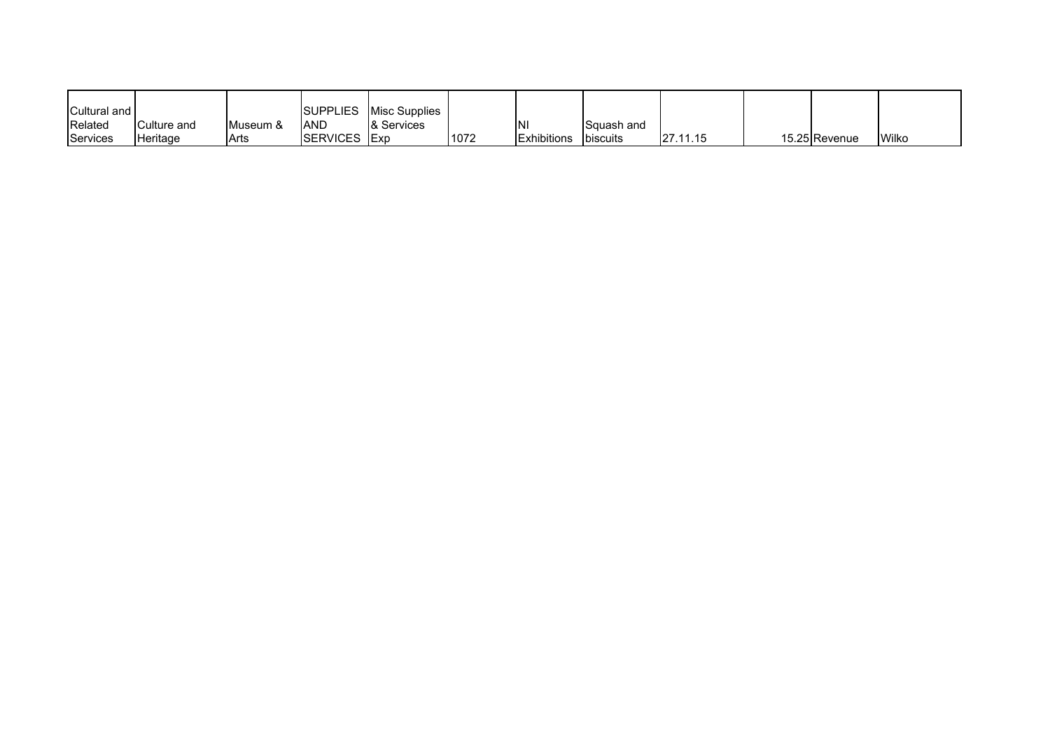| Cultural and Related Services | Culture and Heritage | Museum & Arts | SUPPLIES AND SERVICES | Misc Supplies & Services Exp | 1072 | NI Exhibitions | Squash and biscuits | 27.11.15 | 15.25 | Revenue | Wilko |
|---|---|---|---|---|---|---|---|---|---|---|---|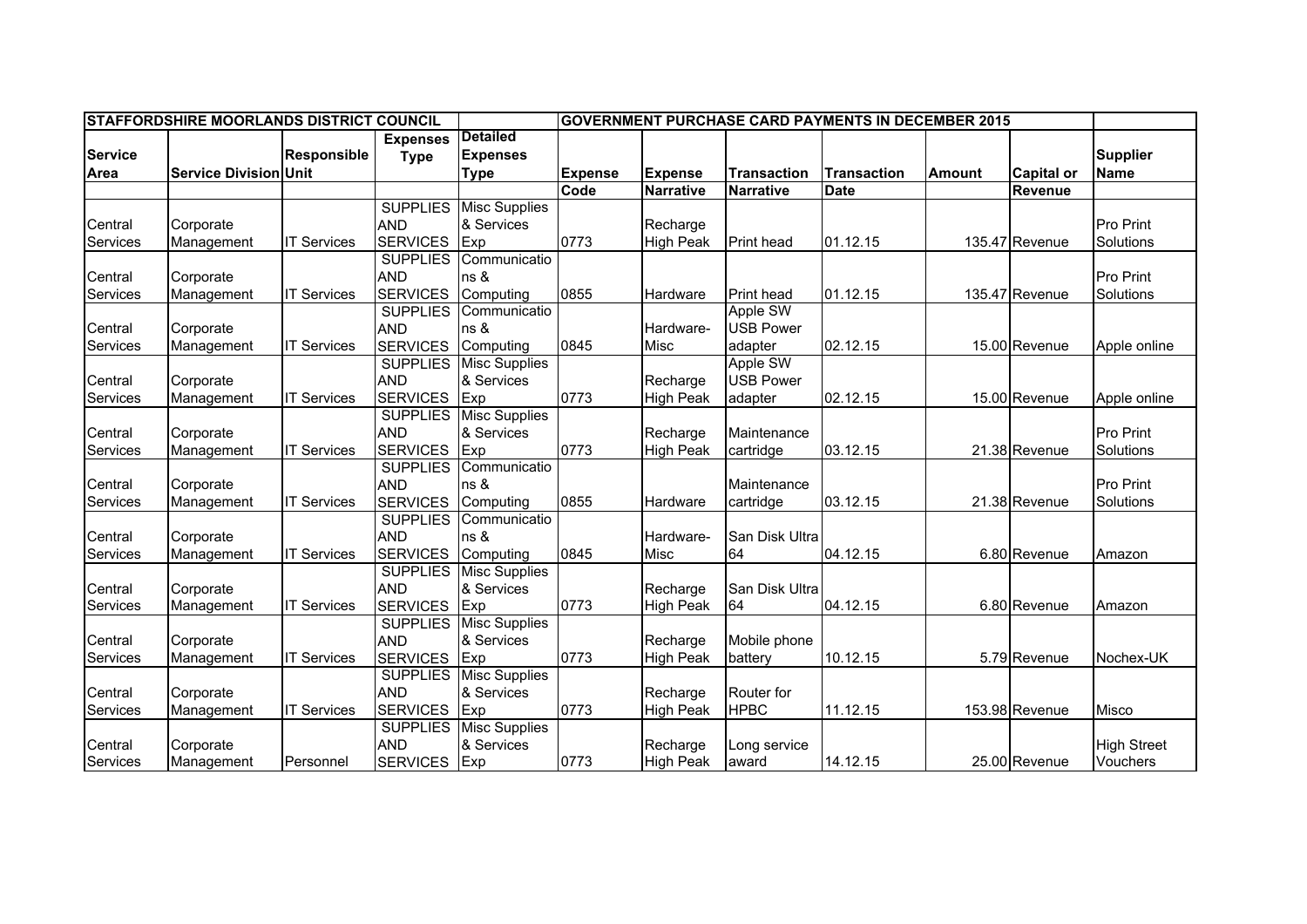| STAFFORDSHIRE MOORLANDS DISTRICT COUNCIL | | | | | GOVERNMENT PURCHASE CARD PAYMENTS IN DECEMBER 2015 | | | | | | |
|---|---|---|---|---|---|---|---|---|---|---|---|
| Service Area | Service Division | Responsible Unit | Expenses Type | Detailed Expenses Type | Expense Code | Expense Narrative | Transaction Narrative | Transaction Date | Amount | Capital or Revenue | Supplier Name |
| Central Services | Corporate Management | IT Services | SUPPLIES AND SERVICES | Misc Supplies & Services Exp | 0773 | Recharge High Peak | Print head | 01.12.15 | 135.47 | Revenue | Pro Print Solutions |
| Central Services | Corporate Management | IT Services | SUPPLIES AND SERVICES | Communications & Computing | 0855 | Hardware | Print head | 01.12.15 | 135.47 | Revenue | Pro Print Solutions |
| Central Services | Corporate Management | IT Services | SUPPLIES AND SERVICES | Communications & Computing | 0845 | Hardware-Misc | Apple SW USB Power adapter | 02.12.15 | 15.00 | Revenue | Apple online |
| Central Services | Corporate Management | IT Services | SUPPLIES AND SERVICES | Misc Supplies & Services Exp | 0773 | Recharge High Peak | Apple SW USB Power adapter | 02.12.15 | 15.00 | Revenue | Apple online |
| Central Services | Corporate Management | IT Services | SUPPLIES AND SERVICES | Misc Supplies & Services Exp | 0773 | Recharge High Peak | Maintenance cartridge | 03.12.15 | 21.38 | Revenue | Pro Print Solutions |
| Central Services | Corporate Management | IT Services | SUPPLIES AND SERVICES | Communications & Computing | 0855 | Hardware | Maintenance cartridge | 03.12.15 | 21.38 | Revenue | Pro Print Solutions |
| Central Services | Corporate Management | IT Services | SUPPLIES AND SERVICES | Communications & Computing | 0845 | Hardware-Misc | San Disk Ultra 64 | 04.12.15 | 6.80 | Revenue | Amazon |
| Central Services | Corporate Management | IT Services | SUPPLIES AND SERVICES | Misc Supplies & Services Exp | 0773 | Recharge High Peak | San Disk Ultra 64 | 04.12.15 | 6.80 | Revenue | Amazon |
| Central Services | Corporate Management | IT Services | SUPPLIES AND SERVICES | Misc Supplies & Services Exp | 0773 | Recharge High Peak | Mobile phone battery | 10.12.15 | 5.79 | Revenue | Nochex-UK |
| Central Services | Corporate Management | IT Services | SUPPLIES AND SERVICES | Misc Supplies & Services Exp | 0773 | Recharge High Peak | Router for HPBC | 11.12.15 | 153.98 | Revenue | Misco |
| Central Services | Corporate Management | Personnel | SUPPLIES AND SERVICES | Misc Supplies & Services Exp | 0773 | Recharge High Peak | Long service award | 14.12.15 | 25.00 | Revenue | High Street Vouchers |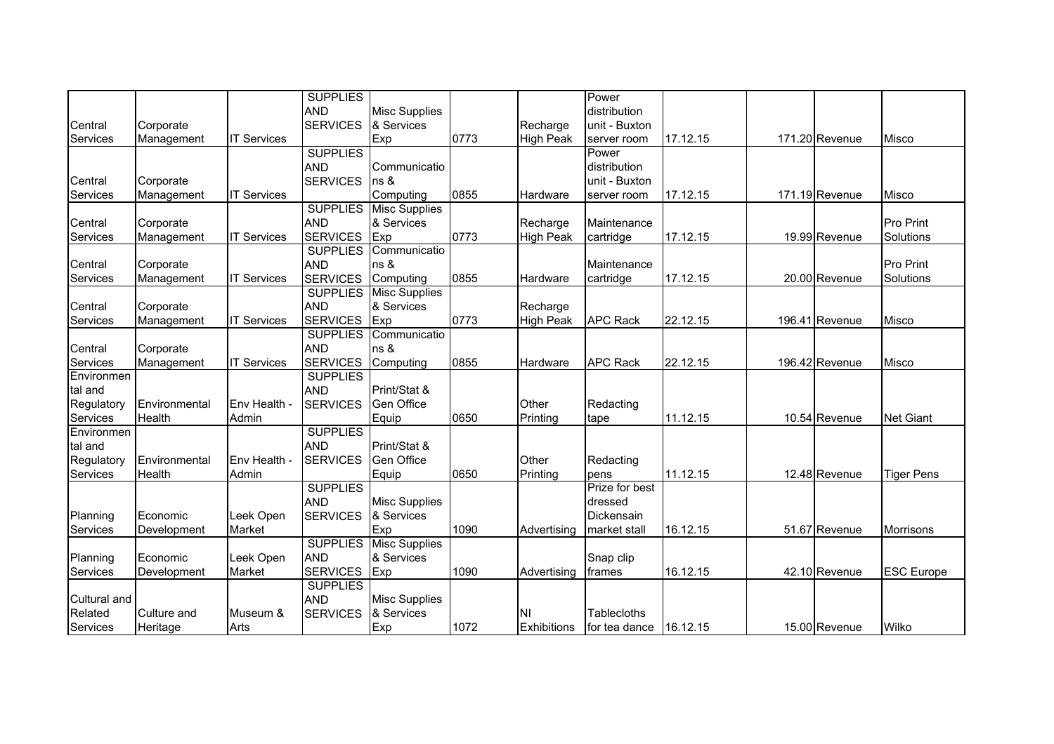| | | | | | | | | | | | |
|---|---|---|---|---|---|---|---|---|---|---|---|
| Central Services | Corporate Management | IT Services | SUPPLIES AND SERVICES | Misc Supplies & Services Exp | 0773 | Recharge High Peak | Power distribution unit - Buxton server room | 17.12.15 | 171.20 | Revenue | Misco |
| Central Services | Corporate Management | IT Services | SUPPLIES AND SERVICES | Communications & Computing | 0855 | Hardware | Power distribution unit - Buxton server room | 17.12.15 | 171.19 | Revenue | Misco |
| Central Services | Corporate Management | IT Services | SUPPLIES AND SERVICES | Misc Supplies & Services Exp | 0773 | Recharge High Peak | Maintenance cartridge | 17.12.15 | 19.99 | Revenue | Pro Print Solutions |
| Central Services | Corporate Management | IT Services | SUPPLIES AND SERVICES | Communications & Computing | 0855 | Hardware | Maintenance cartridge | 17.12.15 | 20.00 | Revenue | Pro Print Solutions |
| Central Services | Corporate Management | IT Services | SUPPLIES AND SERVICES | Misc Supplies & Services Exp | 0773 | Recharge High Peak | APC Rack | 22.12.15 | 196.41 | Revenue | Misco |
| Central Services | Corporate Management | IT Services | SUPPLIES AND SERVICES | Communications & Computing | 0855 | Hardware | APC Rack | 22.12.15 | 196.42 | Revenue | Misco |
| Environmental and Regulatory Services | Environmental Health | Env Health - Admin | SUPPLIES AND SERVICES | Print/Stat & Gen Office Equip | 0650 | Other Printing | Redacting tape | 11.12.15 | 10.54 | Revenue | Net Giant |
| Environmental and Regulatory Services | Environmental Health | Env Health - Admin | SUPPLIES AND SERVICES | Print/Stat & Gen Office Equip | 0650 | Other Printing | Redacting pens | 11.12.15 | 12.48 | Revenue | Tiger Pens |
| Planning Services | Economic Development | Leek Open Market | SUPPLIES AND SERVICES | Misc Supplies & Services Exp | 1090 | Advertising | Prize for best dressed Dickensain market stall | 16.12.15 | 51.67 | Revenue | Morrisons |
| Planning Services | Economic Development | Leek Open Market | SUPPLIES AND SERVICES | Misc Supplies & Services Exp | 1090 | Advertising | Snap clip frames | 16.12.15 | 42.10 | Revenue | ESC Europe |
| Cultural and Related Services | Culture and Heritage | Museum & Arts | SUPPLIES AND SERVICES | Misc Supplies & Services Exp | 1072 | NI Exhibitions | Tablecloths for tea dance | 16.12.15 | 15.00 | Revenue | Wilko |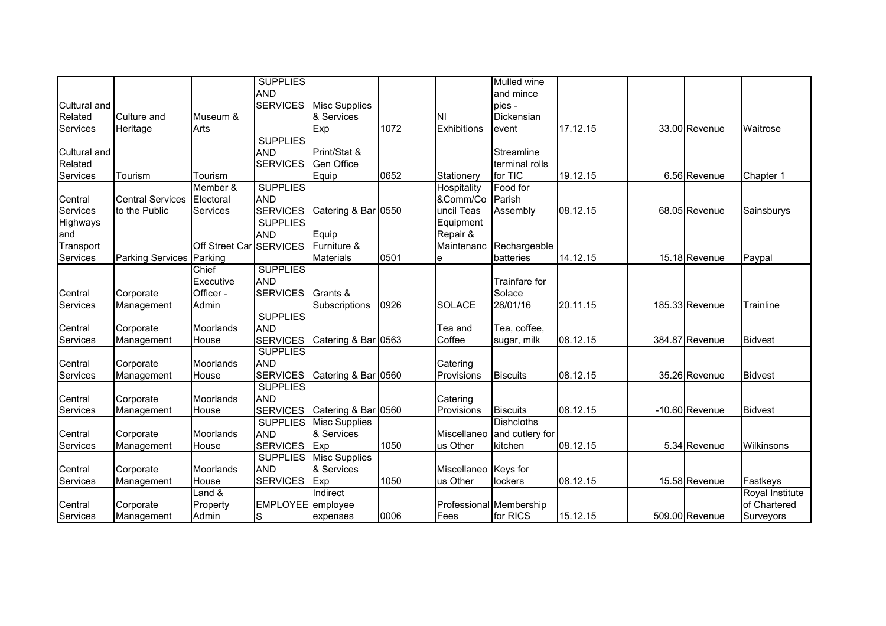| | | | | | | | | | | | |
|---|---|---|---|---|---|---|---|---|---|---|---|
| Cultural and Related Services | Culture and Heritage | Museum & Arts | SUPPLIES AND SERVICES | Misc Supplies & Services Exp | 1072 | NI Exhibitions | Mulled wine and mince pies - Dickensian event | 17.12.15 | 33.00 | Revenue | Waitrose |
| Cultural and Related Services | Tourism | Tourism | SUPPLIES AND SERVICES | Print/Stat & Gen Office Equip | 0652 | Stationery | Streamline terminal rolls for TIC | 19.12.15 | 6.56 | Revenue | Chapter 1 |
| Central Services | Central Services to the Public | Member & Electoral Services | SUPPLIES AND SERVICES | Catering & Bar | 0550 | Hospitality &Comm/Council Teas | Food for Parish Assembly | 08.12.15 | 68.05 | Revenue | Sainsburys |
| Highways and Transport Services | Parking Services | Off Street Car Parking | SUPPLIES AND SERVICES | Equip Furniture & Materials | 0501 | Equipment Repair & Maintenance | Rechargeable batteries | 14.12.15 | 15.18 | Revenue | Paypal |
| Central Services | Corporate Management | Chief Executive Officer - Admin | SUPPLIES AND SERVICES | Grants & Subscriptions | 0926 | SOLACE | Trainfare for Solace 28/01/16 | 20.11.15 | 185.33 | Revenue | Trainline |
| Central Services | Corporate Management | Moorlands House | SUPPLIES AND SERVICES | Catering & Bar | 0563 | Tea and Coffee | Tea, coffee, sugar, milk | 08.12.15 | 384.87 | Revenue | Bidvest |
| Central Services | Corporate Management | Moorlands House | SUPPLIES AND SERVICES | Catering & Bar | 0560 | Catering Provisions | Biscuits | 08.12.15 | 35.26 | Revenue | Bidvest |
| Central Services | Corporate Management | Moorlands House | SUPPLIES AND SERVICES | Catering & Bar | 0560 | Catering Provisions | Biscuits | 08.12.15 | -10.60 | Revenue | Bidvest |
| Central Services | Corporate Management | Moorlands House | SUPPLIES AND SERVICES | Misc Supplies & Services Exp | 1050 | Miscellaneous Other | Dishcloths and cutlery for kitchen | 08.12.15 | 5.34 | Revenue | Wilkinsons |
| Central Services | Corporate Management | Moorlands House | SUPPLIES AND SERVICES | Misc Supplies & Services Exp | 1050 | Miscellaneous Other | Keys for lockers | 08.12.15 | 15.58 | Revenue | Fastkeys |
| Central Services | Corporate Management | Land & Property Admin | EMPLOYEES | Indirect employee expenses | 0006 | Professional Fees | Membership for RICS | 15.12.15 | 509.00 | Revenue | Royal Institute of Chartered Surveyors |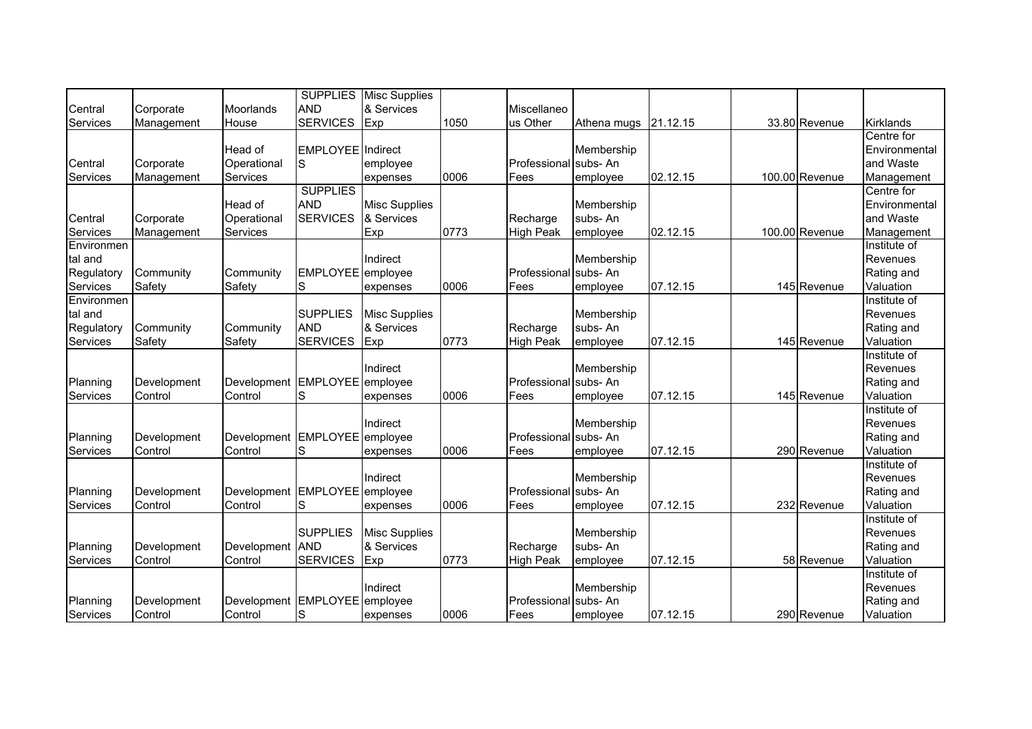| | | | | | | | | | | | |
|---|---|---|---|---|---|---|---|---|---|---|---|
| Central Services | Corporate Management | Moorlands House | SUPPLIES AND SERVICES | Misc Supplies & Services Exp | 1050 | Miscellaneous Other | Athena mugs | 21.12.15 | 33.80 | Revenue | Kirklands |
| Central Services | Corporate Management | Head of Operational Services | EMPLOYEES | Indirect employee expenses | 0006 | Professional Fees | Membership subs- An employee | 02.12.15 | 100.00 | Revenue | Centre for Environmental and Waste Management |
| Central Services | Corporate Management | Head of Operational Services | SUPPLIES AND SERVICES | Misc Supplies & Services Exp | 0773 | Recharge High Peak | Membership subs- An employee | 02.12.15 | 100.00 | Revenue | Centre for Environmental and Waste Management |
| Environmental and Regulatory Services | Community Safety | Community Safety | EMPLOYEES | Indirect employee expenses | 0006 | Professional Fees | Membership subs- An employee | 07.12.15 | 145 | Revenue | Institute of Revenues Rating and Valuation |
| Environmental and Regulatory Services | Community Safety | Community Safety | SUPPLIES AND SERVICES | Misc Supplies & Services Exp | 0773 | Recharge High Peak | Membership subs- An employee | 07.12.15 | 145 | Revenue | Institute of Revenues Rating and Valuation |
| Planning Services | Development Control | Development Control | EMPLOYEES | Indirect employee expenses | 0006 | Professional Fees | Membership subs- An employee | 07.12.15 | 145 | Revenue | Institute of Revenues Rating and Valuation |
| Planning Services | Development Control | Development Control | EMPLOYEES | Indirect employee expenses | 0006 | Professional Fees | Membership subs- An employee | 07.12.15 | 290 | Revenue | Institute of Revenues Rating and Valuation |
| Planning Services | Development Control | Development Control | EMPLOYEES | Indirect employee expenses | 0006 | Professional Fees | Membership subs- An employee | 07.12.15 | 232 | Revenue | Institute of Revenues Rating and Valuation |
| Planning Services | Development Control | Development Control | SUPPLIES AND SERVICES | Misc Supplies & Services Exp | 0773 | Recharge High Peak | Membership subs- An employee | 07.12.15 | 58 | Revenue | Institute of Revenues Rating and Valuation |
| Planning Services | Development Control | Development Control | EMPLOYEES | Indirect employee expenses | 0006 | Professional Fees | Membership subs- An employee | 07.12.15 | 290 | Revenue | Institute of Revenues Rating and Valuation |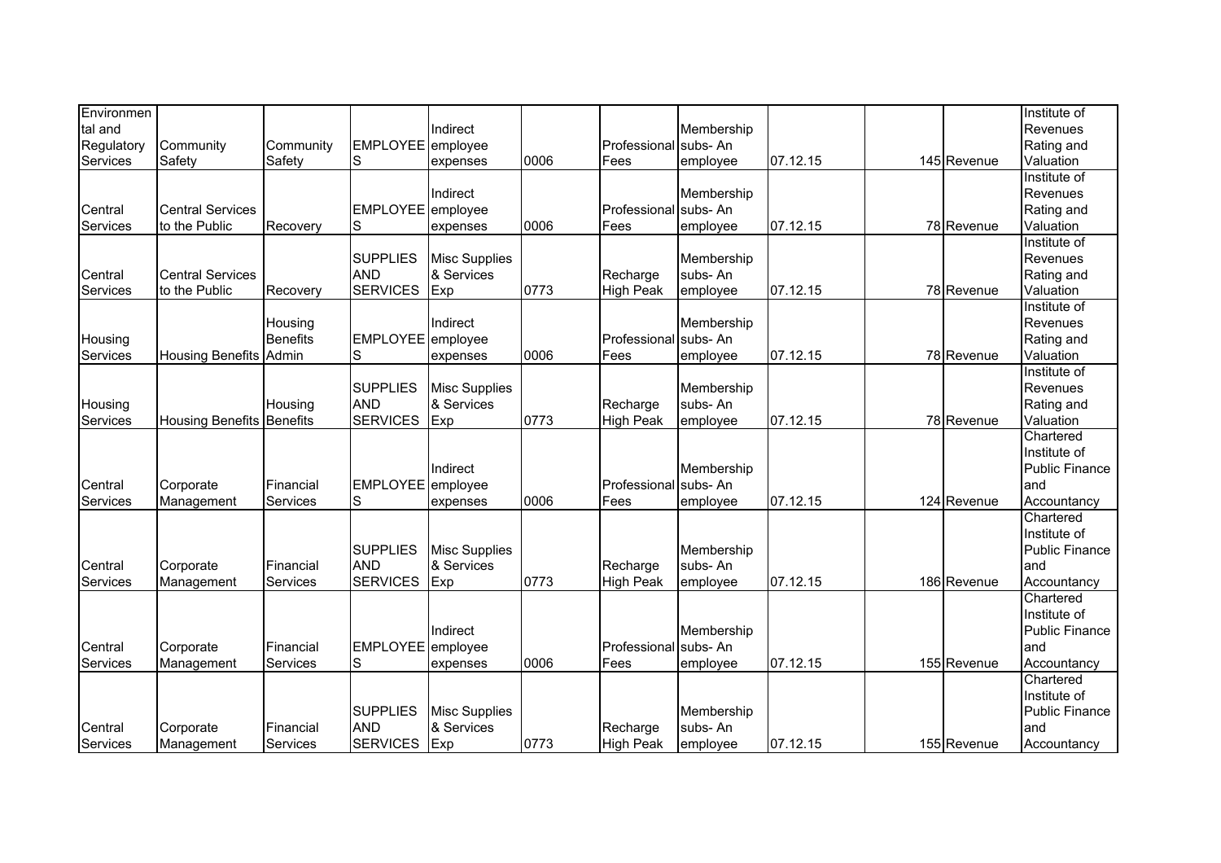| | | | | | | | | | | | |
|---|---|---|---|---|---|---|---|---|---|---|---|
| Environmental and Regulatory Services | Community Safety | Community Safety | EMPLOYEES | Indirect employee expenses | 0006 | Professional Fees | Membership subs- An employee | 07.12.15 | 145 | Revenue | Institute of Revenues Rating and Valuation |
| Central Services | Central Services to the Public | Recovery | EMPLOYEES | Indirect employee expenses | 0006 | Professional Fees | Membership subs- An employee | 07.12.15 | 78 | Revenue | Institute of Revenues Rating and Valuation |
| Central Services | Central Services to the Public | Recovery | SUPPLIES AND SERVICES | Misc Supplies & Services Exp | 0773 | Recharge High Peak | Membership subs- An employee | 07.12.15 | 78 | Revenue | Institute of Revenues Rating and Valuation |
| Housing Services | Housing Benefits | Housing Benefits Admin | EMPLOYEES | Indirect employee expenses | 0006 | Professional Fees | Membership subs- An employee | 07.12.15 | 78 | Revenue | Institute of Revenues Rating and Valuation |
| Housing Services | Housing Benefits | Housing Benefits | SUPPLIES AND SERVICES | Misc Supplies & Services Exp | 0773 | Recharge High Peak | Membership subs- An employee | 07.12.15 | 78 | Revenue | Institute of Revenues Rating and Valuation |
| Central Services | Corporate Management | Financial Services | EMPLOYEES | Indirect employee expenses | 0006 | Professional Fees | Membership subs- An employee | 07.12.15 | 124 | Revenue | Chartered Institute of Public Finance and Accountancy |
| Central Services | Corporate Management | Financial Services | SUPPLIES AND SERVICES | Misc Supplies & Services Exp | 0773 | Recharge High Peak | Membership subs- An employee | 07.12.15 | 186 | Revenue | Chartered Institute of Public Finance and Accountancy |
| Central Services | Corporate Management | Financial Services | EMPLOYEES | Indirect employee expenses | 0006 | Professional Fees | Membership subs- An employee | 07.12.15 | 155 | Revenue | Chartered Institute of Public Finance and Accountancy |
| Central Services | Corporate Management | Financial Services | SUPPLIES AND SERVICES | Misc Supplies & Services Exp | 0773 | Recharge High Peak | Membership subs- An employee | 07.12.15 | 155 | Revenue | Chartered Institute of Public Finance and Accountancy |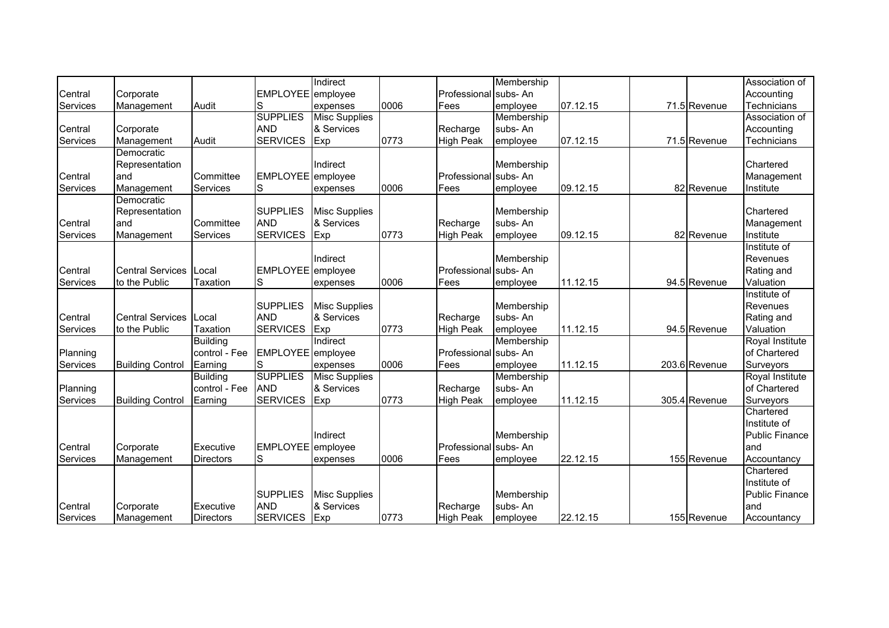| | | | | | | | | | | | | |
|---|---|---|---|---|---|---|---|---|---|---|---|---|
| Central Services | Corporate Management | Audit | EMPLOYEES | Indirect employee expenses | 0006 | Professional Fees | Membership subs- An employee | 07.12.15 | | 71.5 | Revenue | Association of Accounting Technicians |
| Central Services | Corporate Management | Audit | SUPPLIES AND SERVICES | Misc Supplies & Services Exp | 0773 | Recharge High Peak | Membership subs- An employee | 07.12.15 | | 71.5 | Revenue | Association of Accounting Technicians |
| Central Services | Democratic Representation and Management | Committee Services | EMPLOYEES | Indirect employee expenses | 0006 | Professional Fees | Membership subs- An employee | 09.12.15 | | 82 | Revenue | Chartered Management Institute |
| Central Services | Democratic Representation and Management | Committee Services | SUPPLIES AND SERVICES | Misc Supplies & Services Exp | 0773 | Recharge High Peak | Membership subs- An employee | 09.12.15 | | 82 | Revenue | Chartered Management Institute |
| Central Services | Central Services to the Public | Local Taxation | EMPLOYEES | Indirect employee expenses | 0006 | Professional Fees | Membership subs- An employee | 11.12.15 | | 94.5 | Revenue | Institute of Revenues Rating and Valuation |
| Central Services | Central Services to the Public | Local Taxation | SUPPLIES AND SERVICES | Misc Supplies & Services Exp | 0773 | Recharge High Peak | Membership subs- An employee | 11.12.15 | | 94.5 | Revenue | Institute of Revenues Rating and Valuation |
| Planning Services | Building Control | Building control - Fee Earning | EMPLOYEES | Indirect employee expenses | 0006 | Professional Fees | Membership subs- An employee | 11.12.15 | | 203.6 | Revenue | Royal Institute of Chartered Surveyors |
| Planning Services | Building Control | Building control - Fee Earning | SUPPLIES AND SERVICES | Misc Supplies & Services Exp | 0773 | Recharge High Peak | Membership subs- An employee | 11.12.15 | | 305.4 | Revenue | Royal Institute of Chartered Surveyors |
| Central Services | Corporate Management | Executive Directors | EMPLOYEES | Indirect employee expenses | 0006 | Professional Fees | Membership subs- An employee | 22.12.15 | | 155 | Revenue | Chartered Institute of Public Finance and Accountancy |
| Central Services | Corporate Management | Executive Directors | SUPPLIES AND SERVICES | Misc Supplies & Services Exp | 0773 | Recharge High Peak | Membership subs- An employee | 22.12.15 | | 155 | Revenue | Chartered Institute of Public Finance and Accountancy |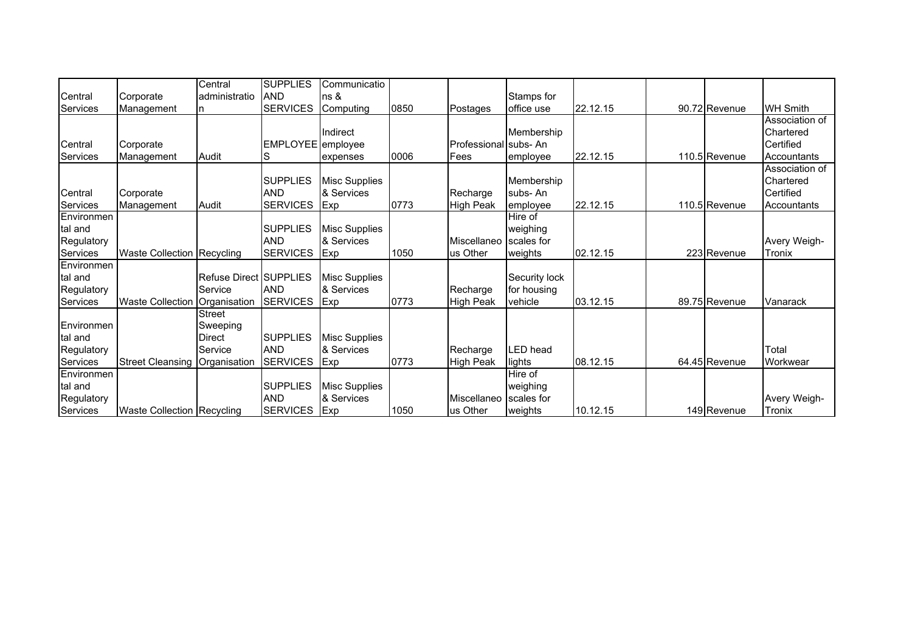| | | | | | | | | | | | |
|---|---|---|---|---|---|---|---|---|---|---|---|
| Central Services | Corporate Management | Central administration | SUPPLIES AND SERVICES | Communications & Computing | 0850 | Postages | Stamps for office use | 22.12.15 | 90.72 | Revenue | WH Smith |
| Central Services | Corporate Management | Audit | EMPLOYEES | Indirect employee expenses | 0006 | Professional Fees | Membership subs- An employee | 22.12.15 | 110.5 | Revenue | Association of Chartered Certified Accountants |
| Central Services | Corporate Management | Audit | SUPPLIES AND SERVICES | Misc Supplies & Services Exp | 0773 | Recharge High Peak | Membership subs- An employee | 22.12.15 | 110.5 | Revenue | Association of Chartered Certified Accountants |
| Environmental and Regulatory Services | Waste Collection | Recycling | SUPPLIES AND SERVICES | Misc Supplies & Services Exp | 1050 | Miscellaneous Other | Hire of weighing scales for weights | 02.12.15 | 223 | Revenue | Avery Weigh-Tronix |
| Environmental and Regulatory Services | Waste Collection | Refuse Direct Service Organisation | SUPPLIES AND SERVICES | Misc Supplies & Services Exp | 0773 | Recharge High Peak | Security lock for housing vehicle | 03.12.15 | 89.75 | Revenue | Vanarack |
| Environmental and Regulatory Services | Street Cleansing | Street Sweeping Direct Service Organisation | SUPPLIES AND SERVICES | Misc Supplies & Services Exp | 0773 | Recharge High Peak | LED head lights | 08.12.15 | 64.45 | Revenue | Total Workwear |
| Environmental and Regulatory Services | Waste Collection | Recycling | SUPPLIES AND SERVICES | Misc Supplies & Services Exp | 1050 | Miscellaneous Other | Hire of weighing scales for weights | 10.12.15 | 149 | Revenue | Avery Weigh-Tronix |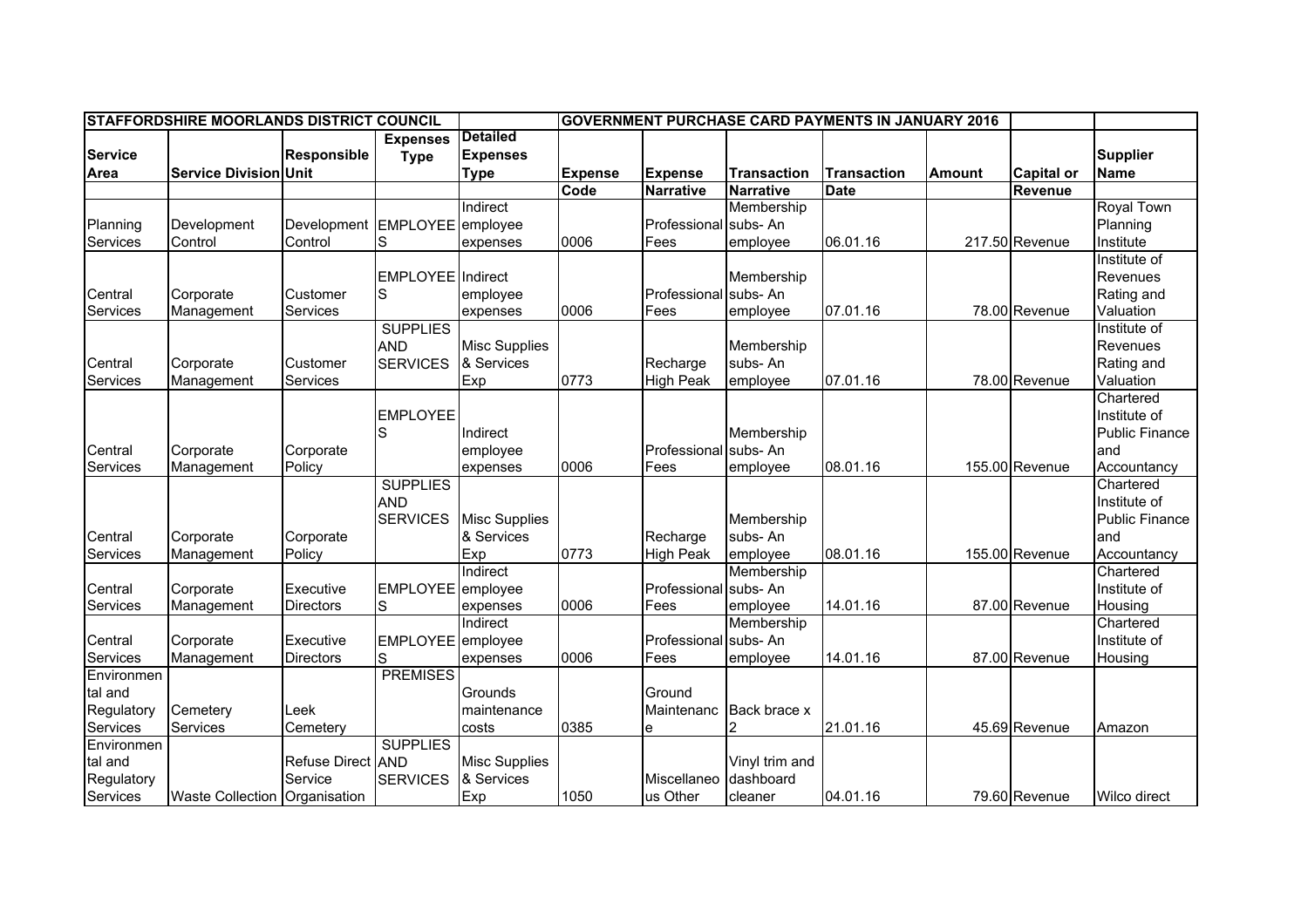| STAFFORDSHIRE MOORLANDS DISTRICT COUNCIL | | | | | GOVERNMENT PURCHASE CARD PAYMENTS IN JANUARY 2016 | | | | | | |
|---|---|---|---|---|---|---|---|---|---|---|---|
| Service Area | Service Division | Responsible Unit | Expenses Type | Detailed Expenses Type | Expense Code | Expense Narrative | Transaction Narrative | Transaction Date | Amount | Capital or Revenue | Supplier Name |
| Planning Services | Development Control | Development Control | EMPLOYEES | Indirect employee expenses | 0006 | Professional Fees | Membership subs- An employee | 06.01.16 | 217.50 | Revenue | Royal Town Planning Institute |
| Central Services | Corporate Management | Customer Services | EMPLOYEES | Indirect employee expenses | 0006 | Professional Fees | Membership subs- An employee | 07.01.16 | 78.00 | Revenue | Institute of Revenues Rating and Valuation |
| Central Services | Corporate Management | Customer Services | SUPPLIES AND SERVICES | Misc Supplies & Services Exp | 0773 | Recharge High Peak | Membership subs- An employee | 07.01.16 | 78.00 | Revenue | Institute of Revenues Rating and Valuation |
| Central Services | Corporate Management | Corporate Policy | EMPLOYEES | Indirect employee expenses | 0006 | Professional Fees | Membership subs- An employee | 08.01.16 | 155.00 | Revenue | Chartered Institute of Public Finance and Accountancy |
| Central Services | Corporate Management | Corporate Policy | SUPPLIES AND SERVICES | Misc Supplies & Services Exp | 0773 | Recharge High Peak | Membership subs- An employee | 08.01.16 | 155.00 | Revenue | Chartered Institute of Public Finance and Accountancy |
| Central Services | Corporate Management | Executive Directors | EMPLOYEES | Indirect employee expenses | 0006 | Professional Fees | Membership subs- An employee | 14.01.16 | 87.00 | Revenue | Chartered Institute of Housing |
| Central Services | Corporate Management | Executive Directors | EMPLOYEES | Indirect employee expenses | 0006 | Professional Fees | Membership subs- An employee | 14.01.16 | 87.00 | Revenue | Chartered Institute of Housing |
| Environmental and Regulatory Services | Cemetery Services | Leek Cemetery | PREMISES | Grounds maintenance costs | 0385 | Ground Maintenance | Back brace x 2 | 21.01.16 | 45.69 | Revenue | Amazon |
| Environmental and Regulatory Services | Waste Collection | Refuse Direct Service Organisation | SUPPLIES AND SERVICES | Misc Supplies & Services Exp | 1050 | Miscellaneous Other | Vinyl trim and dashboard cleaner | 04.01.16 | 79.60 | Revenue | Wilco direct |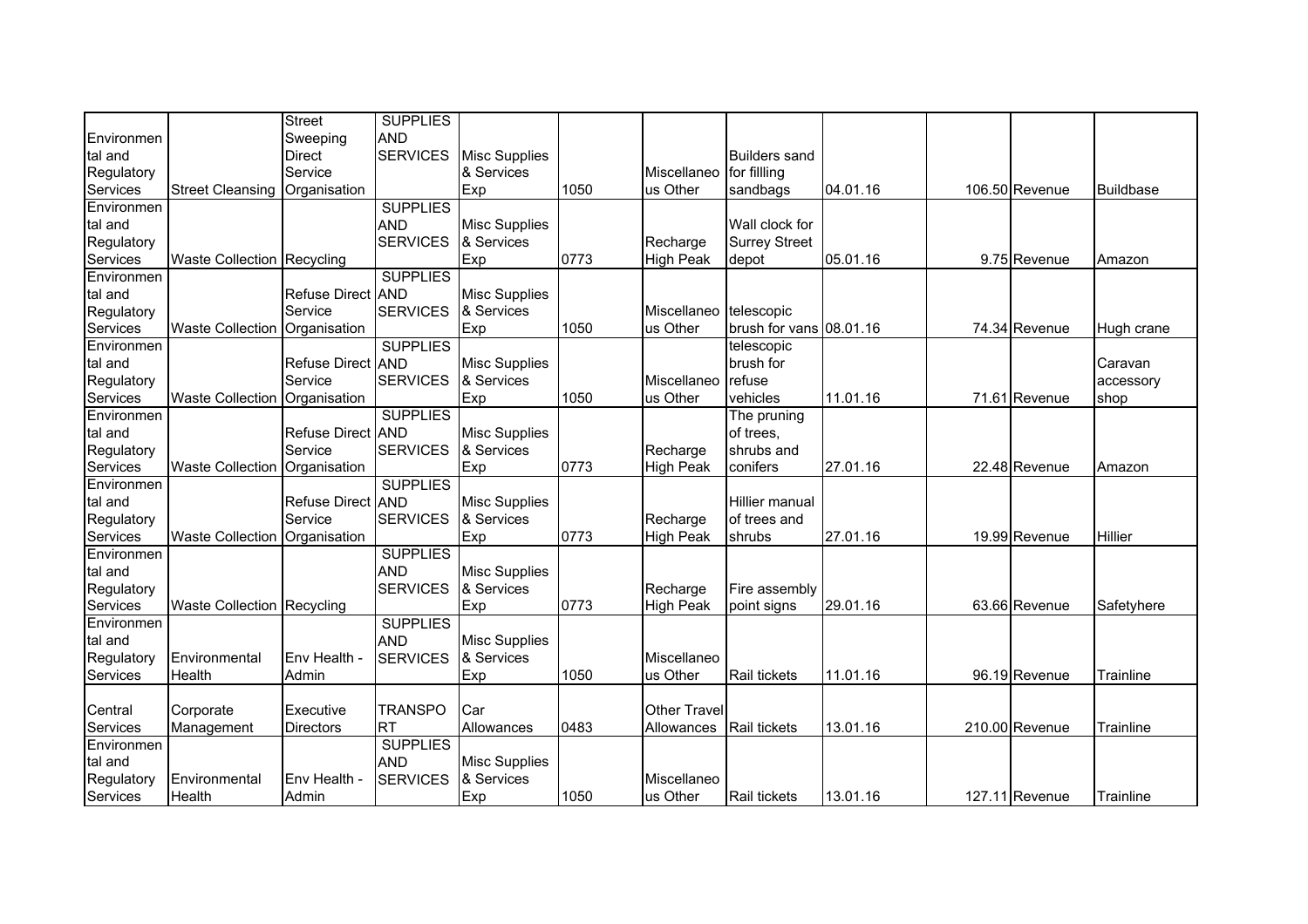| | | | | | | | | | | | | |
|---|---|---|---|---|---|---|---|---|---|---|---|---|
| Environmental and Regulatory Services | Street Cleansing | Street Sweeping Direct Service Organisation | SUPPLIES AND SERVICES | Misc Supplies & Services Exp | 1050 | Miscellaneous Other | Builders sand for fillling sandbags | 04.01.16 | | 106.50 | Revenue | Buildbase |
| Environmental and Regulatory Services | Waste Collection | Recycling | SUPPLIES AND SERVICES | Misc Supplies & Services Exp | 0773 | Recharge High Peak | Wall clock for Surrey Street depot | 05.01.16 | | 9.75 | Revenue | Amazon |
| Environmental and Regulatory Services | Waste Collection | Refuse Direct Service Organisation | SUPPLIES AND SERVICES | Misc Supplies & Services Exp | 1050 | Miscellaneous Other | telescopic brush for vans | 08.01.16 | | 74.34 | Revenue | Hugh crane |
| Environmental and Regulatory Services | Waste Collection | Refuse Direct Service Organisation | SUPPLIES AND SERVICES | Misc Supplies & Services Exp | 1050 | Miscellaneous Other | telescopic brush for refuse vehicles | 11.01.16 | | 71.61 | Revenue | Caravan accessory shop |
| Environmental and Regulatory Services | Waste Collection | Refuse Direct Service Organisation | SUPPLIES AND SERVICES | Misc Supplies & Services Exp | 0773 | Recharge High Peak | The pruning of trees, shrubs and conifers | 27.01.16 | | 22.48 | Revenue | Amazon |
| Environmental and Regulatory Services | Waste Collection | Refuse Direct Service Organisation | SUPPLIES AND SERVICES | Misc Supplies & Services Exp | 0773 | Recharge High Peak | Hillier manual of trees and shrubs | 27.01.16 | | 19.99 | Revenue | Hillier |
| Environmental and Regulatory Services | Waste Collection | Recycling | SUPPLIES AND SERVICES | Misc Supplies & Services Exp | 0773 | Recharge High Peak | Fire assembly point signs | 29.01.16 | | 63.66 | Revenue | Safetyhere |
| Environmental and Regulatory Services | Environmental Health | Env Health - Admin | SUPPLIES AND SERVICES | Misc Supplies & Services Exp | 1050 | Miscellaneous Other | Rail tickets | 11.01.16 | | 96.19 | Revenue | Trainline |
| Central Services | Corporate Management | Executive Directors | TRANSPORT | Car Allowances | 0483 | Other Travel Allowances | Rail tickets | 13.01.16 | | 210.00 | Revenue | Trainline |
| Environmental and Regulatory Services | Environmental Health | Env Health - Admin | SUPPLIES AND SERVICES | Misc Supplies & Services Exp | 1050 | Miscellaneous Other | Rail tickets | 13.01.16 | | 127.11 | Revenue | Trainline |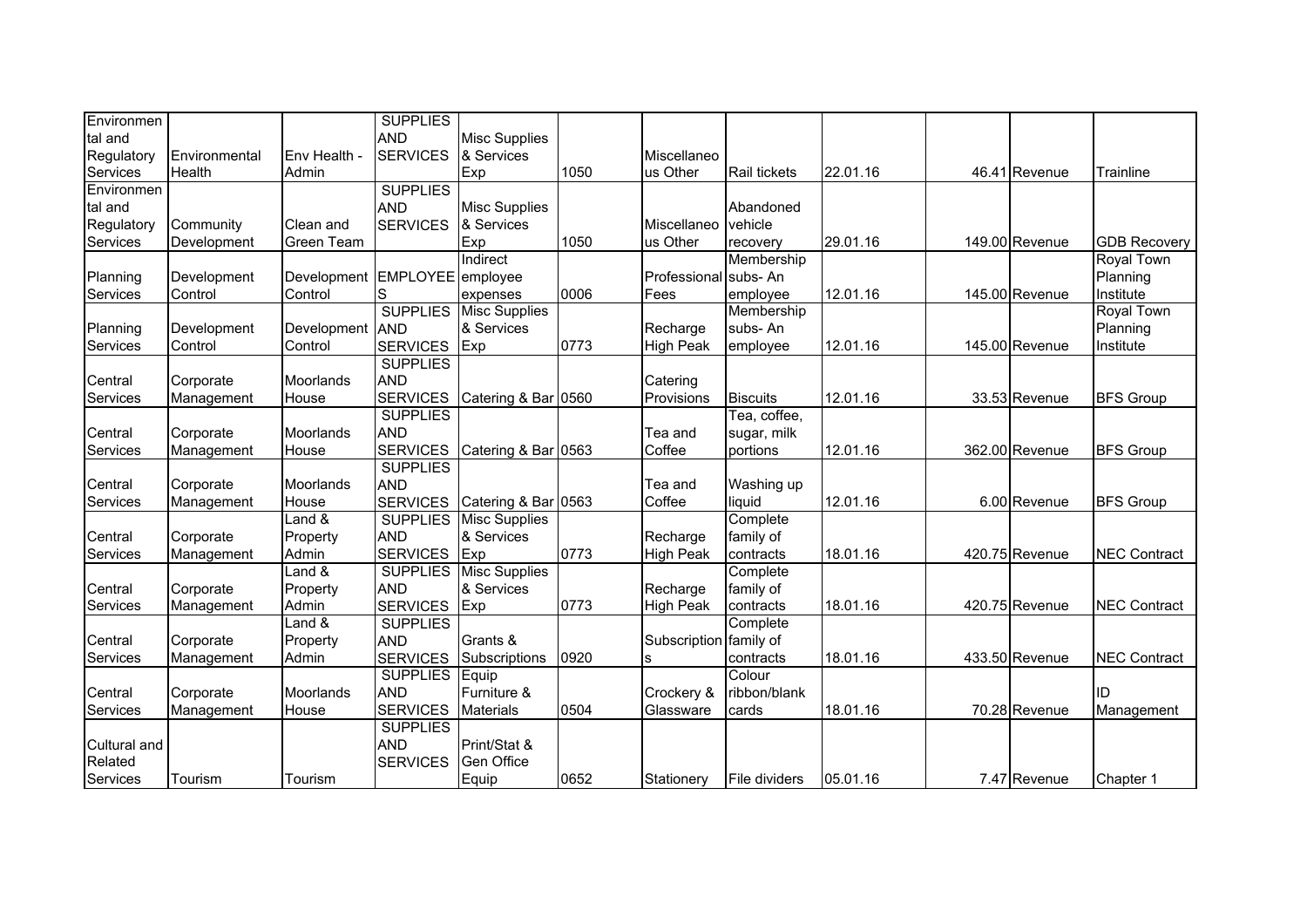| Environmental and Regulatory Services | Environmental Health | Env Health - Admin | SUPPLIES AND SERVICES | Misc Supplies & Services Exp | 1050 | Miscellaneous Other | Rail tickets | 22.01.16 | | 46.41 | Revenue | Trainline |
|---|---|---|---|---|---|---|---|---|---|---|---|---|
| Environmental and Regulatory Services | Community Development | Clean and Green Team | SUPPLIES AND SERVICES | Misc Supplies & Services Exp | 1050 | Miscellaneous Other | Abandoned vehicle recovery | 29.01.16 | | 149.00 | Revenue | GDB Recovery |
| Planning Services | Development Control | Development Control | EMPLOYEES | Indirect employee expenses | 0006 | Professional Fees | Membership subs- An employee | 12.01.16 | | 145.00 | Revenue | Royal Town Planning Institute |
| Planning Services | Development Control | Development Control | SUPPLIES AND SERVICES | Misc Supplies & Services Exp | 0773 | Recharge High Peak | Membership subs- An employee | 12.01.16 | | 145.00 | Revenue | Royal Town Planning Institute |
| Central Services | Corporate Management | Moorlands House | SUPPLIES AND SERVICES | Catering & Bar | 0560 | Catering Provisions | Biscuits | 12.01.16 | | 33.53 | Revenue | BFS Group |
| Central Services | Corporate Management | Moorlands House | SUPPLIES AND SERVICES | Catering & Bar | 0563 | Tea and Coffee | Tea, coffee, sugar, milk portions | 12.01.16 | | 362.00 | Revenue | BFS Group |
| Central Services | Corporate Management | Moorlands House | SUPPLIES AND SERVICES | Catering & Bar | 0563 | Tea and Coffee | Washing up liquid | 12.01.16 | | 6.00 | Revenue | BFS Group |
| Central Services | Corporate Management | Land & Property Admin | SUPPLIES AND SERVICES | Misc Supplies & Services Exp | 0773 | Recharge High Peak | Complete family of contracts | 18.01.16 | | 420.75 | Revenue | NEC Contract |
| Central Services | Corporate Management | Land & Property Admin | SUPPLIES AND SERVICES | Misc Supplies & Services Exp | 0773 | Recharge High Peak | Complete family of contracts | 18.01.16 | | 420.75 | Revenue | NEC Contract |
| Central Services | Corporate Management | Land & Property Admin | SUPPLIES AND SERVICES | Grants & Subscriptions | 0920 | Subscriptions | Complete family of contracts | 18.01.16 | | 433.50 | Revenue | NEC Contract |
| Central Services | Corporate Management | Moorlands House | SUPPLIES AND SERVICES | Equip Furniture & Materials | 0504 | Crockery & Glassware | Colour ribbon/blank cards | 18.01.16 | | 70.28 | Revenue | ID Management |
| Cultural and Related Services | Tourism | Tourism | SUPPLIES AND SERVICES | Print/Stat & Gen Office Equip | 0652 | Stationery | File dividers | 05.01.16 | | 7.47 | Revenue | Chapter 1 |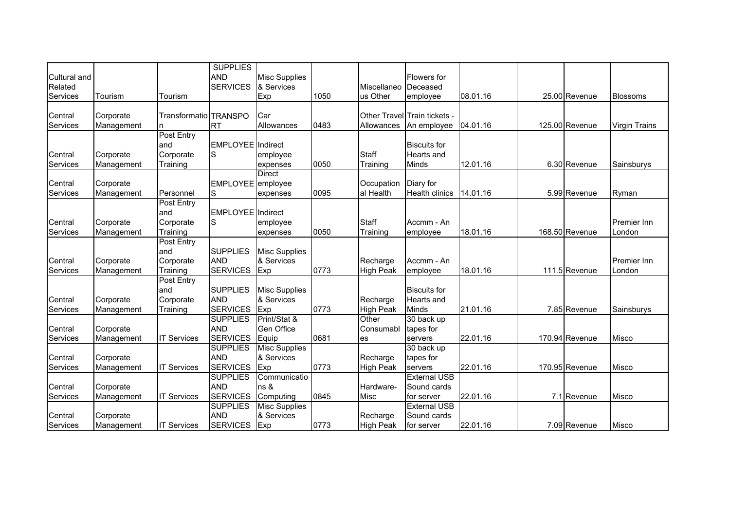| | | | | | | | | | | | |
|---|---|---|---|---|---|---|---|---|---|---|---|
| Cultural and Related Services | Tourism | Tourism | SUPPLIES AND SERVICES | Misc Supplies & Services Exp | 1050 | Miscellaneous Other | Flowers for Deceased employee | 08.01.16 | 25.00 | Revenue | Blossoms |
| Central Services | Corporate Management | Transformation | TRANSPORT | Car Allowances | 0483 | Other Travel Allowances | Train tickets - An employee | 04.01.16 | 125.00 | Revenue | Virgin Trains |
| Central Services | Corporate Management | Post Entry and Corporate Training | EMPLOYEES | Indirect employee expenses | 0050 | Staff Training | Biscuits for Hearts and Minds | 12.01.16 | 6.30 | Revenue | Sainsburys |
| Central Services | Corporate Management | Personnel | EMPLOYEES | Direct employee expenses | 0095 | Occupational Health | Diary for Health clinics | 14.01.16 | 5.99 | Revenue | Ryman |
| Central Services | Corporate Management | Post Entry and Corporate Training | EMPLOYEES | Indirect employee expenses | 0050 | Staff Training | Accmm - An employee | 18.01.16 | 168.50 | Revenue | Premier Inn London |
| Central Services | Corporate Management | Post Entry and Corporate Training | SUPPLIES AND SERVICES | Misc Supplies & Services Exp | 0773 | Recharge High Peak | Accmm - An employee | 18.01.16 | 111.5 | Revenue | Premier Inn London |
| Central Services | Corporate Management | Post Entry and Corporate Training | SUPPLIES AND SERVICES | Misc Supplies & Services Exp | 0773 | Recharge High Peak | Biscuits for Hearts and Minds | 21.01.16 | 7.85 | Revenue | Sainsburys |
| Central Services | Corporate Management | IT Services | SUPPLIES AND SERVICES | Print/Stat & Gen Office Equip | 0681 | Other Consumables | 30 back up tapes for servers | 22.01.16 | 170.94 | Revenue | Misco |
| Central Services | Corporate Management | IT Services | SUPPLIES AND SERVICES | Misc Supplies & Services Exp | 0773 | Recharge High Peak | 30 back up tapes for servers | 22.01.16 | 170.95 | Revenue | Misco |
| Central Services | Corporate Management | IT Services | SUPPLIES AND SERVICES | Communications & Computing | 0845 | Hardware-Misc | External USB Sound cards for server | 22.01.16 | 7.1 | Revenue | Misco |
| Central Services | Corporate Management | IT Services | SUPPLIES AND SERVICES | Misc Supplies & Services Exp | 0773 | Recharge High Peak | External USB Sound cards for server | 22.01.16 | 7.09 | Revenue | Misco |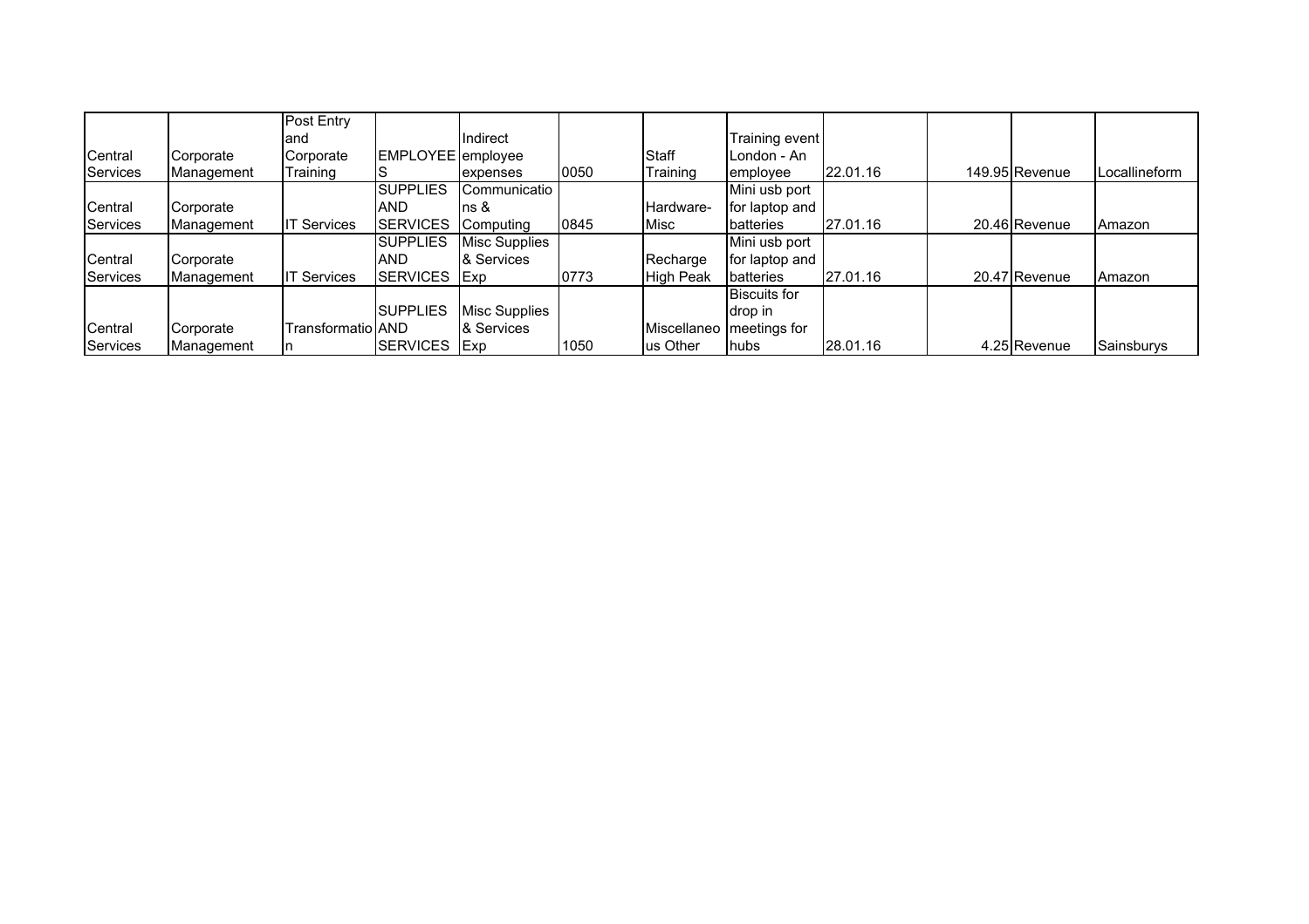| | | | | | | | | | | | |
|---|---|---|---|---|---|---|---|---|---|---|---|
| Central Services | Corporate Management | Post Entry and Corporate Training | EMPLOYEES | Indirect employee expenses | 0050 | Staff Training | Training event London - An employee | 22.01.16 | 149.95 | Revenue | Locallineform |
| Central Services | Corporate Management | IT Services | SUPPLIES AND SERVICES | Communications & Computing | 0845 | Hardware-Misc | Mini usb port for laptop and batteries | 27.01.16 | 20.46 | Revenue | Amazon |
| Central Services | Corporate Management | IT Services | SUPPLIES AND SERVICES | Misc Supplies & Services Exp | 0773 | Recharge High Peak | Mini usb port for laptop and batteries | 27.01.16 | 20.47 | Revenue | Amazon |
| Central Services | Corporate Management | Transformation | SUPPLIES AND SERVICES | Misc Supplies & Services Exp | 1050 | Miscellaneous Other | Biscuits for drop in meetings for hubs | 28.01.16 | 4.25 | Revenue | Sainsburys |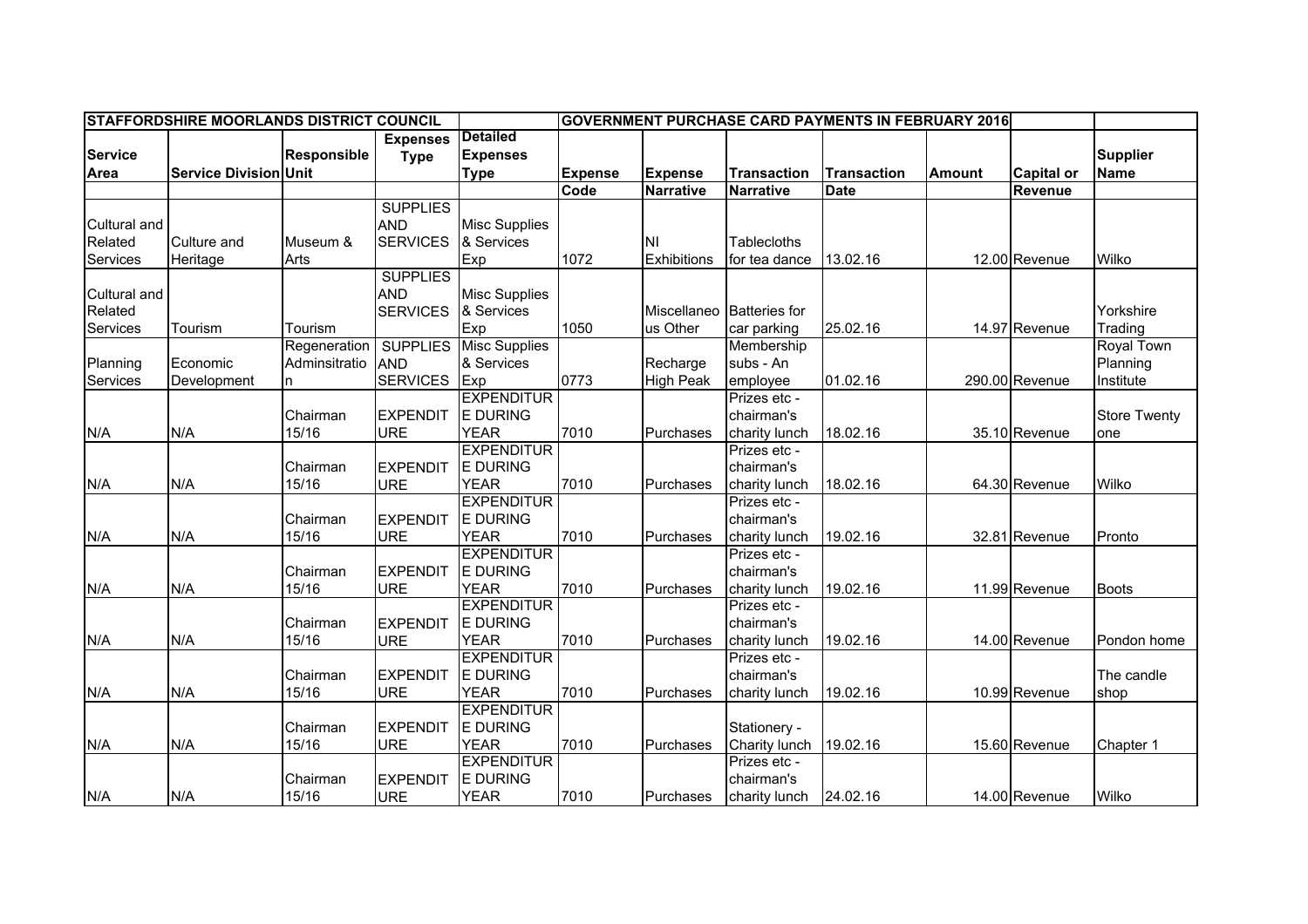| STAFFORDSHIRE MOORLANDS DISTRICT COUNCIL | | | | | GOVERNMENT PURCHASE CARD PAYMENTS IN FEBRUARY 2016 | | | | | | |
|---|---|---|---|---|---|---|---|---|---|---|---|
| Service Area | Service Division | Responsible Unit | Expenses Type | Detailed Expenses Type | Expense Code | Expense Narrative | Transaction Narrative | Transaction Date | Amount | Capital or Revenue | Supplier Name |
| Cultural and Related Services | Culture and Heritage | Museum & Arts | SUPPLIES AND SERVICES | Misc Supplies & Services Exp | 1072 | NI Exhibitions | Tablecloths for tea dance | 13.02.16 | 12.00 | Revenue | Wilko |
| Cultural and Related Services | Tourism | Tourism | SUPPLIES AND SERVICES | Misc Supplies & Services Exp | 1050 | Miscellaneous Other | Batteries for car parking | 25.02.16 | 14.97 | Revenue | Yorkshire Trading |
| Planning Services | Economic Development | Regeneration Adminsitration | SUPPLIES AND SERVICES | Misc Supplies & Services Exp | 0773 | Recharge High Peak | Membership subs - An employee | 01.02.16 | 290.00 | Revenue | Royal Town Planning Institute |
| N/A | N/A | Chairman 15/16 | EXPENDITURE | EXPENDITURE DURING YEAR | 7010 | Purchases | Prizes etc - chairman's charity lunch | 18.02.16 | 35.10 | Revenue | Store Twenty one |
| N/A | N/A | Chairman 15/16 | EXPENDITURE | EXPENDITURE DURING YEAR | 7010 | Purchases | Prizes etc - chairman's charity lunch | 18.02.16 | 64.30 | Revenue | Wilko |
| N/A | N/A | Chairman 15/16 | EXPENDITURE | EXPENDITURE DURING YEAR | 7010 | Purchases | Prizes etc - chairman's charity lunch | 19.02.16 | 32.81 | Revenue | Pronto |
| N/A | N/A | Chairman 15/16 | EXPENDITURE | EXPENDITURE DURING YEAR | 7010 | Purchases | Prizes etc - chairman's charity lunch | 19.02.16 | 11.99 | Revenue | Boots |
| N/A | N/A | Chairman 15/16 | EXPENDITURE | EXPENDITURE DURING YEAR | 7010 | Purchases | Prizes etc - chairman's charity lunch | 19.02.16 | 14.00 | Revenue | Pondon home |
| N/A | N/A | Chairman 15/16 | EXPENDITURE | EXPENDITURE DURING YEAR | 7010 | Purchases | Prizes etc - chairman's charity lunch | 19.02.16 | 10.99 | Revenue | The candle shop |
| N/A | N/A | Chairman 15/16 | EXPENDITURE | EXPENDITURE DURING YEAR | 7010 | Purchases | Stationery - Charity lunch | 19.02.16 | 15.60 | Revenue | Chapter 1 |
| N/A | N/A | Chairman 15/16 | EXPENDITURE | EXPENDITURE DURING YEAR | 7010 | Purchases | Prizes etc - chairman's charity lunch | 24.02.16 | 14.00 | Revenue | Wilko |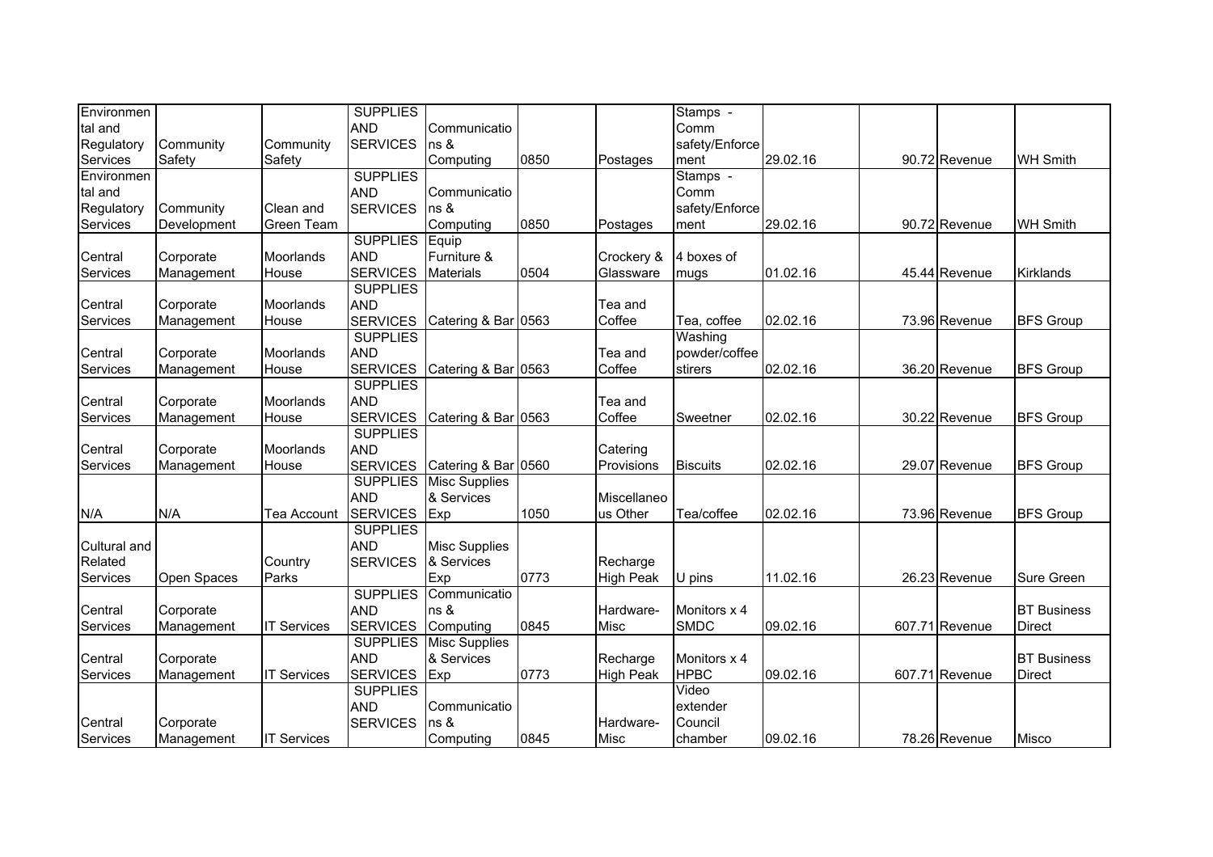| | | | | | | | | | | | |
|---|---|---|---|---|---|---|---|---|---|---|---|
| Environmental and Regulatory Services | Community Safety | Community Safety | SUPPLIES AND SERVICES | Communications & Computing | 0850 | Postages | Stamps - Comm safety/Enforcement | 29.02.16 | 90.72 | Revenue | WH Smith |
| Environmental and Regulatory Services | Community Development | Clean and Green Team | SUPPLIES AND SERVICES | Communications & Computing | 0850 | Postages | Stamps - Comm safety/Enforcement | 29.02.16 | 90.72 | Revenue | WH Smith |
| Central Services | Corporate Management | Moorlands House | SUPPLIES AND SERVICES | Equip Furniture & Materials | 0504 | Crockery & Glassware | 4 boxes of mugs | 01.02.16 | 45.44 | Revenue | Kirklands |
| Central Services | Corporate Management | Moorlands House | SUPPLIES AND SERVICES | Catering & Bar | 0563 | Tea and Coffee | Tea, coffee | 02.02.16 | 73.96 | Revenue | BFS Group |
| Central Services | Corporate Management | Moorlands House | SUPPLIES AND SERVICES | Catering & Bar | 0563 | Tea and Coffee | Washing powder/coffee stirers | 02.02.16 | 36.20 | Revenue | BFS Group |
| Central Services | Corporate Management | Moorlands House | SUPPLIES AND SERVICES | Catering & Bar | 0563 | Tea and Coffee | Sweetner | 02.02.16 | 30.22 | Revenue | BFS Group |
| Central Services | Corporate Management | Moorlands House | SUPPLIES AND SERVICES | Catering & Bar | 0560 | Catering Provisions | Biscuits | 02.02.16 | 29.07 | Revenue | BFS Group |
| N/A | N/A | Tea Account | SUPPLIES AND SERVICES | Misc Supplies & Services Exp | 1050 | Miscellaneous Other | Tea/coffee | 02.02.16 | 73.96 | Revenue | BFS Group |
| Cultural and Related Services | Open Spaces | Country Parks | SUPPLIES AND SERVICES | Misc Supplies & Services Exp | 0773 | Recharge High Peak | U pins | 11.02.16 | 26.23 | Revenue | Sure Green |
| Central Services | Corporate Management | IT Services | SUPPLIES AND SERVICES | Communications & Computing | 0845 | Hardware-Misc | Monitors x 4 SMDC | 09.02.16 | 607.71 | Revenue | BT Business Direct |
| Central Services | Corporate Management | IT Services | SUPPLIES AND SERVICES | Misc Supplies & Services Exp | 0773 | Recharge High Peak | Monitors x 4 HPBC | 09.02.16 | 607.71 | Revenue | BT Business Direct |
| Central Services | Corporate Management | IT Services | SUPPLIES AND SERVICES | Communications & Computing | 0845 | Hardware-Misc | Video extender Council chamber | 09.02.16 | 78.26 | Revenue | Misco |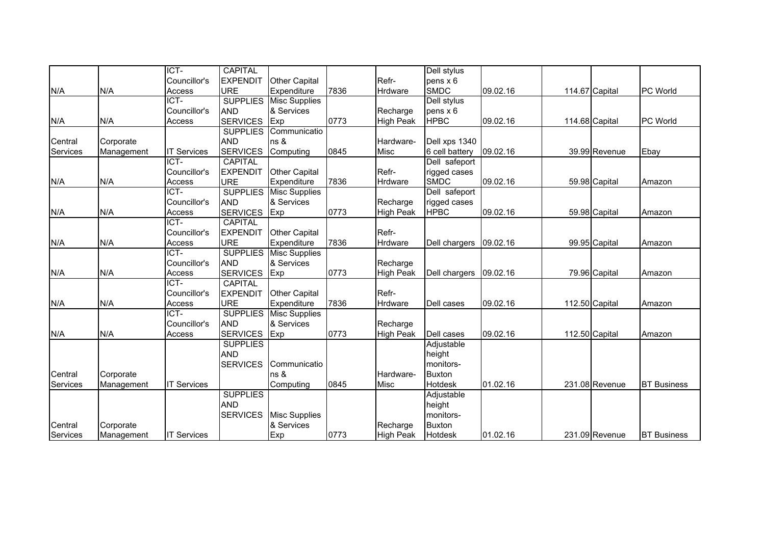| | | | | | | | | | | | |
|---|---|---|---|---|---|---|---|---|---|---|---|
| N/A | N/A | ICT-Councillor's Access | CAPITAL EXPENDITURE | Other Capital Expenditure | 7836 | Refr-Hrdware | Dell stylus pens x 6 SMDC | 09.02.16 | 114.67 | Capital | PC World |
| N/A | N/A | ICT-Councillor's Access | SUPPLIES AND SERVICES | Misc Supplies & Services Exp | 0773 | Recharge High Peak | Dell stylus pens x 6 HPBC | 09.02.16 | 114.68 | Capital | PC World |
| Central Services | Corporate Management | IT Services | SUPPLIES AND SERVICES | Communications & Computing | 0845 | Hardware-Misc | Dell xps 1340 6 cell battery | 09.02.16 | 39.99 | Revenue | Ebay |
| N/A | N/A | ICT-Councillor's Access | CAPITAL EXPENDITURE | Other Capital Expenditure | 7836 | Refr-Hrdware | Dell safeport rigged cases SMDC | 09.02.16 | 59.98 | Capital | Amazon |
| N/A | N/A | ICT-Councillor's Access | SUPPLIES AND SERVICES | Misc Supplies & Services Exp | 0773 | Recharge High Peak | Dell safeport rigged cases HPBC | 09.02.16 | 59.98 | Capital | Amazon |
| N/A | N/A | ICT-Councillor's Access | CAPITAL EXPENDITURE | Other Capital Expenditure | 7836 | Refr-Hrdware | Dell chargers | 09.02.16 | 99.95 | Capital | Amazon |
| N/A | N/A | ICT-Councillor's Access | SUPPLIES AND SERVICES | Misc Supplies & Services Exp | 0773 | Recharge High Peak | Dell chargers | 09.02.16 | 79.96 | Capital | Amazon |
| N/A | N/A | ICT-Councillor's Access | CAPITAL EXPENDITURE | Other Capital Expenditure | 7836 | Refr-Hrdware | Dell cases | 09.02.16 | 112.50 | Capital | Amazon |
| N/A | N/A | ICT-Councillor's Access | SUPPLIES AND SERVICES | Misc Supplies & Services Exp | 0773 | Recharge High Peak | Dell cases | 09.02.16 | 112.50 | Capital | Amazon |
| Central Services | Corporate Management | IT Services | SUPPLIES AND SERVICES | Communications & Computing | 0845 | Hardware-Misc | Adjustable height monitors- Buxton Hotdesk | 01.02.16 | 231.08 | Revenue | BT Business |
| Central Services | Corporate Management | IT Services | SUPPLIES AND SERVICES | Misc Supplies & Services Exp | 0773 | Recharge High Peak | Adjustable height monitors- Buxton Hotdesk | 01.02.16 | 231.09 | Revenue | BT Business |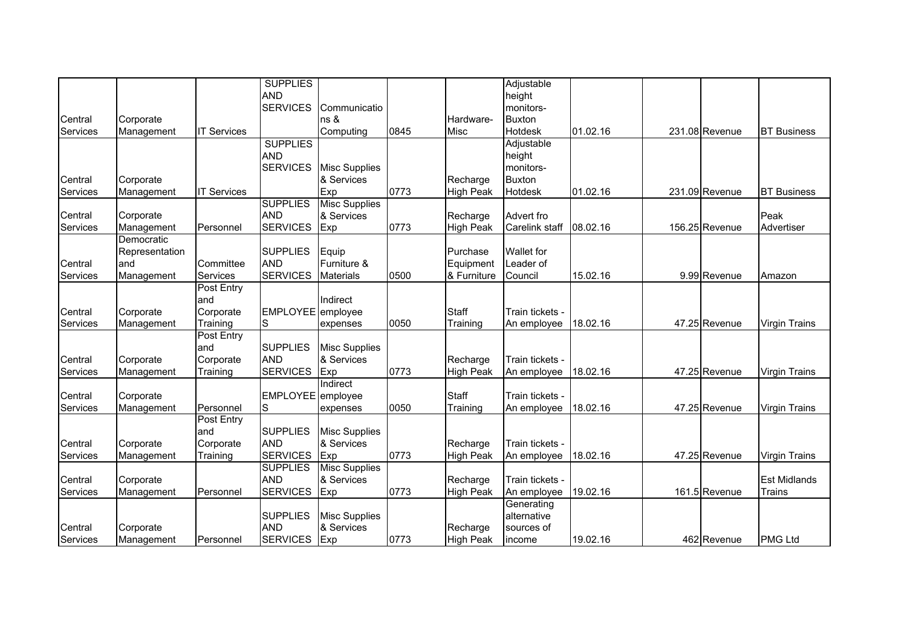| | | | | | | | | | | | |
|---|---|---|---|---|---|---|---|---|---|---|---|
| Central Services | Corporate Management | IT Services | SUPPLIES AND SERVICES | Communications & Computing | 0845 | Hardware-Misc | Adjustable height monitors- Buxton Hotdesk | 01.02.16 | 231.08 | Revenue | BT Business |
| Central Services | Corporate Management | IT Services | SUPPLIES AND SERVICES | Misc Supplies & Services Exp | 0773 | Recharge High Peak | Adjustable height monitors- Buxton Hotdesk | 01.02.16 | 231.09 | Revenue | BT Business |
| Central Services | Corporate Management | Personnel | SUPPLIES AND SERVICES | Misc Supplies & Services Exp | 0773 | Recharge High Peak | Advert fro Carelink staff | 08.02.16 | 156.25 | Revenue | Peak Advertiser |
| Central Services | Democratic Representation and Management | Committee Services | SUPPLIES AND SERVICES | Equip Furniture & Materials | 0500 | Purchase Equipment & Furniture | Wallet for Leader of Council | 15.02.16 | 9.99 | Revenue | Amazon |
| Central Services | Corporate Management | Post Entry and Corporate Training | EMPLOYEES | Indirect employee expenses | 0050 | Staff Training | Train tickets - An employee | 18.02.16 | 47.25 | Revenue | Virgin Trains |
| Central Services | Corporate Management | Post Entry and Corporate Training | SUPPLIES AND SERVICES | Misc Supplies & Services Exp | 0773 | Recharge High Peak | Train tickets - An employee | 18.02.16 | 47.25 | Revenue | Virgin Trains |
| Central Services | Corporate Management | Personnel | EMPLOYEES | Indirect employee expenses | 0050 | Staff Training | Train tickets - An employee | 18.02.16 | 47.25 | Revenue | Virgin Trains |
| Central Services | Corporate Management | Post Entry and Corporate Training | SUPPLIES AND SERVICES | Misc Supplies & Services Exp | 0773 | Recharge High Peak | Train tickets - An employee | 18.02.16 | 47.25 | Revenue | Virgin Trains |
| Central Services | Corporate Management | Personnel | SUPPLIES AND SERVICES | Misc Supplies & Services Exp | 0773 | Recharge High Peak | Train tickets - An employee | 19.02.16 | 161.5 | Revenue | Est Midlands Trains |
| Central Services | Corporate Management | Personnel | SUPPLIES AND SERVICES | Misc Supplies & Services Exp | 0773 | Recharge High Peak | Generating alternative sources of income | 19.02.16 | 462 | Revenue | PMG Ltd |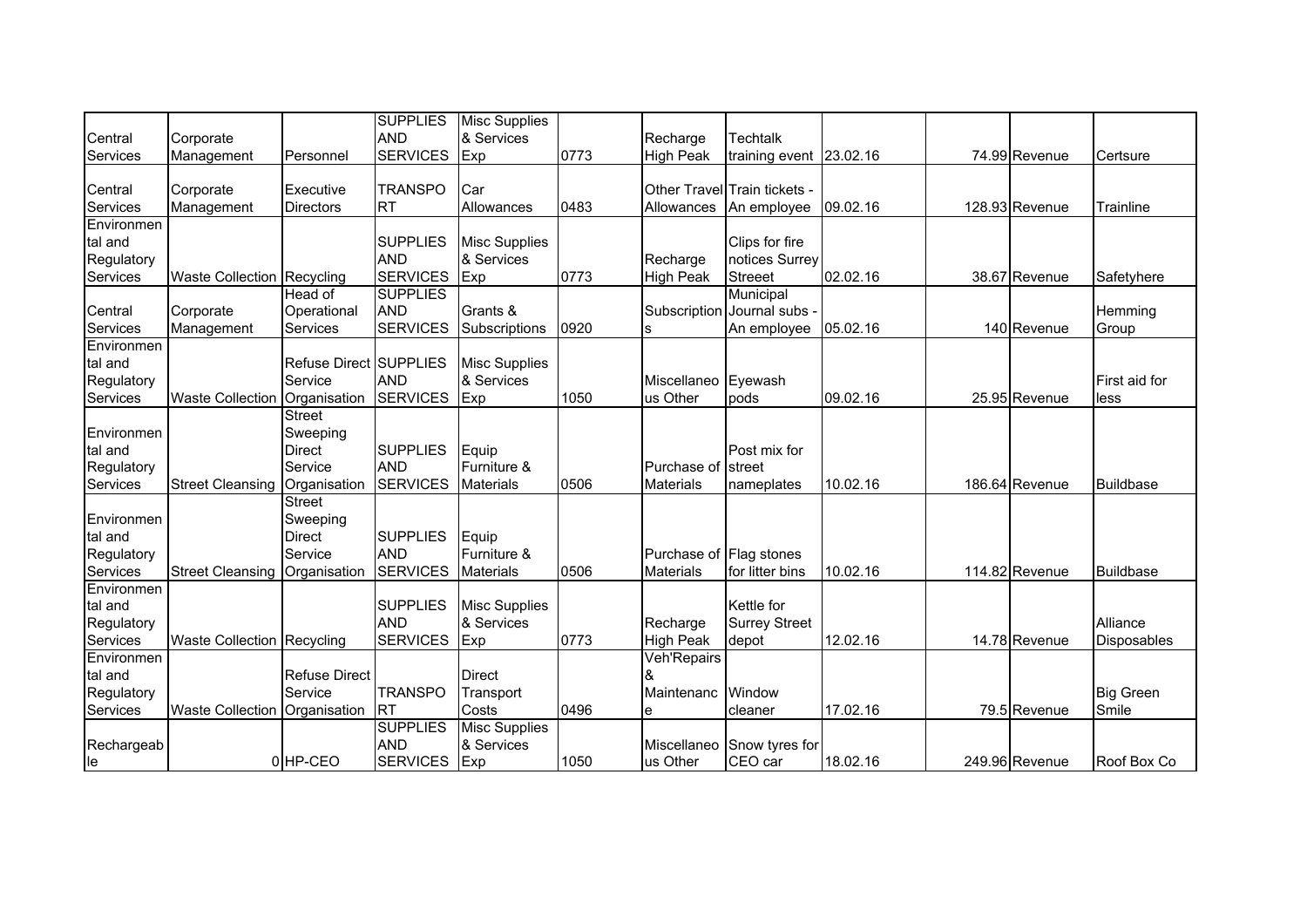| Central Services | Corporate Management | Personnel | SUPPLIES AND SERVICES | Misc Supplies & Services Exp | 0773 | Recharge High Peak | Techtalk training event | 23.02.16 | | 74.99 | Revenue | Certsure |
|---|---|---|---|---|---|---|---|---|---|---|---|---|
| Central Services | Corporate Management | Executive Directors | TRANSPORT | Car Allowances | 0483 | Other Travel Allowances | Train tickets - An employee | 09.02.16 | | 128.93 | Revenue | Trainline |
| Environmental and Regulatory Services | Waste Collection | Recycling | SUPPLIES AND SERVICES | Misc Supplies & Services Exp | 0773 | Recharge High Peak | Clips for fire notices Surrey Streeet | 02.02.16 | | 38.67 | Revenue | Safetyhere |
| Central Services | Corporate Management | Head of Operational Services | SUPPLIES AND SERVICES | Grants & Subscriptions | 0920 | Subscriptions | Municipal Journal subs - An employee | 05.02.16 | | 140 | Revenue | Hemming Group |
| Environmental and Regulatory Services | Waste Collection | Refuse Direct Service Organisation | SUPPLIES AND SERVICES | Misc Supplies & Services Exp | 1050 | Miscellaneous Other | Eyewash pods | 09.02.16 | | 25.95 | Revenue | First aid for less |
| Environmental and Regulatory Services | Street Cleansing | Street Sweeping Direct Service Organisation | SUPPLIES AND SERVICES | Equip Furniture & Materials | 0506 | Purchase of Materials | Post mix for street nameplates | 10.02.16 | | 186.64 | Revenue | Buildbase |
| Environmental and Regulatory Services | Street Cleansing | Street Sweeping Direct Service Organisation | SUPPLIES AND SERVICES | Equip Furniture & Materials | 0506 | Purchase of Materials | Flag stones for litter bins | 10.02.16 | | 114.82 | Revenue | Buildbase |
| Environmental and Regulatory Services | Waste Collection | Recycling | SUPPLIES AND SERVICES | Misc Supplies & Services Exp | 0773 | Recharge High Peak | Kettle for Surrey Street depot | 12.02.16 | | 14.78 | Revenue | Alliance Disposables |
| Environmental and Regulatory Services | Waste Collection | Refuse Direct Service Organisation | TRANSPORT | Direct Transport Costs | 0496 | Veh'Repairs & Maintenance | Window cleaner | 17.02.16 | | 79.5 | Revenue | Big Green Smile |
| Rechargeable | 0 | HP-CEO | SUPPLIES AND SERVICES | Misc Supplies & Services Exp | 1050 | Miscellaneous Other | Snow tyres for CEO car | 18.02.16 | | 249.96 | Revenue | Roof Box Co |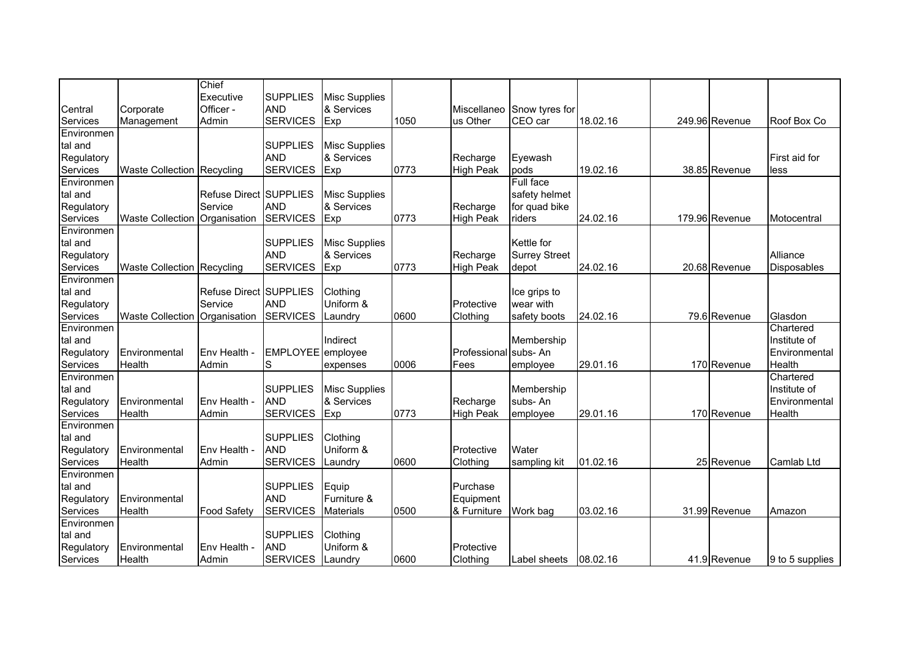| | | | | | | | | | | | |
|---|---|---|---|---|---|---|---|---|---|---|---|
| Central Services | Corporate Management | Chief Executive Officer - Admin | SUPPLIES AND SERVICES | Misc Supplies & Services Exp | 1050 | Miscellaneous Other | Snow tyres for CEO car | 18.02.16 | 249.96 | Revenue | Roof Box Co |
| Environmental and Regulatory Services | Waste Collection | Recycling | SUPPLIES AND SERVICES | Misc Supplies & Services Exp | 0773 | Recharge High Peak | Eyewash pods | 19.02.16 | 38.85 | Revenue | First aid for less |
| Environmental and Regulatory Services | Waste Collection | Refuse Direct Service Organisation | SUPPLIES AND SERVICES | Misc Supplies & Services Exp | 0773 | Recharge High Peak | Full face safety helmet for quad bike riders | 24.02.16 | 179.96 | Revenue | Motocentral |
| Environmental and Regulatory Services | Waste Collection | Recycling | SUPPLIES AND SERVICES | Misc Supplies & Services Exp | 0773 | Recharge High Peak | Kettle for Surrey Street depot | 24.02.16 | 20.68 | Revenue | Alliance Disposables |
| Environmental and Regulatory Services | Waste Collection | Refuse Direct Service Organisation | SUPPLIES AND SERVICES | Clothing Uniform & Laundry | 0600 | Protective Clothing | Ice grips to wear with safety boots | 24.02.16 | 79.6 | Revenue | Glasdon |
| Environmental and Regulatory Services | Environmental Health | Env Health - Admin | EMPLOYEES | Indirect employee expenses | 0006 | Professional Fees | Membership subs- An employee | 29.01.16 | 170 | Revenue | Chartered Institute of Environmental Health |
| Environmental and Regulatory Services | Environmental Health | Env Health - Admin | SUPPLIES AND SERVICES | Misc Supplies & Services Exp | 0773 | Recharge High Peak | Membership subs- An employee | 29.01.16 | 170 | Revenue | Chartered Institute of Environmental Health |
| Environmental and Regulatory Services | Environmental Health | Env Health - Admin | SUPPLIES AND SERVICES | Clothing Uniform & Laundry | 0600 | Protective Clothing | Water sampling kit | 01.02.16 | 25 | Revenue | Camlab Ltd |
| Environmental and Regulatory Services | Environmental Health | Food Safety | SUPPLIES AND SERVICES | Equip Furniture & Materials | 0500 | Purchase Equipment & Furniture | Work bag | 03.02.16 | 31.99 | Revenue | Amazon |
| Environmental and Regulatory Services | Environmental Health | Env Health - Admin | SUPPLIES AND SERVICES | Clothing Uniform & Laundry | 0600 | Protective Clothing | Label sheets | 08.02.16 | 41.9 | Revenue | 9 to 5 supplies |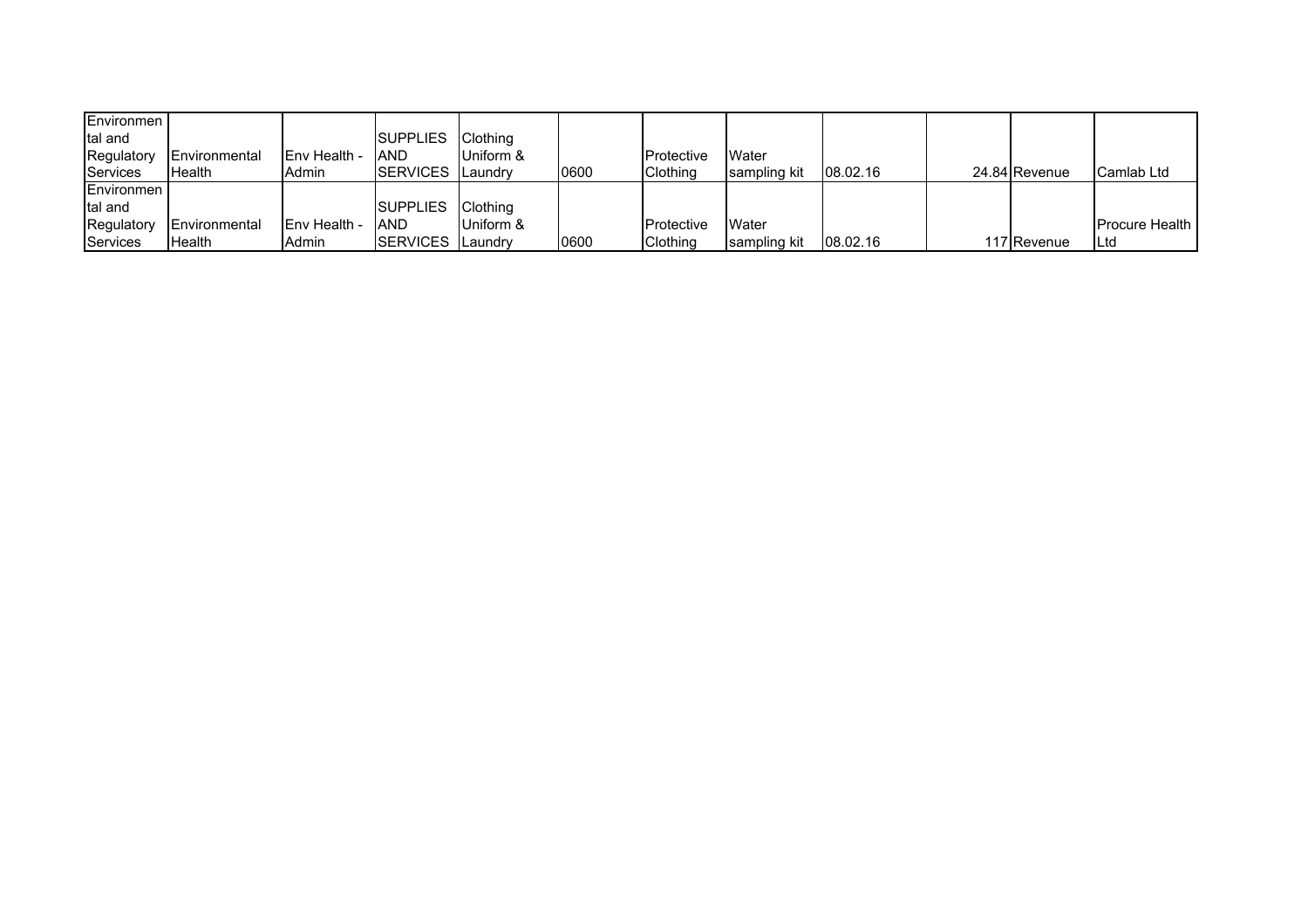| Environmental and Regulatory Services | Environmental Health | Env Health - Admin | SUPPLIES AND SERVICES | Clothing Uniform & Laundry | 0600 | Protective Clothing | Water sampling kit | 08.02.16 | | 24.84 | Revenue | Camlab Ltd |
|---|---|---|---|---|---|---|---|---|---|---|---|---|
| Environmental and Regulatory Services | Environmental Health | Env Health - Admin | SUPPLIES AND SERVICES | Clothing Uniform & Laundry | 0600 | Protective Clothing | Water sampling kit | 08.02.16 | | 117 | Revenue | Procure Health Ltd |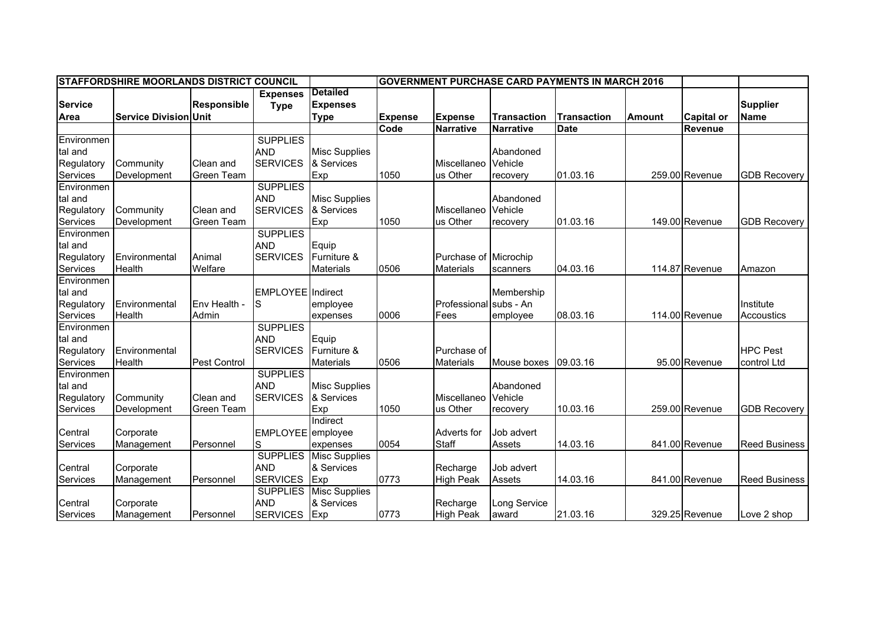| STAFFORDSHIRE MOORLANDS DISTRICT COUNCIL | | | | | GOVERNMENT PURCHASE CARD PAYMENTS IN MARCH 2016 | | | | | | |
|---|---|---|---|---|---|---|---|---|---|---|---|
| **Service Area** | **Service Division** | **Responsible Unit** | **Expenses Type** | **Detailed Expenses Type** | **Expense Code** | **Expense Narrative** | **Transaction Narrative** | **Transaction Date** | **Amount** | **Capital or Revenue** | **Supplier Name** |
| Environmental and Regulatory Services | Community Development | Clean and Green Team | SUPPLIES AND SERVICES | Misc Supplies & Services Exp | 1050 | Miscellaneous Other | Abandoned Vehicle recovery | 01.03.16 | 259.00 | Revenue | GDB Recovery |
| Environmental and Regulatory Services | Community Development | Clean and Green Team | SUPPLIES AND SERVICES | Misc Supplies & Services Exp | 1050 | Miscellaneous Other | Abandoned Vehicle recovery | 01.03.16 | 149.00 | Revenue | GDB Recovery |
| Environmental and Regulatory Services | Environmental Health | Animal Welfare | SUPPLIES AND SERVICES | Equip Furniture & Materials | 0506 | Purchase of Materials | Microchip scanners | 04.03.16 | 114.87 | Revenue | Amazon |
| Environmental and Regulatory Services | Environmental Health | Env Health - Admin | EMPLOYEES | Indirect employee expenses | 0006 | Professional Fees | Membership subs - An employee | 08.03.16 | 114.00 | Revenue | Institute Accoustics |
| Environmental and Regulatory Services | Environmental Health | Pest Control | SUPPLIES AND SERVICES | Equip Furniture & Materials | 0506 | Purchase of Materials | Mouse boxes | 09.03.16 | 95.00 | Revenue | HPC Pest control Ltd |
| Environmental and Regulatory Services | Community Development | Clean and Green Team | SUPPLIES AND SERVICES | Misc Supplies & Services Exp | 1050 | Miscellaneous Other | Abandoned Vehicle recovery | 10.03.16 | 259.00 | Revenue | GDB Recovery |
| Central Services | Corporate Management | Personnel | EMPLOYEES | Indirect employee expenses | 0054 | Adverts for Staff | Job advert Assets | 14.03.16 | 841.00 | Revenue | Reed Business |
| Central Services | Corporate Management | Personnel | SUPPLIES AND SERVICES | Misc Supplies & Services Exp | 0773 | Recharge High Peak | Job advert Assets | 14.03.16 | 841.00 | Revenue | Reed Business |
| Central Services | Corporate Management | Personnel | SUPPLIES AND SERVICES | Misc Supplies & Services Exp | 0773 | Recharge High Peak | Long Service award | 21.03.16 | 329.25 | Revenue | Love 2 shop |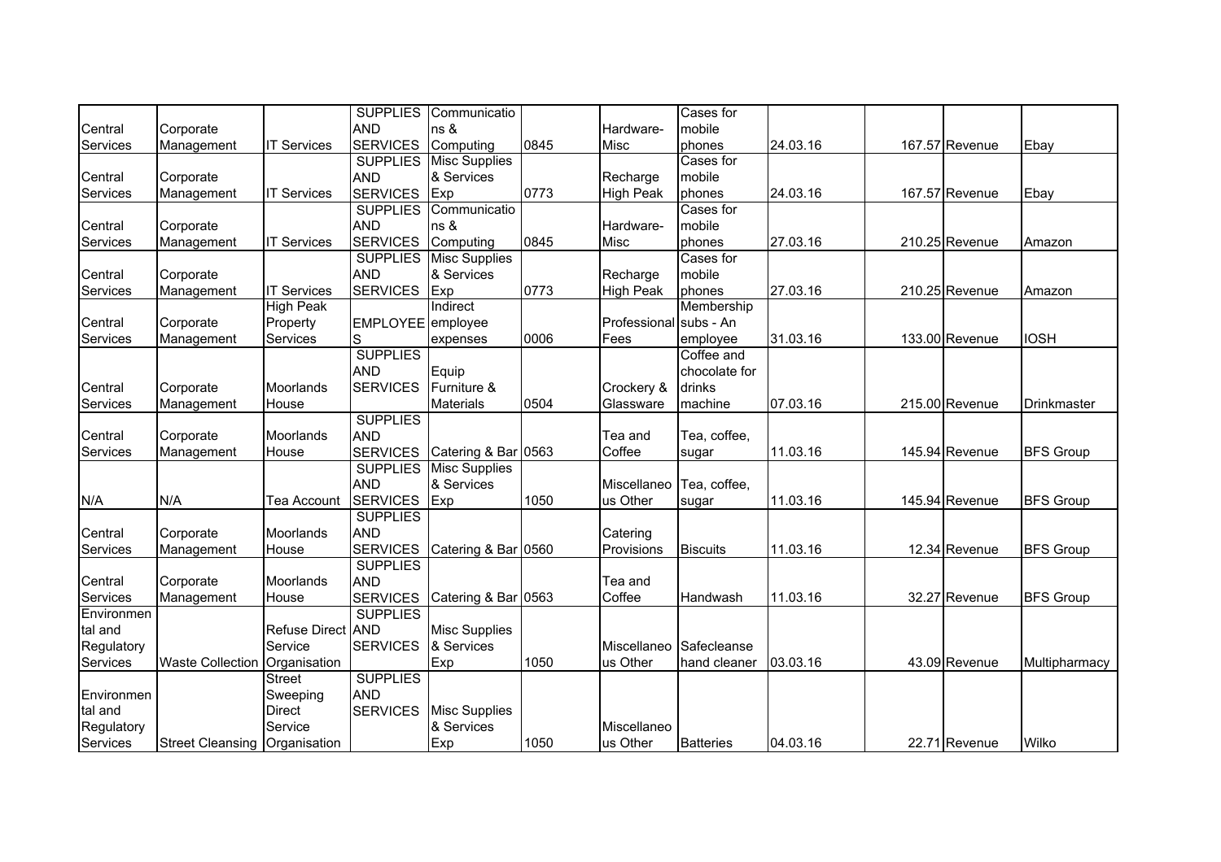| | | | | | | | | | | | |
|---|---|---|---|---|---|---|---|---|---|---|---|
| Central Services | Corporate Management | IT Services | SUPPLIES AND SERVICES | Communications & Computing | 0845 | Hardware-Misc | Cases for mobile phones | 24.03.16 | 167.57 | Revenue | Ebay |
| Central Services | Corporate Management | IT Services | SUPPLIES AND SERVICES | Misc Supplies & Services Exp | 0773 | Recharge High Peak | Cases for mobile phones | 24.03.16 | 167.57 | Revenue | Ebay |
| Central Services | Corporate Management | IT Services | SUPPLIES AND SERVICES | Communications & Computing | 0845 | Hardware-Misc | Cases for mobile phones | 27.03.16 | 210.25 | Revenue | Amazon |
| Central Services | Corporate Management | IT Services | SUPPLIES AND SERVICES | Misc Supplies & Services Exp | 0773 | Recharge High Peak | Cases for mobile phones | 27.03.16 | 210.25 | Revenue | Amazon |
| Central Services | Corporate Management | High Peak Property Services | EMPLOYEES | Indirect employee expenses | 0006 | Professional Fees | Membership subs - An employee | 31.03.16 | 133.00 | Revenue | IOSH |
| Central Services | Corporate Management | Moorlands House | SUPPLIES AND SERVICES | Equip Furniture & Materials | 0504 | Crockery & Glassware | Coffee and chocolate for drinks machine | 07.03.16 | 215.00 | Revenue | Drinkmaster |
| Central Services | Corporate Management | Moorlands House | SUPPLIES AND SERVICES | Catering & Bar | 0563 | Tea and Coffee | Tea, coffee, sugar | 11.03.16 | 145.94 | Revenue | BFS Group |
| N/A | N/A | Tea Account | SUPPLIES AND SERVICES | Misc Supplies & Services Exp | 1050 | Miscellaneous Other | Tea, coffee, sugar | 11.03.16 | 145.94 | Revenue | BFS Group |
| Central Services | Corporate Management | Moorlands House | SUPPLIES AND SERVICES | Catering & Bar | 0560 | Catering Provisions | Biscuits | 11.03.16 | 12.34 | Revenue | BFS Group |
| Central Services | Corporate Management | Moorlands House | SUPPLIES AND SERVICES | Catering & Bar | 0563 | Tea and Coffee | Handwash | 11.03.16 | 32.27 | Revenue | BFS Group |
| Environmental and Regulatory Services | Waste Collection | Refuse Direct Service Organisation | SUPPLIES AND SERVICES | Misc Supplies & Services Exp | 1050 | Miscellaneous Other | Safecleanse hand cleaner | 03.03.16 | 43.09 | Revenue | Multipharmacy |
| Environmental and Regulatory Services | Street Cleansing | Street Sweeping Direct Service Organisation | SUPPLIES AND SERVICES | Misc Supplies & Services Exp | 1050 | Miscellaneous Other | Batteries | 04.03.16 | 22.71 | Revenue | Wilko |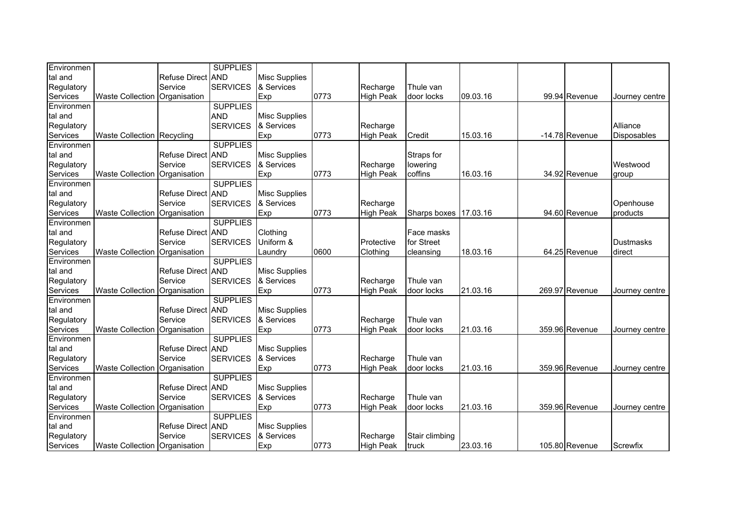| | | | | | | | | | | | |
|---|---|---|---|---|---|---|---|---|---|---|---|
| Environmental and Regulatory Services | Waste Collection | Refuse Direct Service Organisation | SUPPLIES AND SERVICES | Misc Supplies & Services Exp | 0773 | Recharge High Peak | Thule van door locks | 09.03.16 | 99.94 | Revenue | Journey centre |
| Environmental and Regulatory Services | Waste Collection | Recycling | SUPPLIES AND SERVICES | Misc Supplies & Services Exp | 0773 | Recharge High Peak | Credit | 15.03.16 | -14.78 | Revenue | Alliance Disposables |
| Environmental and Regulatory Services | Waste Collection | Refuse Direct Service Organisation | SUPPLIES AND SERVICES | Misc Supplies & Services Exp | 0773 | Recharge High Peak | Straps for lowering coffins | 16.03.16 | 34.92 | Revenue | Westwood group |
| Environmental and Regulatory Services | Waste Collection | Refuse Direct Service Organisation | SUPPLIES AND SERVICES | Misc Supplies & Services Exp | 0773 | Recharge High Peak | Sharps boxes | 17.03.16 | 94.60 | Revenue | Openhouse products |
| Environmental and Regulatory Services | Waste Collection | Refuse Direct Service Organisation | SUPPLIES AND SERVICES | Clothing Uniform & Laundry | 0600 | Protective Clothing | Face masks for Street cleansing | 18.03.16 | 64.25 | Revenue | Dustmasks direct |
| Environmental and Regulatory Services | Waste Collection | Refuse Direct Service Organisation | SUPPLIES AND SERVICES | Misc Supplies & Services Exp | 0773 | Recharge High Peak | Thule van door locks | 21.03.16 | 269.97 | Revenue | Journey centre |
| Environmental and Regulatory Services | Waste Collection | Refuse Direct Service Organisation | SUPPLIES AND SERVICES | Misc Supplies & Services Exp | 0773 | Recharge High Peak | Thule van door locks | 21.03.16 | 359.96 | Revenue | Journey centre |
| Environmental and Regulatory Services | Waste Collection | Refuse Direct Service Organisation | SUPPLIES AND SERVICES | Misc Supplies & Services Exp | 0773 | Recharge High Peak | Thule van door locks | 21.03.16 | 359.96 | Revenue | Journey centre |
| Environmental and Regulatory Services | Waste Collection | Refuse Direct Service Organisation | SUPPLIES AND SERVICES | Misc Supplies & Services Exp | 0773 | Recharge High Peak | Thule van door locks | 21.03.16 | 359.96 | Revenue | Journey centre |
| Environmental and Regulatory Services | Waste Collection | Refuse Direct Service Organisation | SUPPLIES AND SERVICES | Misc Supplies & Services Exp | 0773 | Recharge High Peak | Stair climbing truck | 23.03.16 | 105.80 | Revenue | Screwfix |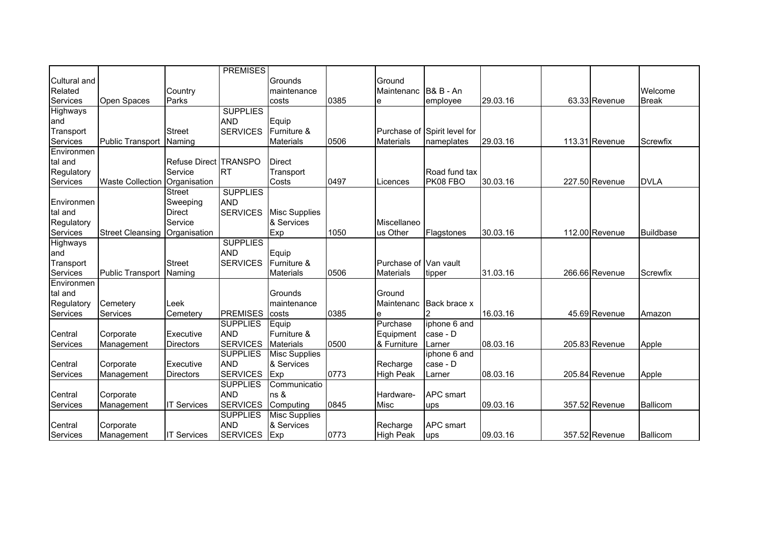| | | | | | | | | | | | |
|---|---|---|---|---|---|---|---|---|---|---|---|
| Cultural and Related Services | Open Spaces | Country Parks | PREMISES | Grounds maintenance costs | 0385 | Ground Maintenance | B& B - An employee | 29.03.16 | 63.33 | Revenue | Welcome Break |
| Highways and Transport Services | Public Transport | Street Naming | SUPPLIES AND SERVICES | Equip Furniture & Materials | 0506 | Purchase of Materials | Spirit level for nameplates | 29.03.16 | 113.31 | Revenue | Screwfix |
| Environmental and Regulatory Services | Waste Collection | Refuse Direct Service Organisation | TRANSPORT | Direct Transport Costs | 0497 | Licences | Road fund tax PK08 FBO | 30.03.16 | 227.50 | Revenue | DVLA |
| Environmental and Regulatory Services | Street Cleansing | Street Sweeping Direct Service Organisation | SUPPLIES AND SERVICES | Misc Supplies & Services Exp | 1050 | Miscellaneous Other | Flagstones | 30.03.16 | 112.00 | Revenue | Buildbase |
| Highways and Transport Services | Public Transport | Street Naming | SUPPLIES AND SERVICES | Equip Furniture & Materials | 0506 | Purchase of Materials | Van vault tipper | 31.03.16 | 266.66 | Revenue | Screwfix |
| Environmental and Regulatory Services | Cemetery Services | Leek Cemetery | PREMISES | Grounds maintenance costs | 0385 | Ground Maintenance | Back brace x 2 | 16.03.16 | 45.69 | Revenue | Amazon |
| Central Services | Corporate Management | Executive Directors | SUPPLIES AND SERVICES | Equip Furniture & Materials | 0500 | Purchase Equipment & Furniture | iphone 6 and case - D Larner | 08.03.16 | 205.83 | Revenue | Apple |
| Central Services | Corporate Management | Executive Directors | SUPPLIES AND SERVICES | Misc Supplies & Services Exp | 0773 | Recharge High Peak | iphone 6 and case - D Larner | 08.03.16 | 205.84 | Revenue | Apple |
| Central Services | Corporate Management | IT Services | SUPPLIES AND SERVICES | Communications & Computing | 0845 | Hardware-Misc | APC smart ups | 09.03.16 | 357.52 | Revenue | Ballicom |
| Central Services | Corporate Management | IT Services | SUPPLIES AND SERVICES | Misc Supplies & Services Exp | 0773 | Recharge High Peak | APC smart ups | 09.03.16 | 357.52 | Revenue | Ballicom |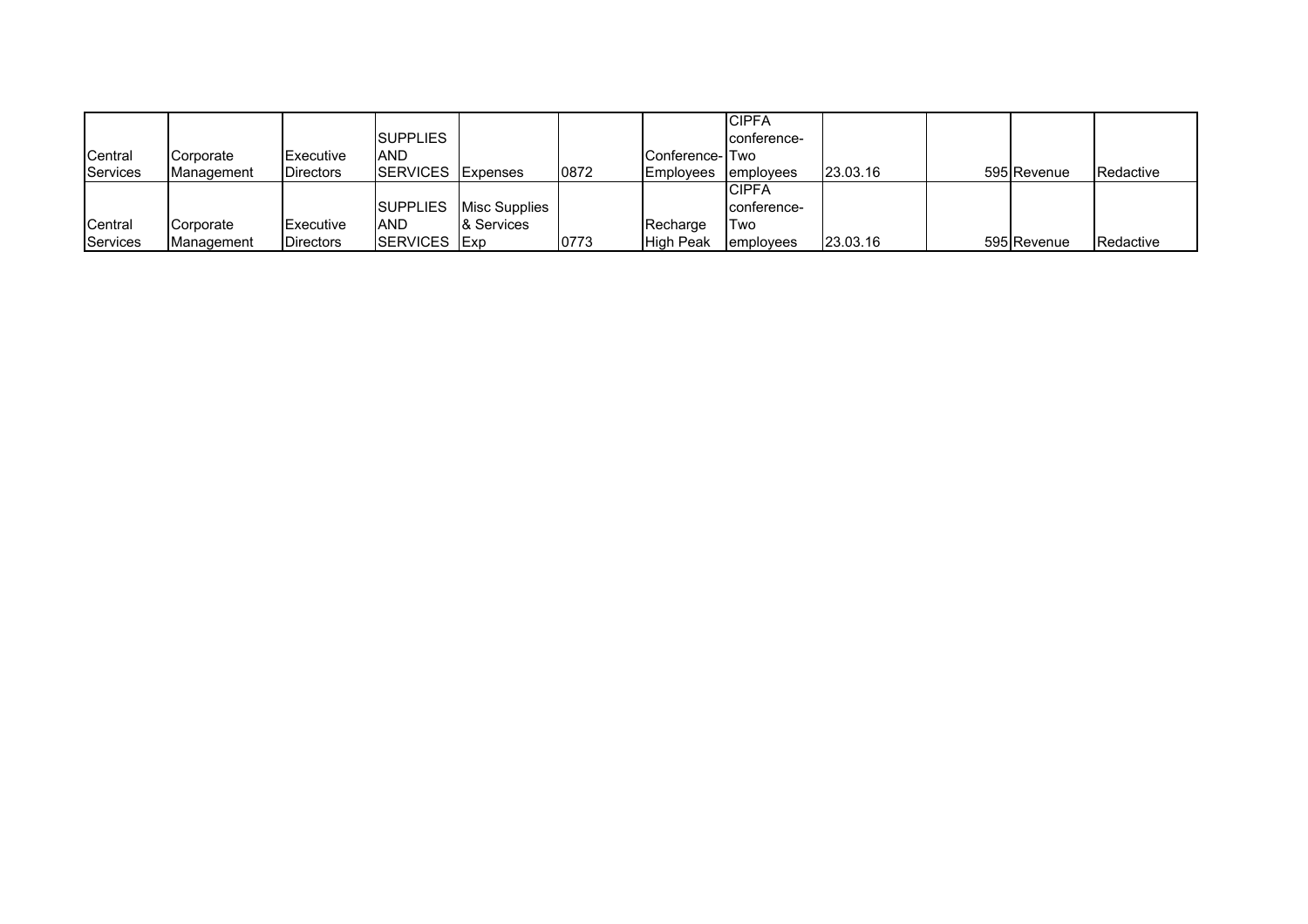| | | | | | | | | | | | |
|---|---|---|---|---|---|---|---|---|---|---|---|
| Central Services | Corporate Management | Executive Directors | SUPPLIES AND SERVICES | Expenses | 0872 | Conference-Employees | CIPFA conference-Two employees | 23.03.16 | 595 | Revenue | Redactive |
| Central Services | Corporate Management | Executive Directors | SUPPLIES AND SERVICES | Misc Supplies & Services Exp | 0773 | Recharge High Peak | CIPFA conference-Two employees | 23.03.16 | 595 | Revenue | Redactive |